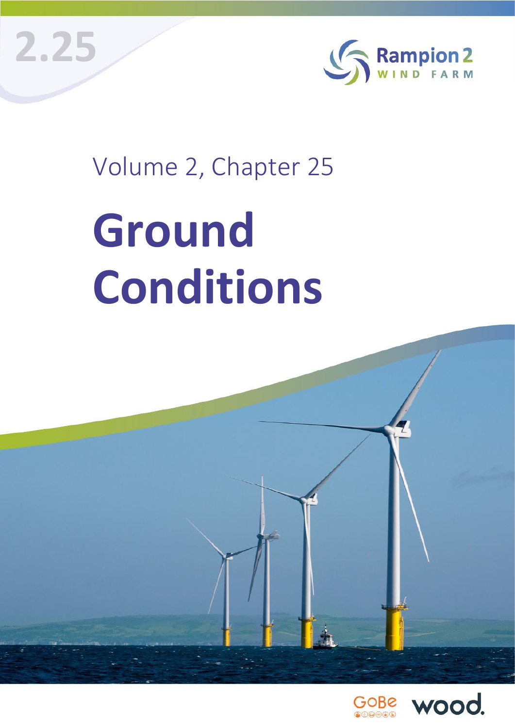2.25

Rampion 2
WIND FARM

Volume 2, Chapter 25

# Ground Conditions

GoBe wood.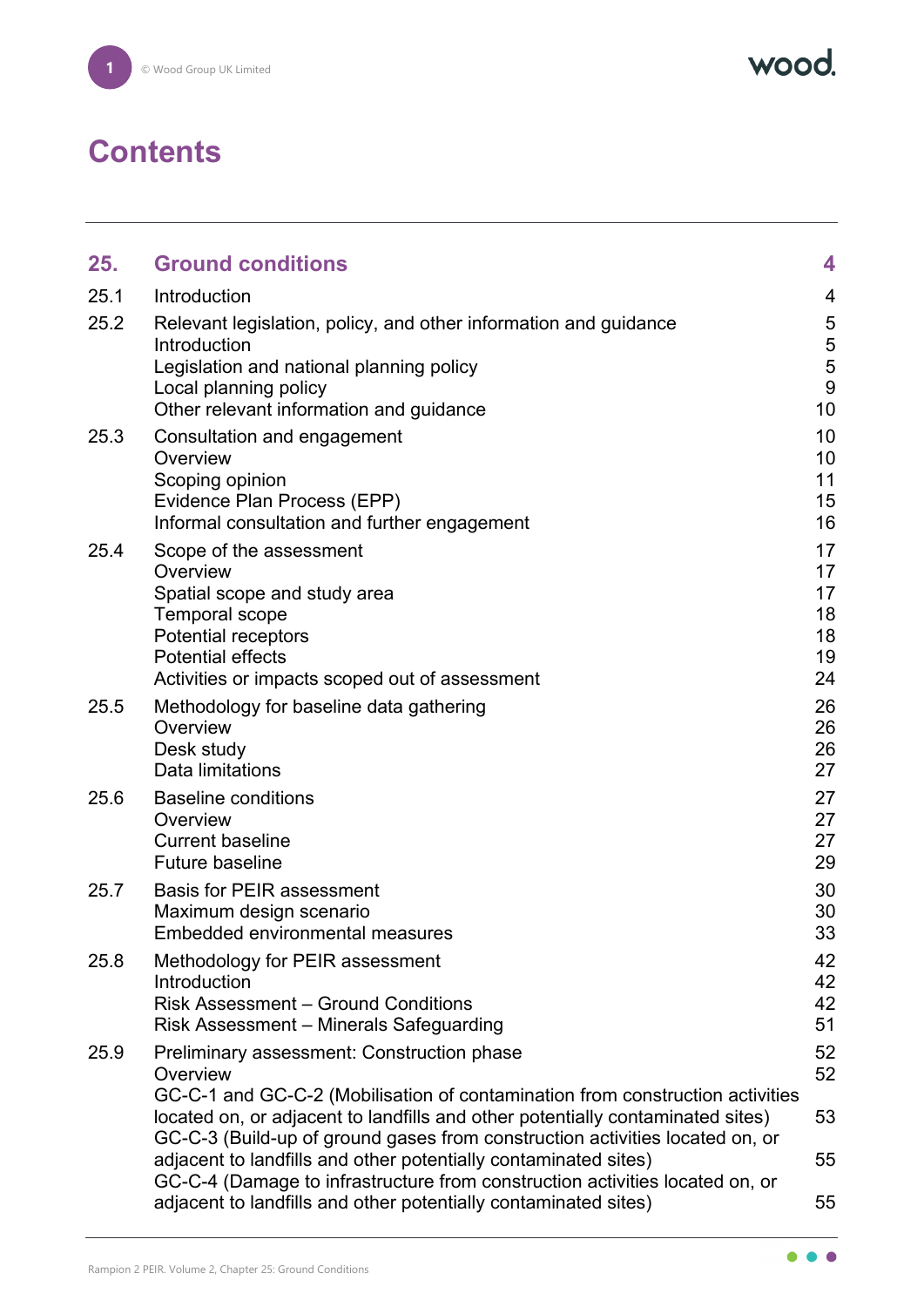# Contents

| | | |
|---|---|---|
| **25.** | **Ground conditions** | **4** |
| 25.1 | Introduction | 4 |
| 25.2 | Relevant legislation, policy, and other information and guidance | 5 |
| | Introduction | 5 |
| | Legislation and national planning policy | 5 |
| | Local planning policy | 9 |
| | Other relevant information and guidance | 10 |
| 25.3 | Consultation and engagement | 10 |
| | Overview | 10 |
| | Scoping opinion | 11 |
| | Evidence Plan Process (EPP) | 15 |
| | Informal consultation and further engagement | 16 |
| 25.4 | Scope of the assessment | 17 |
| | Overview | 17 |
| | Spatial scope and study area | 17 |
| | Temporal scope | 18 |
| | Potential receptors | 18 |
| | Potential effects | 19 |
| | Activities or impacts scoped out of assessment | 24 |
| 25.5 | Methodology for baseline data gathering | 26 |
| | Overview | 26 |
| | Desk study | 26 |
| | Data limitations | 27 |
| 25.6 | Baseline conditions | 27 |
| | Overview | 27 |
| | Current baseline | 27 |
| | Future baseline | 29 |
| 25.7 | Basis for PEIR assessment | 30 |
| | Maximum design scenario | 30 |
| | Embedded environmental measures | 33 |
| 25.8 | Methodology for PEIR assessment | 42 |
| | Introduction | 42 |
| | Risk Assessment – Ground Conditions | 42 |
| | Risk Assessment – Minerals Safeguarding | 51 |
| 25.9 | Preliminary assessment: Construction phase | 52 |
| | Overview | 52 |
| | GC-C-1 and GC-C-2 (Mobilisation of contamination from construction activities located on, or adjacent to landfills and other potentially contaminated sites) | 53 |
| | GC-C-3 (Build-up of ground gases from construction activities located on, or adjacent to landfills and other potentially contaminated sites) | 55 |
| | GC-C-4 (Damage to infrastructure from construction activities located on, or adjacent to landfills and other potentially contaminated sites) | 55 |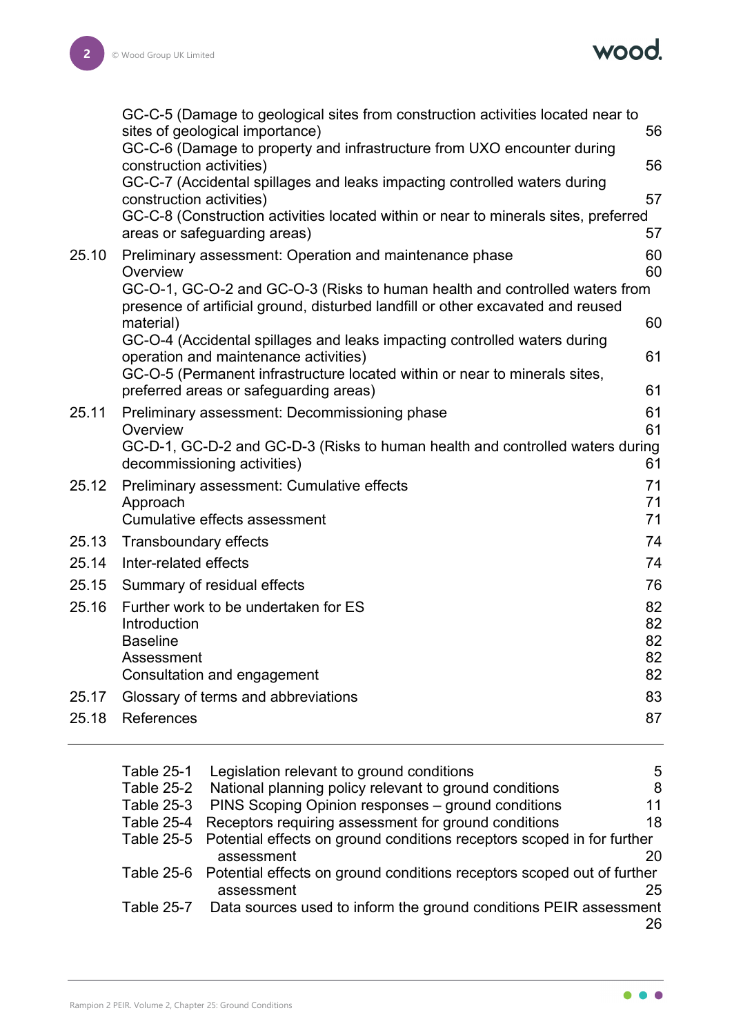| | | |
|---|---|---|
| | GC-C-5 (Damage to geological sites from construction activities located near to sites of geological importance) | 56 |
| | GC-C-6 (Damage to property and infrastructure from UXO encounter during construction activities) | 56 |
| | GC-C-7 (Accidental spillages and leaks impacting controlled waters during construction activities) | 57 |
| | GC-C-8 (Construction activities located within or near to minerals sites, preferred areas or safeguarding areas) | 57 |
| 25.10 | Preliminary assessment: Operation and maintenance phase | 60 |
| | Overview | 60 |
| | GC-O-1, GC-O-2 and GC-O-3 (Risks to human health and controlled waters from presence of artificial ground, disturbed landfill or other excavated and reused material) | 60 |
| | GC-O-4 (Accidental spillages and leaks impacting controlled waters during operation and maintenance activities) | 61 |
| | GC-O-5 (Permanent infrastructure located within or near to minerals sites, preferred areas or safeguarding areas) | 61 |
| 25.11 | Preliminary assessment: Decommissioning phase | 61 |
| | Overview | 61 |
| | GC-D-1, GC-D-2 and GC-D-3 (Risks to human health and controlled waters during decommissioning activities) | 61 |
| 25.12 | Preliminary assessment: Cumulative effects | 71 |
| | Approach | 71 |
| | Cumulative effects assessment | 71 |
| 25.13 | Transboundary effects | 74 |
| 25.14 | Inter-related effects | 74 |
| 25.15 | Summary of residual effects | 76 |
| 25.16 | Further work to be undertaken for ES | 82 |
| | Introduction | 82 |
| | Baseline | 82 |
| | Assessment | 82 |
| | Consultation and engagement | 82 |
| 25.17 | Glossary of terms and abbreviations | 83 |
| 25.18 | References | 87 |

| | | |
|---|---|---|
| Table 25-1 | Legislation relevant to ground conditions | 5 |
| Table 25-2 | National planning policy relevant to ground conditions | 8 |
| Table 25-3 | PINS Scoping Opinion responses – ground conditions | 11 |
| Table 25-4 | Receptors requiring assessment for ground conditions | 18 |
| Table 25-5 | Potential effects on ground conditions receptors scoped in for further assessment | 20 |
| Table 25-6 | Potential effects on ground conditions receptors scoped out of further assessment | 25 |
| Table 25-7 | Data sources used to inform the ground conditions PEIR assessment | 26 |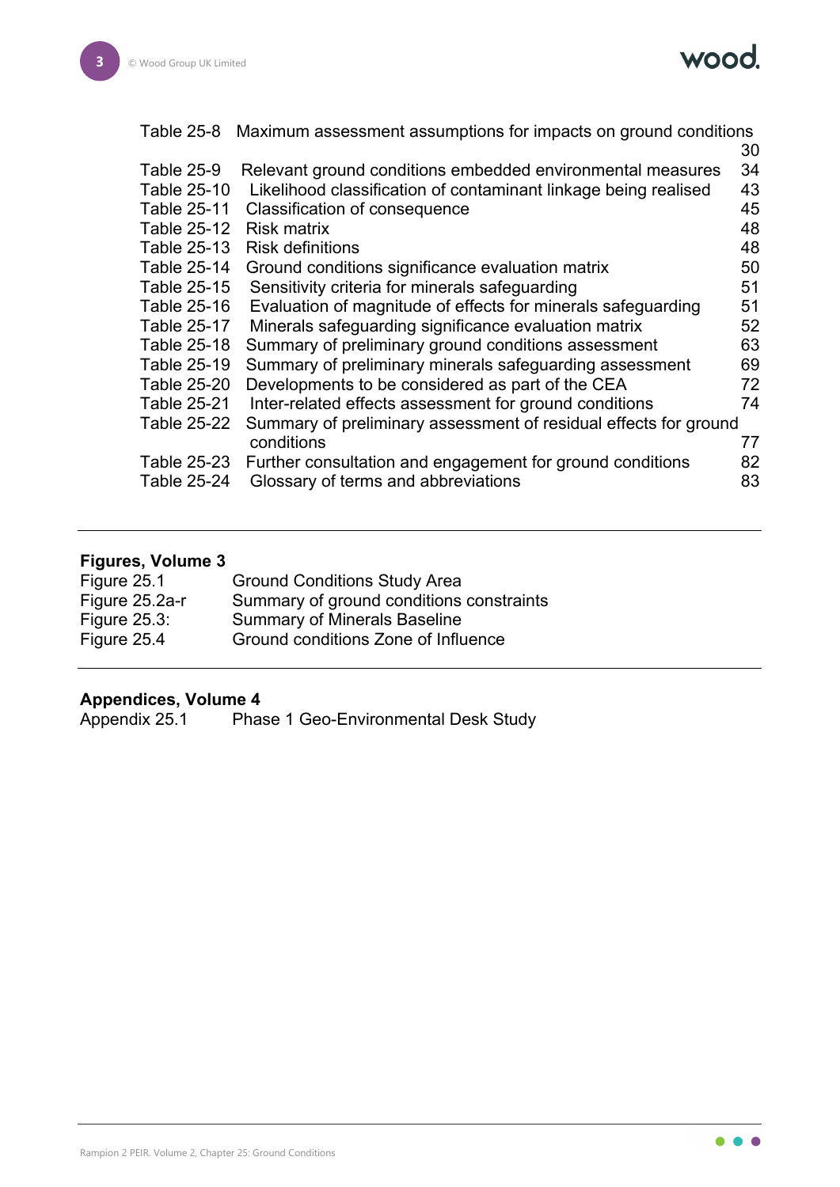| | | |
|---|---|---|
| Table 25-8 | Maximum assessment assumptions for impacts on ground conditions | 30 |
| Table 25-9 | Relevant ground conditions embedded environmental measures | 34 |
| Table 25-10 | Likelihood classification of contaminant linkage being realised | 43 |
| Table 25-11 | Classification of consequence | 45 |
| Table 25-12 | Risk matrix | 48 |
| Table 25-13 | Risk definitions | 48 |
| Table 25-14 | Ground conditions significance evaluation matrix | 50 |
| Table 25-15 | Sensitivity criteria for minerals safeguarding | 51 |
| Table 25-16 | Evaluation of magnitude of effects for minerals safeguarding | 51 |
| Table 25-17 | Minerals safeguarding significance evaluation matrix | 52 |
| Table 25-18 | Summary of preliminary ground conditions assessment | 63 |
| Table 25-19 | Summary of preliminary minerals safeguarding assessment | 69 |
| Table 25-20 | Developments to be considered as part of the CEA | 72 |
| Table 25-21 | Inter-related effects assessment for ground conditions | 74 |
| Table 25-22 | Summary of preliminary assessment of residual effects for ground conditions | 77 |
| Table 25-23 | Further consultation and engagement for ground conditions | 82 |
| Table 25-24 | Glossary of terms and abbreviations | 83 |

**Figures, Volume 3**

| | |
|---|---|
| Figure 25.1 | Ground Conditions Study Area |
| Figure 25.2a-r | Summary of ground conditions constraints |
| Figure 25.3: | Summary of Minerals Baseline |
| Figure 25.4 | Ground conditions Zone of Influence |

**Appendices, Volume 4**

| | |
|---|---|
| Appendix 25.1 | Phase 1 Geo-Environmental Desk Study |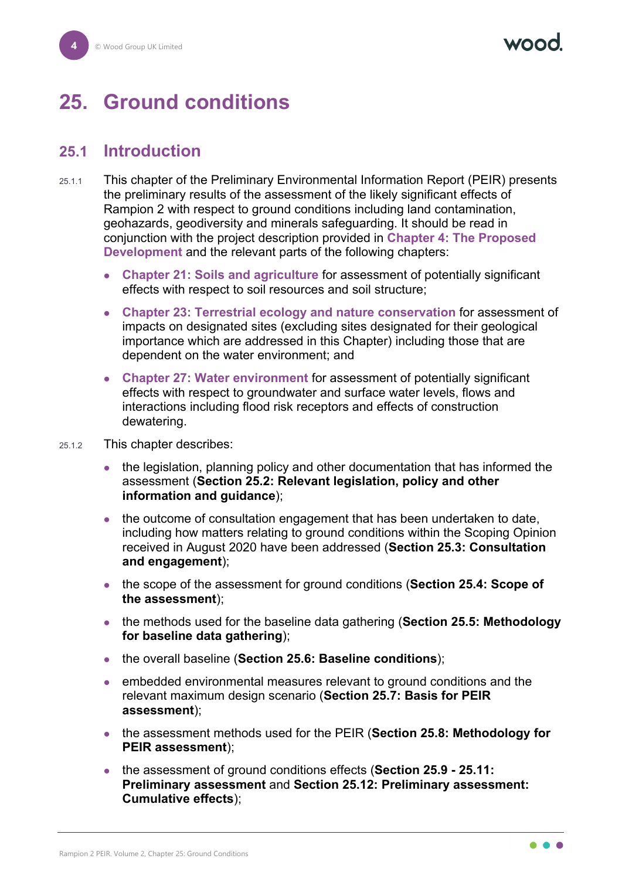# 25. Ground conditions

## 25.1 Introduction

25.1.1 This chapter of the Preliminary Environmental Information Report (PEIR) presents the preliminary results of the assessment of the likely significant effects of Rampion 2 with respect to ground conditions including land contamination, geohazards, geodiversity and minerals safeguarding. It should be read in conjunction with the project description provided in **Chapter 4: The Proposed Development** and the relevant parts of the following chapters:

- **Chapter 21: Soils and agriculture** for assessment of potentially significant effects with respect to soil resources and soil structure;
- **Chapter 23: Terrestrial ecology and nature conservation** for assessment of impacts on designated sites (excluding sites designated for their geological importance which are addressed in this Chapter) including those that are dependent on the water environment; and
- **Chapter 27: Water environment** for assessment of potentially significant effects with respect to groundwater and surface water levels, flows and interactions including flood risk receptors and effects of construction dewatering.

25.1.2 This chapter describes:

- the legislation, planning policy and other documentation that has informed the assessment (**Section 25.2: Relevant legislation, policy and other information and guidance**);
- the outcome of consultation engagement that has been undertaken to date, including how matters relating to ground conditions within the Scoping Opinion received in August 2020 have been addressed (**Section 25.3: Consultation and engagement**);
- the scope of the assessment for ground conditions (**Section 25.4: Scope of the assessment**);
- the methods used for the baseline data gathering (**Section 25.5: Methodology for baseline data gathering**);
- the overall baseline (**Section 25.6: Baseline conditions**);
- embedded environmental measures relevant to ground conditions and the relevant maximum design scenario (**Section 25.7: Basis for PEIR assessment**);
- the assessment methods used for the PEIR (**Section 25.8: Methodology for PEIR assessment**);
- the assessment of ground conditions effects (**Section 25.9 - 25.11: Preliminary assessment** and **Section 25.12: Preliminary assessment: Cumulative effects**);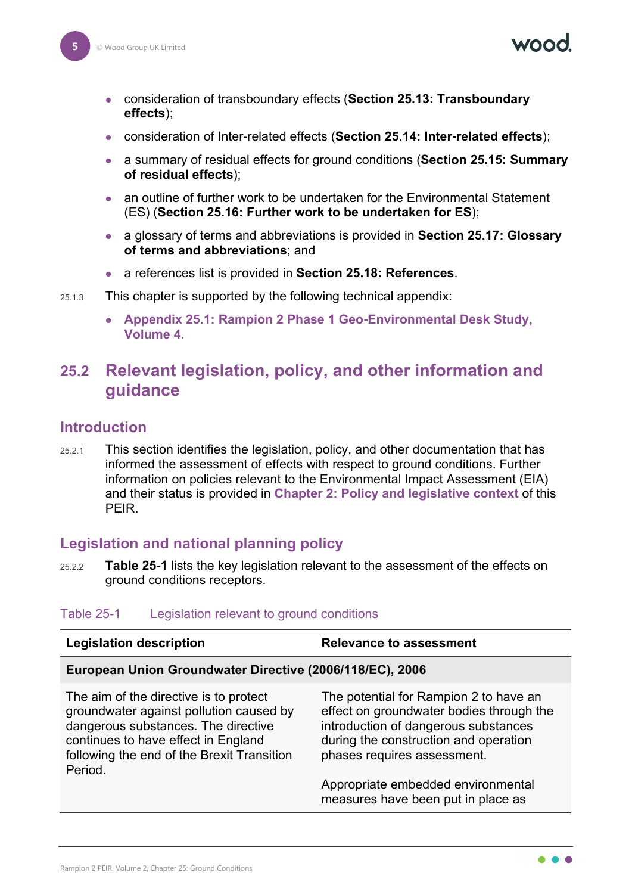- consideration of transboundary effects (**Section 25.13: Transboundary effects**);
- consideration of Inter-related effects (**Section 25.14: Inter-related effects**);
- a summary of residual effects for ground conditions (**Section 25.15: Summary of residual effects**);
- an outline of further work to be undertaken for the Environmental Statement (ES) (**Section 25.16: Further work to be undertaken for ES**);
- a glossary of terms and abbreviations is provided in **Section 25.17: Glossary of terms and abbreviations**; and
- a references list is provided in **Section 25.18: References**.

25.1.3 This chapter is supported by the following technical appendix:

- **Appendix 25.1: Rampion 2 Phase 1 Geo-Environmental Desk Study, Volume 4.**

## 25.2 Relevant legislation, policy, and other information and guidance

### Introduction

25.2.1 This section identifies the legislation, policy, and other documentation that has informed the assessment of effects with respect to ground conditions. Further information on policies relevant to the Environmental Impact Assessment (EIA) and their status is provided in **Chapter 2: Policy and legislative context** of this PEIR.

### Legislation and national planning policy

25.2.2 **Table 25-1** lists the key legislation relevant to the assessment of the effects on ground conditions receptors.

Table 25-1 Legislation relevant to ground conditions

| Legislation description | Relevance to assessment |
|---|---|
| **European Union Groundwater Directive (2006/118/EC), 2006** | |
| The aim of the directive is to protect groundwater against pollution caused by dangerous substances. The directive continues to have effect in England following the end of the Brexit Transition Period. | The potential for Rampion 2 to have an effect on groundwater bodies through the introduction of dangerous substances during the construction and operation phases requires assessment.<br><br>Appropriate embedded environmental measures have been put in place as |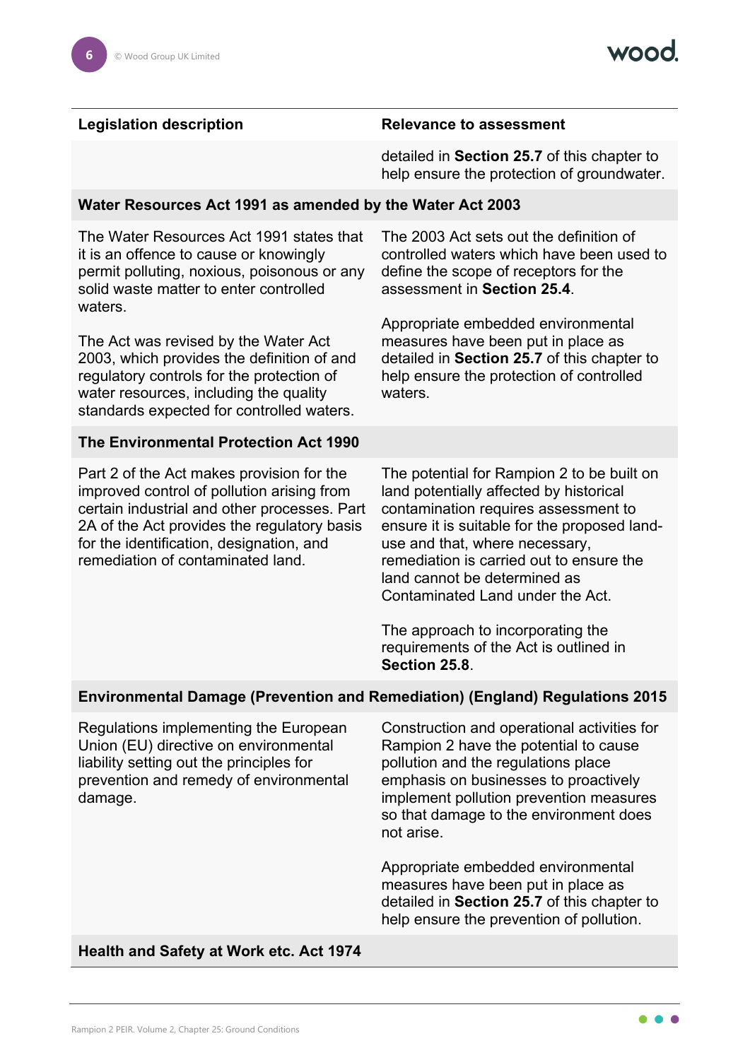| Legislation description | Relevance to assessment |
| --- | --- |
| | detailed in **Section 25.7** of this chapter to help ensure the protection of groundwater. |
| **Water Resources Act 1991 as amended by the Water Act 2003** | |
| The Water Resources Act 1991 states that it is an offence to cause or knowingly permit polluting, noxious, poisonous or any solid waste matter to enter controlled waters.<br><br>The Act was revised by the Water Act 2003, which provides the definition of and regulatory controls for the protection of water resources, including the quality standards expected for controlled waters. | The 2003 Act sets out the definition of controlled waters which have been used to define the scope of receptors for the assessment in **Section 25.4**.<br><br>Appropriate embedded environmental measures have been put in place as detailed in **Section 25.7** of this chapter to help ensure the protection of controlled waters. |
| **The Environmental Protection Act 1990** | |
| Part 2 of the Act makes provision for the improved control of pollution arising from certain industrial and other processes. Part 2A of the Act provides the regulatory basis for the identification, designation, and remediation of contaminated land. | The potential for Rampion 2 to be built on land potentially affected by historical contamination requires assessment to ensure it is suitable for the proposed land-use and that, where necessary, remediation is carried out to ensure the land cannot be determined as Contaminated Land under the Act.<br><br>The approach to incorporating the requirements of the Act is outlined in **Section 25.8**. |
| **Environmental Damage (Prevention and Remediation) (England) Regulations 2015** | |
| Regulations implementing the European Union (EU) directive on environmental liability setting out the principles for prevention and remedy of environmental damage. | Construction and operational activities for Rampion 2 have the potential to cause pollution and the regulations place emphasis on businesses to proactively implement pollution prevention measures so that damage to the environment does not arise.<br><br>Appropriate embedded environmental measures have been put in place as detailed in **Section 25.7** of this chapter to help ensure the prevention of pollution. |
| **Health and Safety at Work etc. Act 1974** | |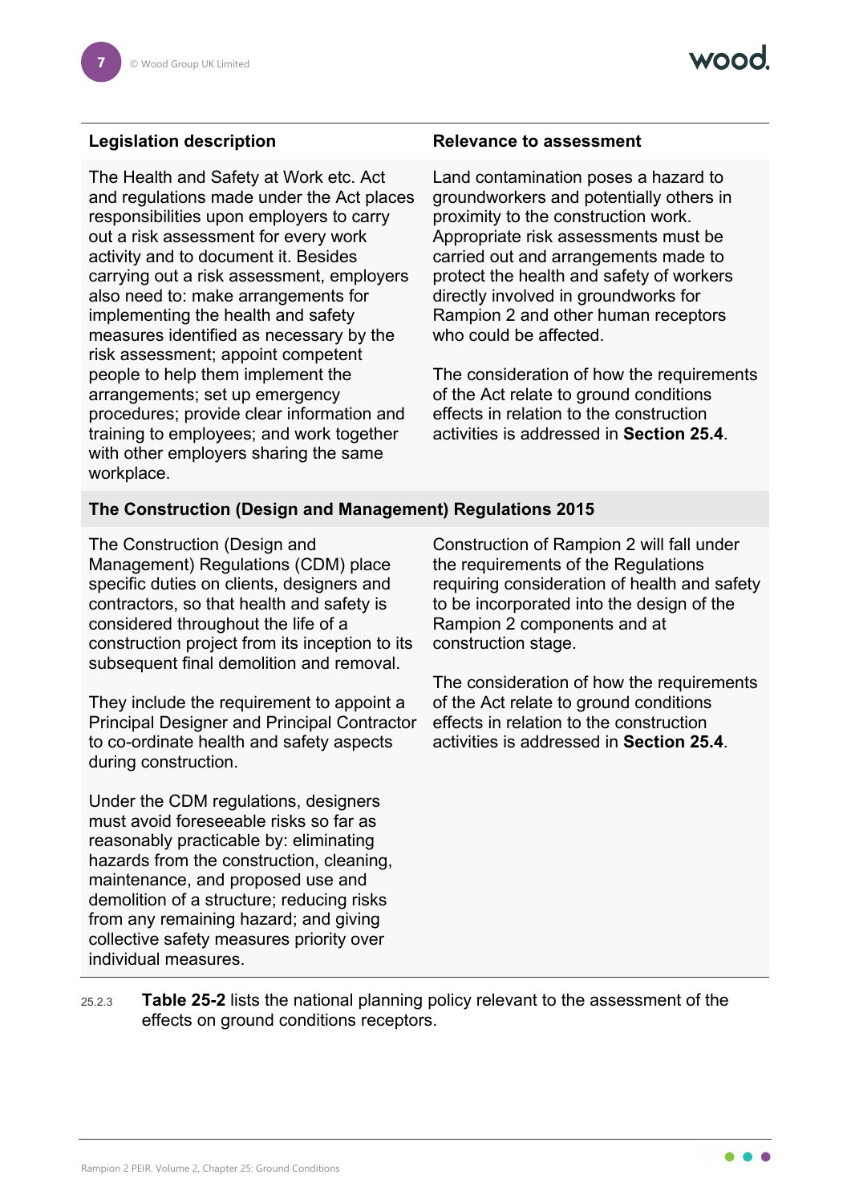| Legislation description | Relevance to assessment |
| --- | --- |
| The Health and Safety at Work etc. Act and regulations made under the Act places responsibilities upon employers to carry out a risk assessment for every work activity and to document it. Besides carrying out a risk assessment, employers also need to: make arrangements for implementing the health and safety measures identified as necessary by the risk assessment; appoint competent people to help them implement the arrangements; set up emergency procedures; provide clear information and training to employees; and work together with other employers sharing the same workplace. | Land contamination poses a hazard to groundworkers and potentially others in proximity to the construction work. Appropriate risk assessments must be carried out and arrangements made to protect the health and safety of workers directly involved in groundworks for Rampion 2 and other human receptors who could be affected.<br><br>The consideration of how the requirements of the Act relate to ground conditions effects in relation to the construction activities is addressed in **Section 25.4**. |
| **The Construction (Design and Management) Regulations 2015** | |
| The Construction (Design and Management) Regulations (CDM) place specific duties on clients, designers and contractors, so that health and safety is considered throughout the life of a construction project from its inception to its subsequent final demolition and removal.<br><br>They include the requirement to appoint a Principal Designer and Principal Contractor to co-ordinate health and safety aspects during construction.<br><br>Under the CDM regulations, designers must avoid foreseeable risks so far as reasonably practicable by: eliminating hazards from the construction, cleaning, maintenance, and proposed use and demolition of a structure; reducing risks from any remaining hazard; and giving collective safety measures priority over individual measures. | Construction of Rampion 2 will fall under the requirements of the Regulations requiring consideration of health and safety to be incorporated into the design of the Rampion 2 components and at construction stage.<br><br>The consideration of how the requirements of the Act relate to ground conditions effects in relation to the construction activities is addressed in **Section 25.4**. |

25.2.3 **Table 25-2** lists the national planning policy relevant to the assessment of the effects on ground conditions receptors.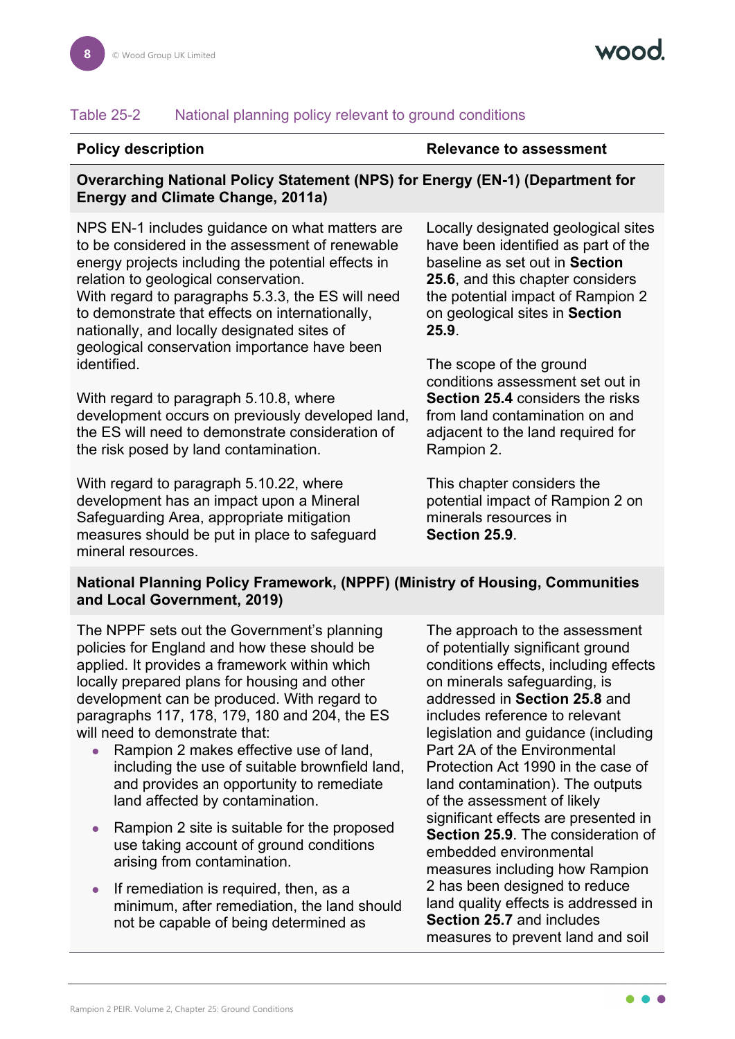Table 25-2 National planning policy relevant to ground conditions

| Policy description | Relevance to assessment |
|---|---|
| **Overarching National Policy Statement (NPS) for Energy (EN-1) (Department for Energy and Climate Change, 2011a)** | |
| NPS EN-1 includes guidance on what matters are to be considered in the assessment of renewable energy projects including the potential effects in relation to geological conservation.<br>With regard to paragraphs 5.3.3, the ES will need to demonstrate that effects on internationally, nationally, and locally designated sites of geological conservation importance have been identified. | Locally designated geological sites have been identified as part of the baseline as set out in **Section 25.6**, and this chapter considers the potential impact of Rampion 2 on geological sites in **Section 25.9**. |
| With regard to paragraph 5.10.8, where development occurs on previously developed land, the ES will need to demonstrate consideration of the risk posed by land contamination. | The scope of the ground conditions assessment set out in **Section 25.4** considers the risks from land contamination on and adjacent to the land required for Rampion 2. |
| With regard to paragraph 5.10.22, where development has an impact upon a Mineral Safeguarding Area, appropriate mitigation measures should be put in place to safeguard mineral resources. | This chapter considers the potential impact of Rampion 2 on minerals resources in **Section 25.9**. |
| **National Planning Policy Framework, (NPPF) (Ministry of Housing, Communities and Local Government, 2019)** | |
| The NPPF sets out the Government's planning policies for England and how these should be applied. It provides a framework within which locally prepared plans for housing and other development can be produced. With regard to paragraphs 117, 178, 179, 180 and 204, the ES will need to demonstrate that:<br>• Rampion 2 makes effective use of land, including the use of suitable brownfield land, and provides an opportunity to remediate land affected by contamination.<br>• Rampion 2 site is suitable for the proposed use taking account of ground conditions arising from contamination.<br>• If remediation is required, then, as a minimum, after remediation, the land should not be capable of being determined as | The approach to the assessment of potentially significant ground conditions effects, including effects on minerals safeguarding, is addressed in **Section 25.8** and includes reference to relevant legislation and guidance (including Part 2A of the Environmental Protection Act 1990 in the case of land contamination). The outputs of the assessment of likely significant effects are presented in **Section 25.9**. The consideration of embedded environmental measures including how Rampion 2 has been designed to reduce land quality effects is addressed in **Section 25.7** and includes measures to prevent land and soil |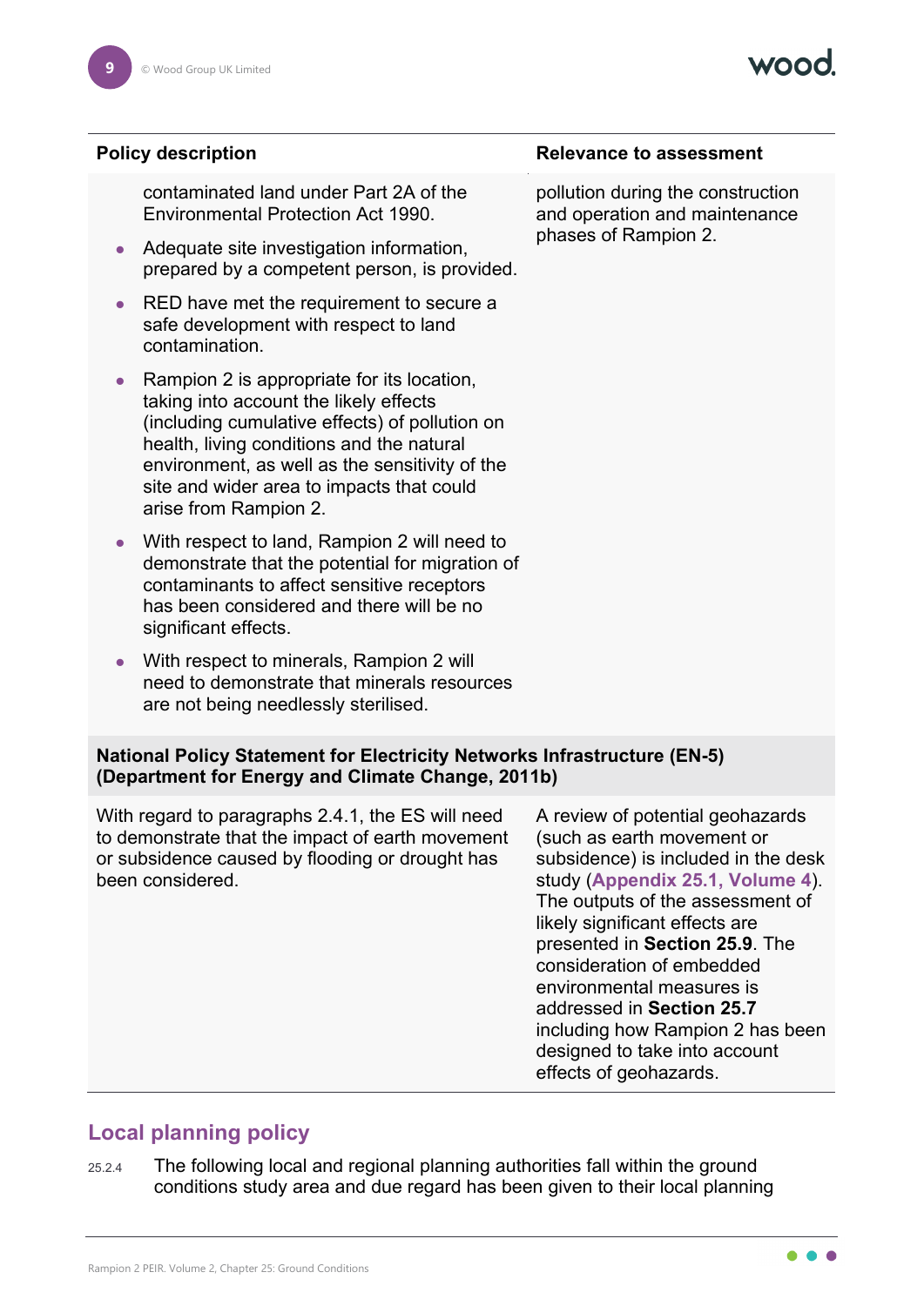| Policy description | Relevance to assessment |
| --- | --- |
| contaminated land under Part 2A of the Environmental Protection Act 1990. <br>• Adequate site investigation information, prepared by a competent person, is provided. <br>• RED have met the requirement to secure a safe development with respect to land contamination. <br>• Rampion 2 is appropriate for its location, taking into account the likely effects (including cumulative effects) of pollution on health, living conditions and the natural environment, as well as the sensitivity of the site and wider area to impacts that could arise from Rampion 2. <br>• With respect to land, Rampion 2 will need to demonstrate that the potential for migration of contaminants to affect sensitive receptors has been considered and there will be no significant effects. <br>• With respect to minerals, Rampion 2 will need to demonstrate that minerals resources are not being needlessly sterilised. | pollution during the construction and operation and maintenance phases of Rampion 2. |
| **National Policy Statement for Electricity Networks Infrastructure (EN-5) (Department for Energy and Climate Change, 2011b)** | |
| With regard to paragraphs 2.4.1, the ES will need to demonstrate that the impact of earth movement or subsidence caused by flooding or drought has been considered. | A review of potential geohazards (such as earth movement or subsidence) is included in the desk study (**Appendix 25.1, Volume 4**). The outputs of the assessment of likely significant effects are presented in **Section 25.9**. The consideration of embedded environmental measures is addressed in **Section 25.7** including how Rampion 2 has been designed to take into account effects of geohazards. |

## Local planning policy

25.2.4 The following local and regional planning authorities fall within the ground conditions study area and due regard has been given to their local planning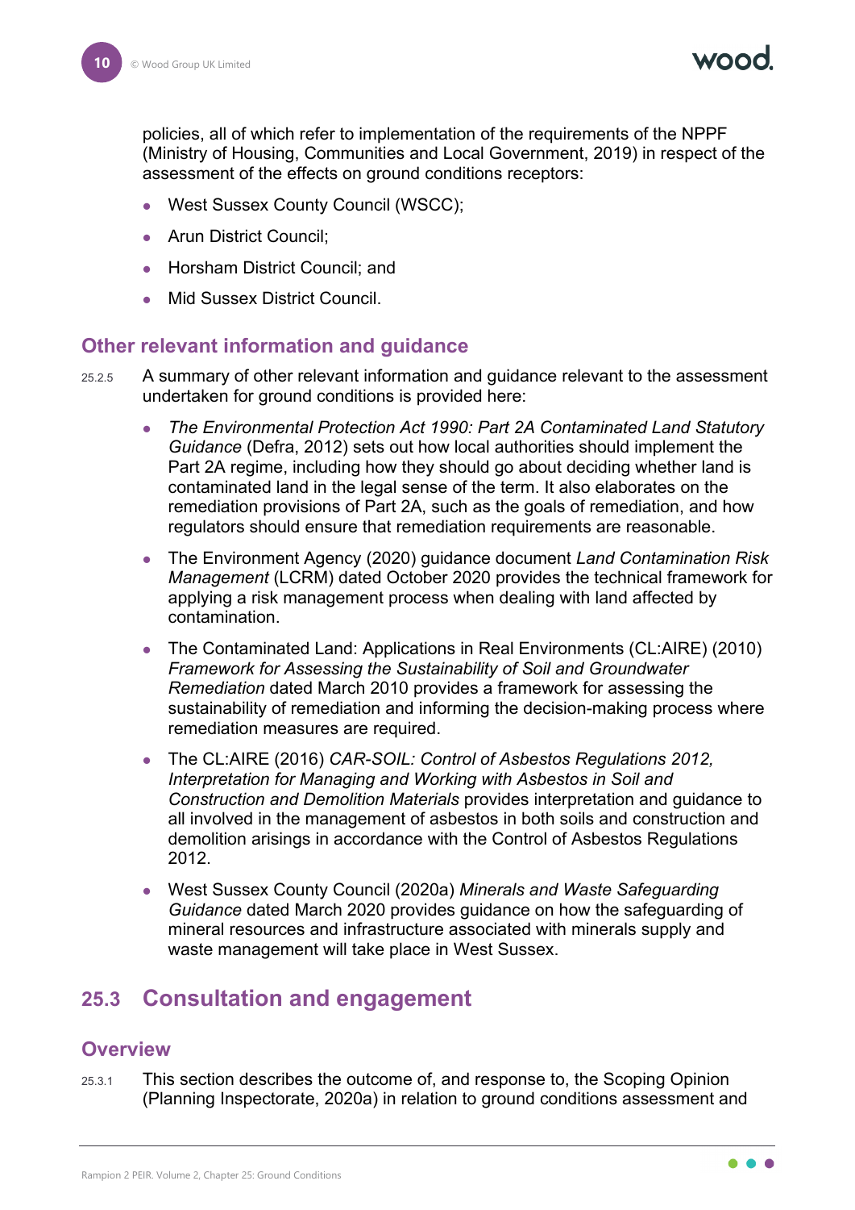policies, all of which refer to implementation of the requirements of the NPPF (Ministry of Housing, Communities and Local Government, 2019) in respect of the assessment of the effects on ground conditions receptors:

- West Sussex County Council (WSCC);
- Arun District Council;
- Horsham District Council; and
- Mid Sussex District Council.

### Other relevant information and guidance

25.2.5 A summary of other relevant information and guidance relevant to the assessment undertaken for ground conditions is provided here:

- *The Environmental Protection Act 1990: Part 2A Contaminated Land Statutory Guidance* (Defra, 2012) sets out how local authorities should implement the Part 2A regime, including how they should go about deciding whether land is contaminated land in the legal sense of the term. It also elaborates on the remediation provisions of Part 2A, such as the goals of remediation, and how regulators should ensure that remediation requirements are reasonable.
- The Environment Agency (2020) guidance document *Land Contamination Risk Management* (LCRM) dated October 2020 provides the technical framework for applying a risk management process when dealing with land affected by contamination.
- The Contaminated Land: Applications in Real Environments (CL:AIRE) (2010) *Framework for Assessing the Sustainability of Soil and Groundwater Remediation* dated March 2010 provides a framework for assessing the sustainability of remediation and informing the decision-making process where remediation measures are required.
- The CL:AIRE (2016) *CAR-SOIL: Control of Asbestos Regulations 2012, Interpretation for Managing and Working with Asbestos in Soil and Construction and Demolition Materials* provides interpretation and guidance to all involved in the management of asbestos in both soils and construction and demolition arisings in accordance with the Control of Asbestos Regulations 2012.
- West Sussex County Council (2020a) *Minerals and Waste Safeguarding Guidance* dated March 2020 provides guidance on how the safeguarding of mineral resources and infrastructure associated with minerals supply and waste management will take place in West Sussex.

## 25.3 Consultation and engagement

### Overview

25.3.1 This section describes the outcome of, and response to, the Scoping Opinion (Planning Inspectorate, 2020a) in relation to ground conditions assessment and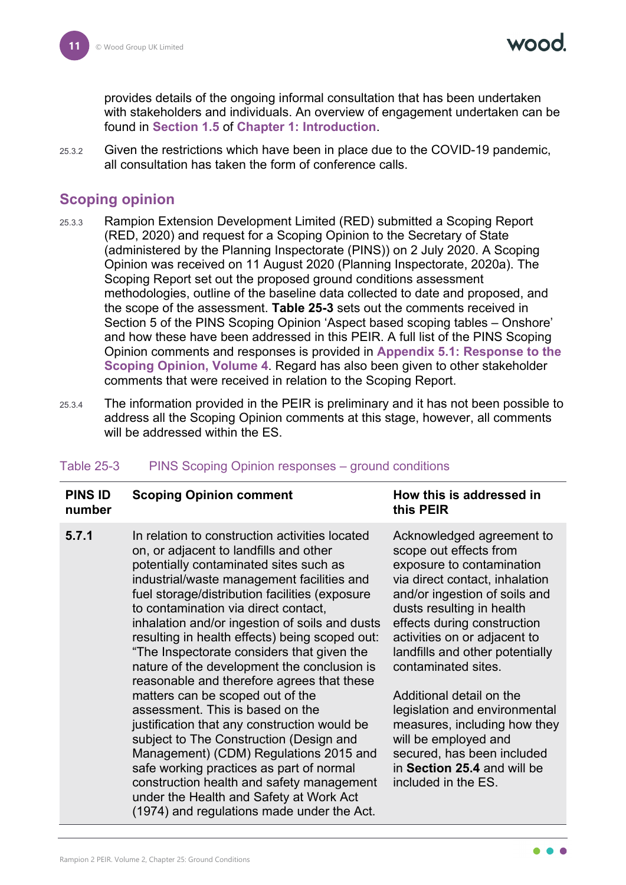provides details of the ongoing informal consultation that has been undertaken with stakeholders and individuals. An overview of engagement undertaken can be found in **Section 1.5** of **Chapter 1: Introduction**.

25.3.2 Given the restrictions which have been in place due to the COVID-19 pandemic, all consultation has taken the form of conference calls.

## Scoping opinion

25.3.3 Rampion Extension Development Limited (RED) submitted a Scoping Report (RED, 2020) and request for a Scoping Opinion to the Secretary of State (administered by the Planning Inspectorate (PINS)) on 2 July 2020. A Scoping Opinion was received on 11 August 2020 (Planning Inspectorate, 2020a). The Scoping Report set out the proposed ground conditions assessment methodologies, outline of the baseline data collected to date and proposed, and the scope of the assessment. **Table 25-3** sets out the comments received in Section 5 of the PINS Scoping Opinion 'Aspect based scoping tables – Onshore' and how these have been addressed in this PEIR. A full list of the PINS Scoping Opinion comments and responses is provided in **Appendix 5.1: Response to the Scoping Opinion, Volume 4**. Regard has also been given to other stakeholder comments that were received in relation to the Scoping Report.

25.3.4 The information provided in the PEIR is preliminary and it has not been possible to address all the Scoping Opinion comments at this stage, however, all comments will be addressed within the ES.

Table 25-3 PINS Scoping Opinion responses – ground conditions

| PINS ID number | Scoping Opinion comment | How this is addressed in this PEIR |
| --- | --- | --- |
| **5.7.1** | In relation to construction activities located on, or adjacent to landfills and other potentially contaminated sites such as industrial/waste management facilities and fuel storage/distribution facilities (exposure to contamination via direct contact, inhalation and/or ingestion of soils and dusts resulting in health effects) being scoped out: "The Inspectorate considers that given the nature of the development the conclusion is reasonable and therefore agrees that these matters can be scoped out of the assessment. This is based on the justification that any construction would be subject to The Construction (Design and Management) (CDM) Regulations 2015 and safe working practices as part of normal construction health and safety management under the Health and Safety at Work Act (1974) and regulations made under the Act. | Acknowledged agreement to scope out effects from exposure to contamination via direct contact, inhalation and/or ingestion of soils and dusts resulting in health effects during construction activities on or adjacent to landfills and other potentially contaminated sites.<br><br>Additional detail on the legislation and environmental measures, including how they will be employed and secured, has been included in **Section 25.4** and will be included in the ES. |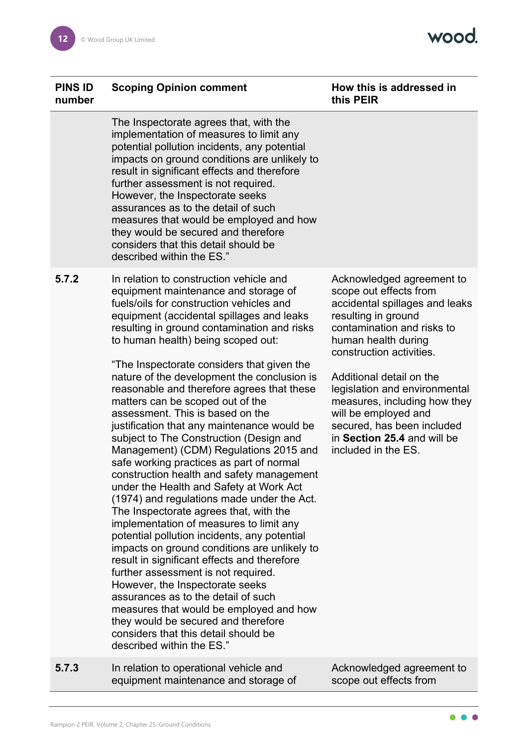| PINS ID number | Scoping Opinion comment | How this is addressed in this PEIR |
|---|---|---|
| | The Inspectorate agrees that, with the implementation of measures to limit any potential pollution incidents, any potential impacts on ground conditions are unlikely to result in significant effects and therefore further assessment is not required. However, the Inspectorate seeks assurances as to the detail of such measures that would be employed and how they would be secured and therefore considers that this detail should be described within the ES." | |
| **5.7.2** | In relation to construction vehicle and equipment maintenance and storage of fuels/oils for construction vehicles and equipment (accidental spillages and leaks resulting in ground contamination and risks to human health) being scoped out:<br><br>"The Inspectorate considers that given the nature of the development the conclusion is reasonable and therefore agrees that these matters can be scoped out of the assessment. This is based on the justification that any maintenance would be subject to The Construction (Design and Management) (CDM) Regulations 2015 and safe working practices as part of normal construction health and safety management under the Health and Safety at Work Act (1974) and regulations made under the Act. The Inspectorate agrees that, with the implementation of measures to limit any potential pollution incidents, any potential impacts on ground conditions are unlikely to result in significant effects and therefore further assessment is not required. However, the Inspectorate seeks assurances as to the detail of such measures that would be employed and how they would be secured and therefore considers that this detail should be described within the ES." | Acknowledged agreement to scope out effects from accidental spillages and leaks resulting in ground contamination and risks to human health during construction activities.<br><br>Additional detail on the legislation and environmental measures, including how they will be employed and secured, has been included in **Section 25.4** and will be included in the ES. |
| **5.7.3** | In relation to operational vehicle and equipment maintenance and storage of | Acknowledged agreement to scope out effects from |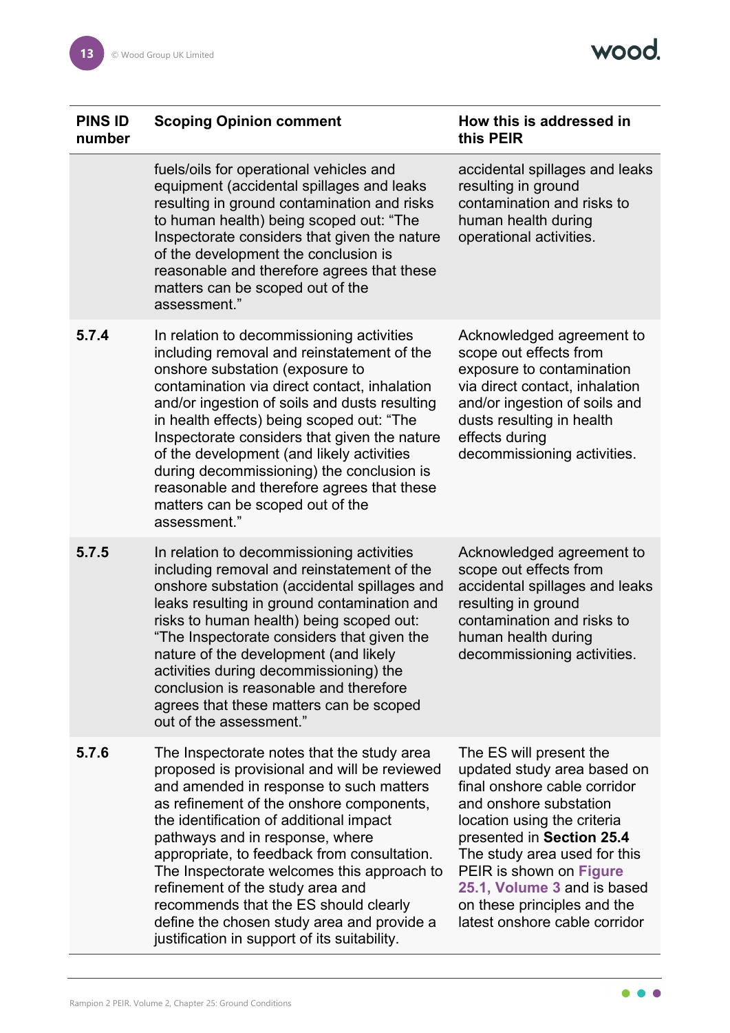| PINS ID number | Scoping Opinion comment | How this is addressed in this PEIR |
|---|---|---|
| | fuels/oils for operational vehicles and equipment (accidental spillages and leaks resulting in ground contamination and risks to human health) being scoped out: "The Inspectorate considers that given the nature of the development the conclusion is reasonable and therefore agrees that these matters can be scoped out of the assessment." | accidental spillages and leaks resulting in ground contamination and risks to human health during operational activities. |
| **5.7.4** | In relation to decommissioning activities including removal and reinstatement of the onshore substation (exposure to contamination via direct contact, inhalation and/or ingestion of soils and dusts resulting in health effects) being scoped out: "The Inspectorate considers that given the nature of the development (and likely activities during decommissioning) the conclusion is reasonable and therefore agrees that these matters can be scoped out of the assessment." | Acknowledged agreement to scope out effects from exposure to contamination via direct contact, inhalation and/or ingestion of soils and dusts resulting in health effects during decommissioning activities. |
| **5.7.5** | In relation to decommissioning activities including removal and reinstatement of the onshore substation (accidental spillages and leaks resulting in ground contamination and risks to human health) being scoped out: "The Inspectorate considers that given the nature of the development (and likely activities during decommissioning) the conclusion is reasonable and therefore agrees that these matters can be scoped out of the assessment." | Acknowledged agreement to scope out effects from accidental spillages and leaks resulting in ground contamination and risks to human health during decommissioning activities. |
| **5.7.6** | The Inspectorate notes that the study area proposed is provisional and will be reviewed and amended in response to such matters as refinement of the onshore components, the identification of additional impact pathways and in response, where appropriate, to feedback from consultation. The Inspectorate welcomes this approach to refinement of the study area and recommends that the ES should clearly define the chosen study area and provide a justification in support of its suitability. | The ES will present the updated study area based on final onshore cable corridor and onshore substation location using the criteria presented in **Section 25.4** The study area used for this PEIR is shown on **Figure 25.1, Volume 3** and is based on these principles and the latest onshore cable corridor |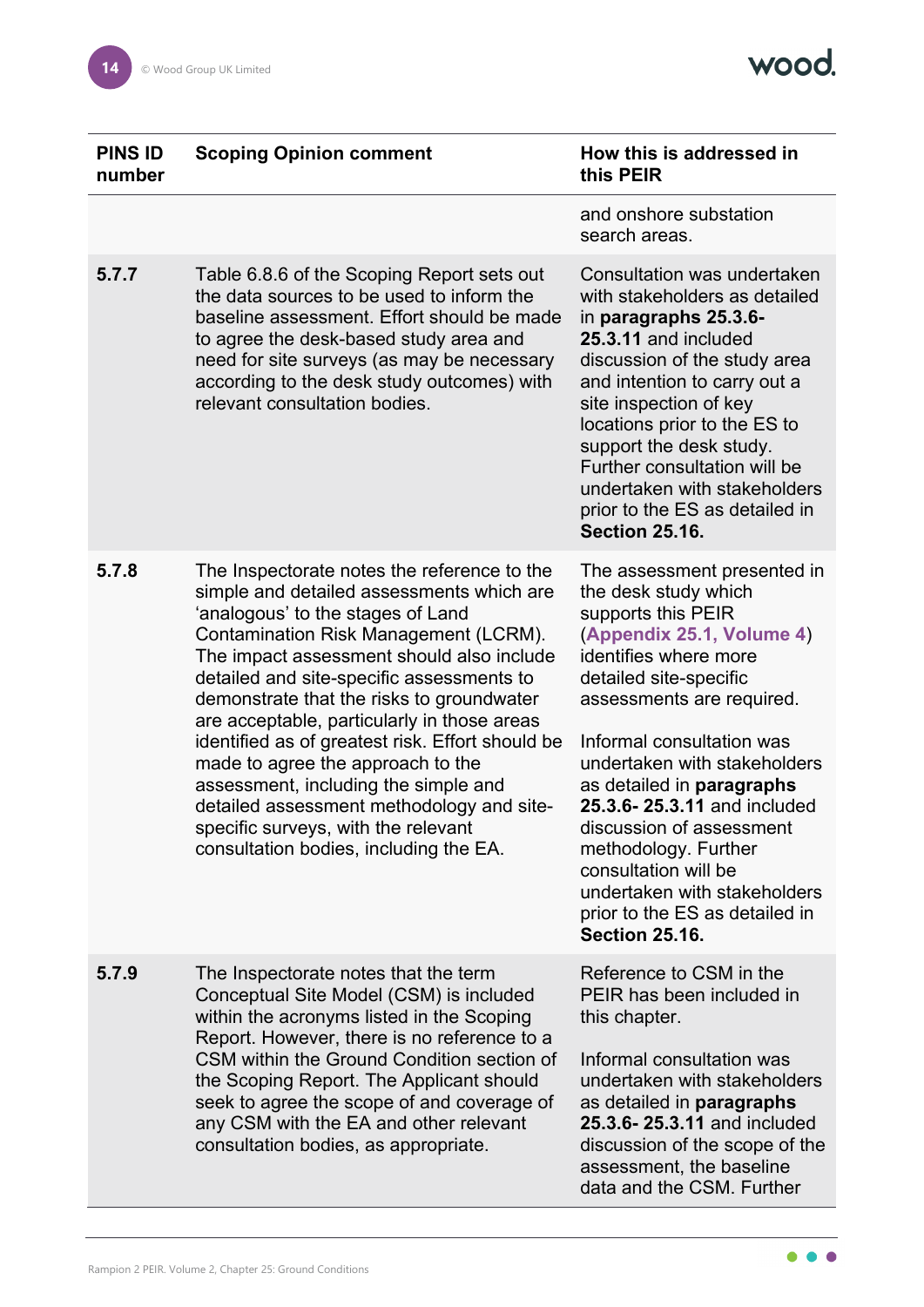| PINS ID number | Scoping Opinion comment | How this is addressed in this PEIR |
|---|---|---|
| | | and onshore substation search areas. |
| **5.7.7** | Table 6.8.6 of the Scoping Report sets out the data sources to be used to inform the baseline assessment. Effort should be made to agree the desk-based study area and need for site surveys (as may be necessary according to the desk study outcomes) with relevant consultation bodies. | Consultation was undertaken with stakeholders as detailed in **paragraphs 25.3.6-25.3.11** and included discussion of the study area and intention to carry out a site inspection of key locations prior to the ES to support the desk study. Further consultation will be undertaken with stakeholders prior to the ES as detailed in **Section 25.16.** |
| **5.7.8** | The Inspectorate notes the reference to the simple and detailed assessments which are 'analogous' to the stages of Land Contamination Risk Management (LCRM). The impact assessment should also include detailed and site-specific assessments to demonstrate that the risks to groundwater are acceptable, particularly in those areas identified as of greatest risk. Effort should be made to agree the approach to the assessment, including the simple and detailed assessment methodology and site-specific surveys, with the relevant consultation bodies, including the EA. | The assessment presented in the desk study which supports this PEIR (**Appendix 25.1, Volume 4**) identifies where more detailed site-specific assessments are required.<br><br>Informal consultation was undertaken with stakeholders as detailed in **paragraphs 25.3.6- 25.3.11** and included discussion of assessment methodology. Further consultation will be undertaken with stakeholders prior to the ES as detailed in **Section 25.16.** |
| **5.7.9** | The Inspectorate notes that the term Conceptual Site Model (CSM) is included within the acronyms listed in the Scoping Report. However, there is no reference to a CSM within the Ground Condition section of the Scoping Report. The Applicant should seek to agree the scope of and coverage of any CSM with the EA and other relevant consultation bodies, as appropriate. | Reference to CSM in the PEIR has been included in this chapter.<br><br>Informal consultation was undertaken with stakeholders as detailed in **paragraphs 25.3.6- 25.3.11** and included discussion of the scope of the assessment, the baseline data and the CSM. Further |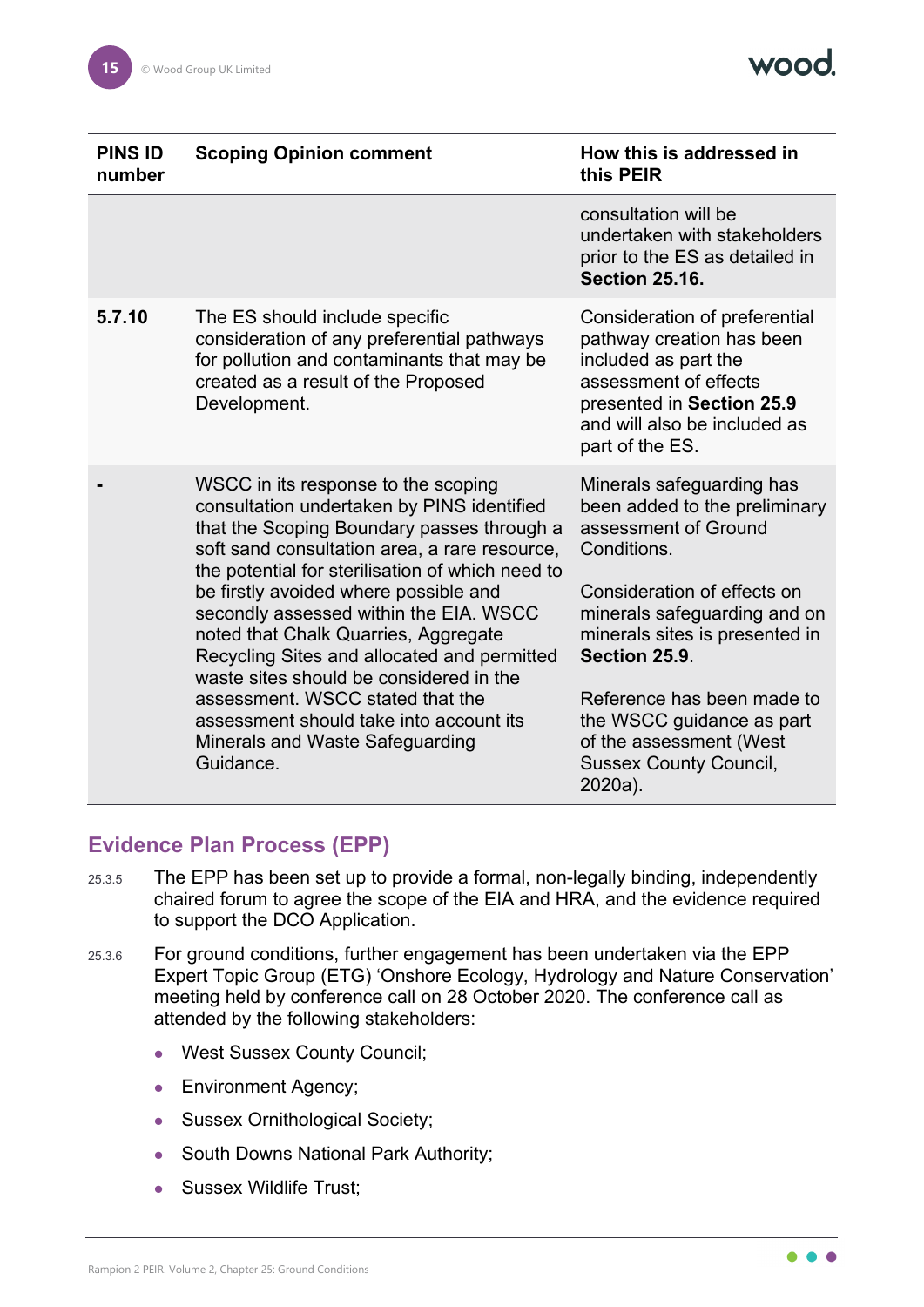| PINS ID number | Scoping Opinion comment | How this is addressed in this PEIR |
| --- | --- | --- |
| | | consultation will be undertaken with stakeholders prior to the ES as detailed in **Section 25.16.** |
| **5.7.10** | The ES should include specific consideration of any preferential pathways for pollution and contaminants that may be created as a result of the Proposed Development. | Consideration of preferential pathway creation has been included as part the assessment of effects presented in **Section 25.9** and will also be included as part of the ES. |
| **-** | WSCC in its response to the scoping consultation undertaken by PINS identified that the Scoping Boundary passes through a soft sand consultation area, a rare resource, the potential for sterilisation of which need to be firstly avoided where possible and secondly assessed within the EIA. WSCC noted that Chalk Quarries, Aggregate Recycling Sites and allocated and permitted waste sites should be considered in the assessment. WSCC stated that the assessment should take into account its Minerals and Waste Safeguarding Guidance. | Minerals safeguarding has been added to the preliminary assessment of Ground Conditions.<br><br>Consideration of effects on minerals safeguarding and on minerals sites is presented in **Section 25.9**.<br><br>Reference has been made to the WSCC guidance as part of the assessment (West Sussex County Council, 2020a). |

## Evidence Plan Process (EPP)

25.3.5 The EPP has been set up to provide a formal, non-legally binding, independently chaired forum to agree the scope of the EIA and HRA, and the evidence required to support the DCO Application.

25.3.6 For ground conditions, further engagement has been undertaken via the EPP Expert Topic Group (ETG) 'Onshore Ecology, Hydrology and Nature Conservation' meeting held by conference call on 28 October 2020. The conference call as attended by the following stakeholders:

- West Sussex County Council;
- Environment Agency;
- Sussex Ornithological Society;
- South Downs National Park Authority;
- Sussex Wildlife Trust;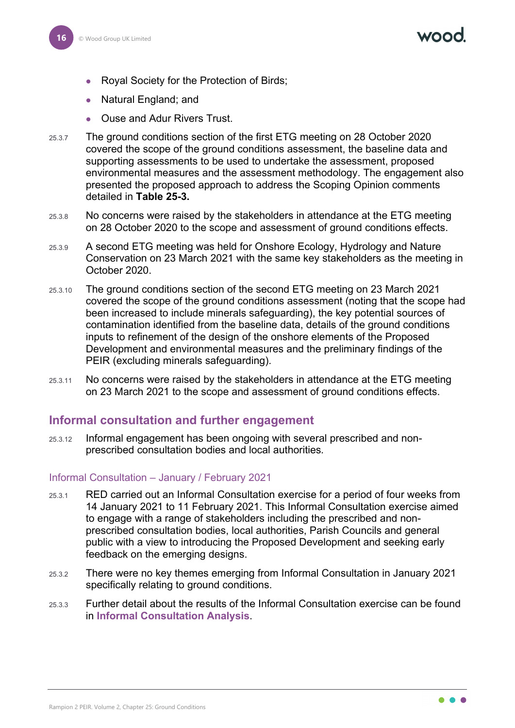- Royal Society for the Protection of Birds;
- Natural England; and
- Ouse and Adur Rivers Trust.

25.3.7 The ground conditions section of the first ETG meeting on 28 October 2020 covered the scope of the ground conditions assessment, the baseline data and supporting assessments to be used to undertake the assessment, proposed environmental measures and the assessment methodology. The engagement also presented the proposed approach to address the Scoping Opinion comments detailed in **Table 25-3.**

25.3.8 No concerns were raised by the stakeholders in attendance at the ETG meeting on 28 October 2020 to the scope and assessment of ground conditions effects.

25.3.9 A second ETG meeting was held for Onshore Ecology, Hydrology and Nature Conservation on 23 March 2021 with the same key stakeholders as the meeting in October 2020.

25.3.10 The ground conditions section of the second ETG meeting on 23 March 2021 covered the scope of the ground conditions assessment (noting that the scope had been increased to include minerals safeguarding), the key potential sources of contamination identified from the baseline data, details of the ground conditions inputs to refinement of the design of the onshore elements of the Proposed Development and environmental measures and the preliminary findings of the PEIR (excluding minerals safeguarding).

25.3.11 No concerns were raised by the stakeholders in attendance at the ETG meeting on 23 March 2021 to the scope and assessment of ground conditions effects.

## Informal consultation and further engagement

25.3.12 Informal engagement has been ongoing with several prescribed and non-prescribed consultation bodies and local authorities.

### Informal Consultation – January / February 2021

25.3.1 RED carried out an Informal Consultation exercise for a period of four weeks from 14 January 2021 to 11 February 2021. This Informal Consultation exercise aimed to engage with a range of stakeholders including the prescribed and non-prescribed consultation bodies, local authorities, Parish Councils and general public with a view to introducing the Proposed Development and seeking early feedback on the emerging designs.

25.3.2 There were no key themes emerging from Informal Consultation in January 2021 specifically relating to ground conditions.

25.3.3 Further detail about the results of the Informal Consultation exercise can be found in **Informal Consultation Analysis**.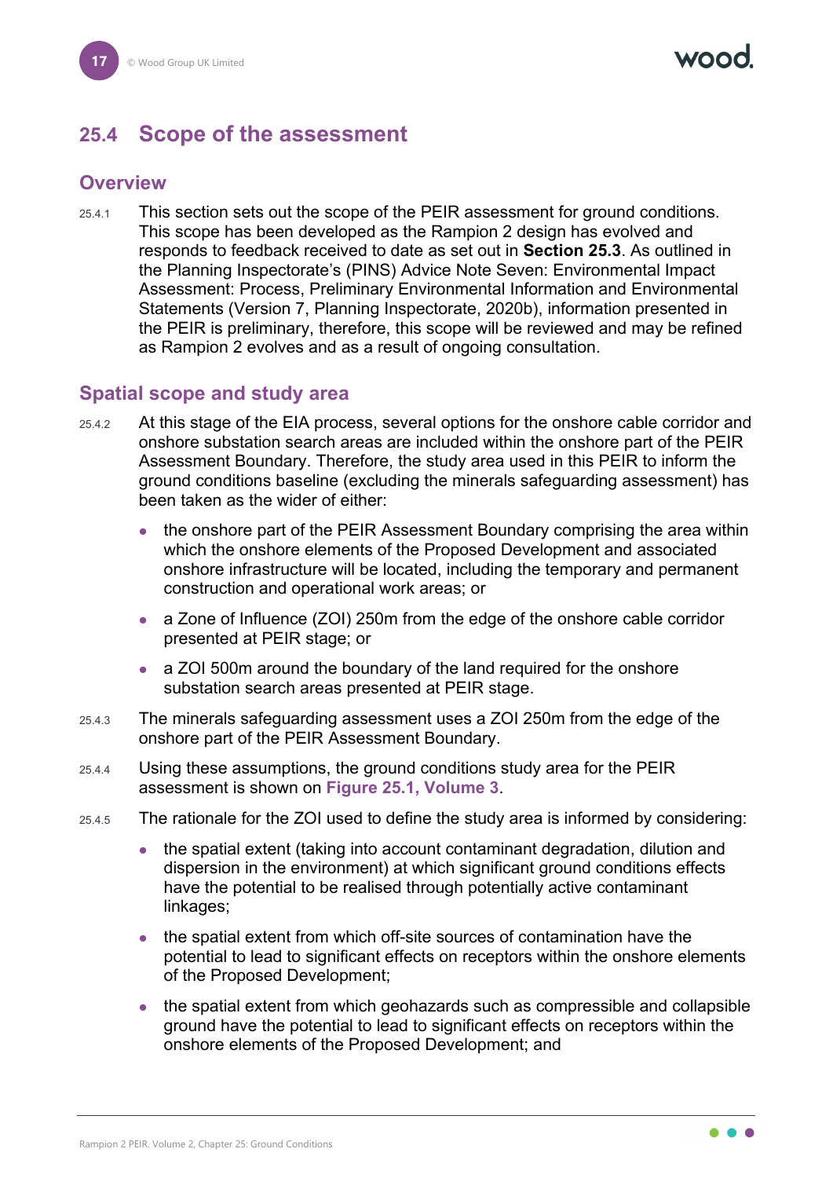## 25.4 Scope of the assessment

### Overview

25.4.1 This section sets out the scope of the PEIR assessment for ground conditions. This scope has been developed as the Rampion 2 design has evolved and responds to feedback received to date as set out in **Section 25.3**. As outlined in the Planning Inspectorate's (PINS) Advice Note Seven: Environmental Impact Assessment: Process, Preliminary Environmental Information and Environmental Statements (Version 7, Planning Inspectorate, 2020b), information presented in the PEIR is preliminary, therefore, this scope will be reviewed and may be refined as Rampion 2 evolves and as a result of ongoing consultation.

### Spatial scope and study area

25.4.2 At this stage of the EIA process, several options for the onshore cable corridor and onshore substation search areas are included within the onshore part of the PEIR Assessment Boundary. Therefore, the study area used in this PEIR to inform the ground conditions baseline (excluding the minerals safeguarding assessment) has been taken as the wider of either:

- the onshore part of the PEIR Assessment Boundary comprising the area within which the onshore elements of the Proposed Development and associated onshore infrastructure will be located, including the temporary and permanent construction and operational work areas; or
- a Zone of Influence (ZOI) 250m from the edge of the onshore cable corridor presented at PEIR stage; or
- a ZOI 500m around the boundary of the land required for the onshore substation search areas presented at PEIR stage.

25.4.3 The minerals safeguarding assessment uses a ZOI 250m from the edge of the onshore part of the PEIR Assessment Boundary.

25.4.4 Using these assumptions, the ground conditions study area for the PEIR assessment is shown on **Figure 25.1, Volume 3**.

25.4.5 The rationale for the ZOI used to define the study area is informed by considering:

- the spatial extent (taking into account contaminant degradation, dilution and dispersion in the environment) at which significant ground conditions effects have the potential to be realised through potentially active contaminant linkages;
- the spatial extent from which off-site sources of contamination have the potential to lead to significant effects on receptors within the onshore elements of the Proposed Development;
- the spatial extent from which geohazards such as compressible and collapsible ground have the potential to lead to significant effects on receptors within the onshore elements of the Proposed Development; and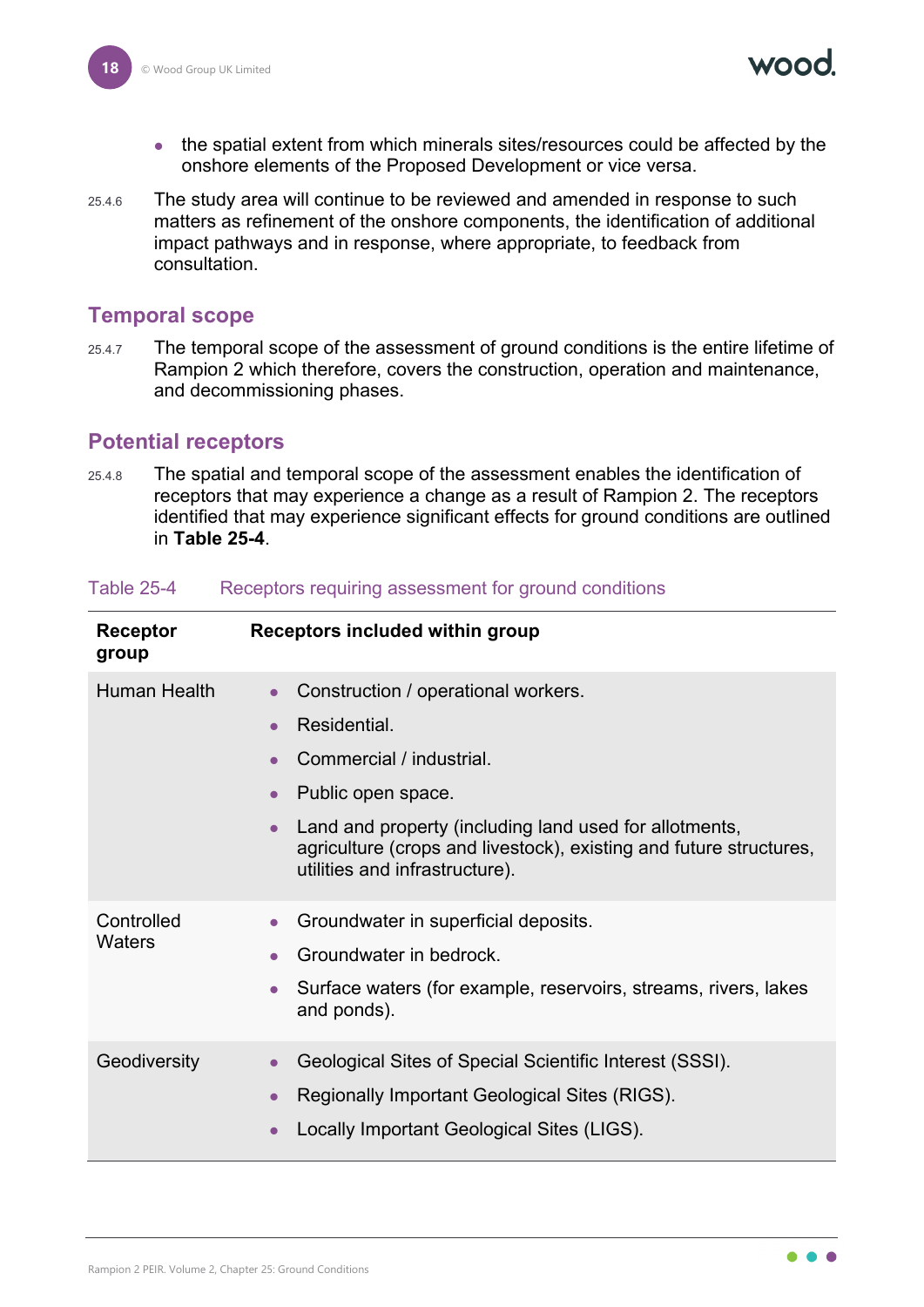- the spatial extent from which minerals sites/resources could be affected by the onshore elements of the Proposed Development or vice versa.

25.4.6 The study area will continue to be reviewed and amended in response to such matters as refinement of the onshore components, the identification of additional impact pathways and in response, where appropriate, to feedback from consultation.

## Temporal scope

25.4.7 The temporal scope of the assessment of ground conditions is the entire lifetime of Rampion 2 which therefore, covers the construction, operation and maintenance, and decommissioning phases.

## Potential receptors

25.4.8 The spatial and temporal scope of the assessment enables the identification of receptors that may experience a change as a result of Rampion 2. The receptors identified that may experience significant effects for ground conditions are outlined in **Table 25-4**.

Table 25-4 Receptors requiring assessment for ground conditions

| Receptor group | Receptors included within group |
|---|---|
| Human Health | • Construction / operational workers.<br>• Residential.<br>• Commercial / industrial.<br>• Public open space.<br>• Land and property (including land used for allotments, agriculture (crops and livestock), existing and future structures, utilities and infrastructure). |
| Controlled Waters | • Groundwater in superficial deposits.<br>• Groundwater in bedrock.<br>• Surface waters (for example, reservoirs, streams, rivers, lakes and ponds). |
| Geodiversity | • Geological Sites of Special Scientific Interest (SSSI).<br>• Regionally Important Geological Sites (RIGS).<br>• Locally Important Geological Sites (LIGS). |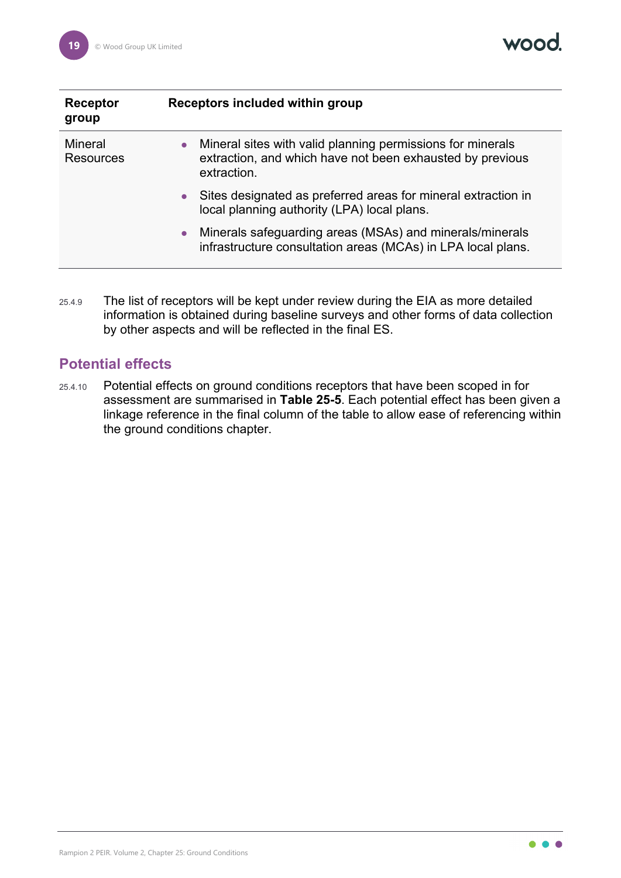| Receptor group | Receptors included within group |
|---|---|
| Mineral Resources | • Mineral sites with valid planning permissions for minerals extraction, and which have not been exhausted by previous extraction.<br>• Sites designated as preferred areas for mineral extraction in local planning authority (LPA) local plans.<br>• Minerals safeguarding areas (MSAs) and minerals/minerals infrastructure consultation areas (MCAs) in LPA local plans. |

25.4.9 The list of receptors will be kept under review during the EIA as more detailed information is obtained during baseline surveys and other forms of data collection by other aspects and will be reflected in the final ES.

## Potential effects

25.4.10 Potential effects on ground conditions receptors that have been scoped in for assessment are summarised in **Table 25-5**. Each potential effect has been given a linkage reference in the final column of the table to allow ease of referencing within the ground conditions chapter.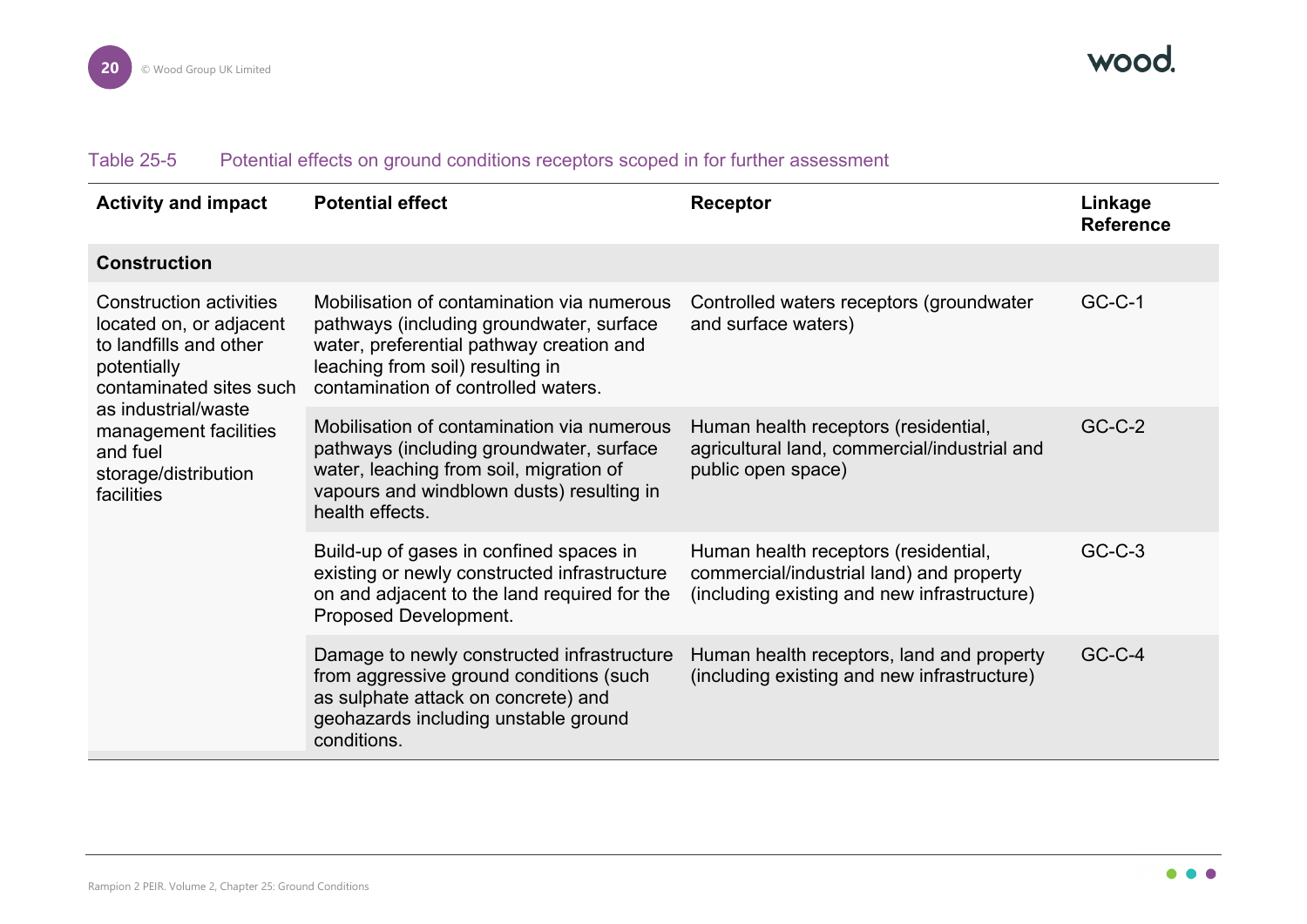Table 25-5 Potential effects on ground conditions receptors scoped in for further assessment

| Activity and impact | Potential effect | Receptor | Linkage Reference |
| --- | --- | --- | --- |
| **Construction** | | | |
| Construction activities located on, or adjacent to landfills and other potentially contaminated sites such as industrial/waste management facilities and fuel storage/distribution facilities | Mobilisation of contamination via numerous pathways (including groundwater, surface water, preferential pathway creation and leaching from soil) resulting in contamination of controlled waters. | Controlled waters receptors (groundwater and surface waters) | GC-C-1 |
| | Mobilisation of contamination via numerous pathways (including groundwater, surface water, leaching from soil, migration of vapours and windblown dusts) resulting in health effects. | Human health receptors (residential, agricultural land, commercial/industrial and public open space) | GC-C-2 |
| | Build-up of gases in confined spaces in existing or newly constructed infrastructure on and adjacent to the land required for the Proposed Development. | Human health receptors (residential, commercial/industrial land) and property (including existing and new infrastructure) | GC-C-3 |
| | Damage to newly constructed infrastructure from aggressive ground conditions (such as sulphate attack on concrete) and geohazards including unstable ground conditions. | Human health receptors, land and property (including existing and new infrastructure) | GC-C-4 |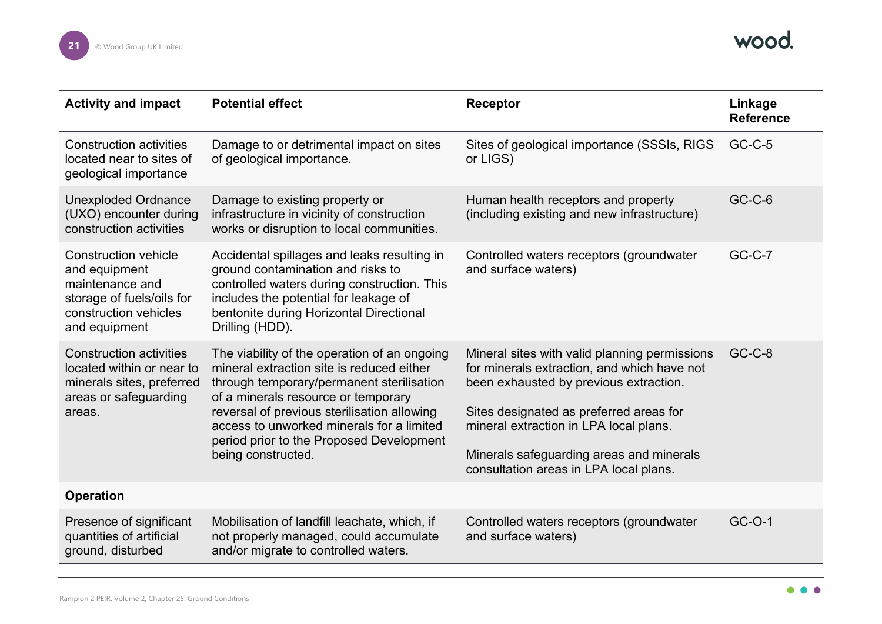| Activity and impact | Potential effect | Receptor | Linkage Reference |
|---|---|---|---|
| Construction activities located near to sites of geological importance | Damage to or detrimental impact on sites of geological importance. | Sites of geological importance (SSSIs, RIGS or LIGS) | GC-C-5 |
| Unexploded Ordnance (UXO) encounter during construction activities | Damage to existing property or infrastructure in vicinity of construction works or disruption to local communities. | Human health receptors and property (including existing and new infrastructure) | GC-C-6 |
| Construction vehicle and equipment maintenance and storage of fuels/oils for construction vehicles and equipment | Accidental spillages and leaks resulting in ground contamination and risks to controlled waters during construction. This includes the potential for leakage of bentonite during Horizontal Directional Drilling (HDD). | Controlled waters receptors (groundwater and surface waters) | GC-C-7 |
| Construction activities located within or near to minerals sites, preferred areas or safeguarding areas. | The viability of the operation of an ongoing mineral extraction site is reduced either through temporary/permanent sterilisation of a minerals resource or temporary reversal of previous sterilisation allowing access to unworked minerals for a limited period prior to the Proposed Development being constructed. | Mineral sites with valid planning permissions for minerals extraction, and which have not been exhausted by previous extraction.<br><br>Sites designated as preferred areas for mineral extraction in LPA local plans.<br><br>Minerals safeguarding areas and minerals consultation areas in LPA local plans. | GC-C-8 |
| **Operation** | | | |
| Presence of significant quantities of artificial ground, disturbed | Mobilisation of landfill leachate, which, if not properly managed, could accumulate and/or migrate to controlled waters. | Controlled waters receptors (groundwater and surface waters) | GC-O-1 |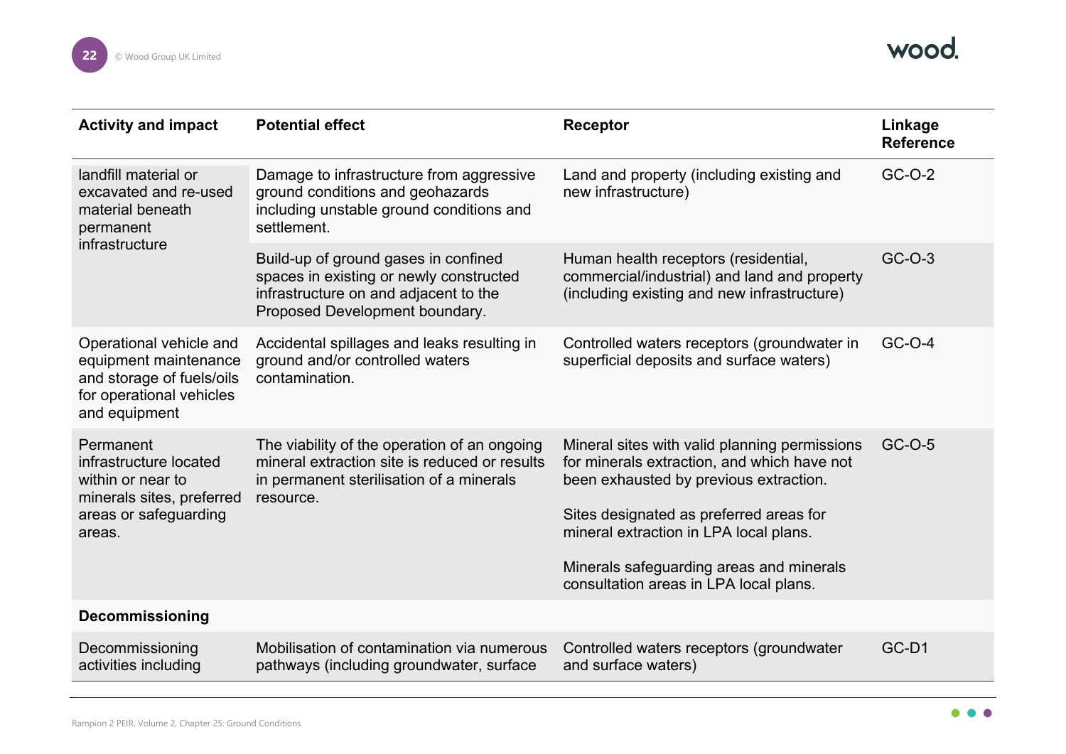| Activity and impact | Potential effect | Receptor | Linkage Reference |
|---|---|---|---|
| landfill material or excavated and re-used material beneath permanent infrastructure | Damage to infrastructure from aggressive ground conditions and geohazards including unstable ground conditions and settlement. | Land and property (including existing and new infrastructure) | GC-O-2 |
| | Build-up of ground gases in confined spaces in existing or newly constructed infrastructure on and adjacent to the Proposed Development boundary. | Human health receptors (residential, commercial/industrial) and land and property (including existing and new infrastructure) | GC-O-3 |
| Operational vehicle and equipment maintenance and storage of fuels/oils for operational vehicles and equipment | Accidental spillages and leaks resulting in ground and/or controlled waters contamination. | Controlled waters receptors (groundwater in superficial deposits and surface waters) | GC-O-4 |
| Permanent infrastructure located within or near to minerals sites, preferred areas or safeguarding areas. | The viability of the operation of an ongoing mineral extraction site is reduced or results in permanent sterilisation of a minerals resource. | Mineral sites with valid planning permissions for minerals extraction, and which have not been exhausted by previous extraction.<br><br>Sites designated as preferred areas for mineral extraction in LPA local plans.<br><br>Minerals safeguarding areas and minerals consultation areas in LPA local plans. | GC-O-5 |
| **Decommissioning** | | | |
| Decommissioning activities including | Mobilisation of contamination via numerous pathways (including groundwater, surface | Controlled waters receptors (groundwater and surface waters) | GC-D1 |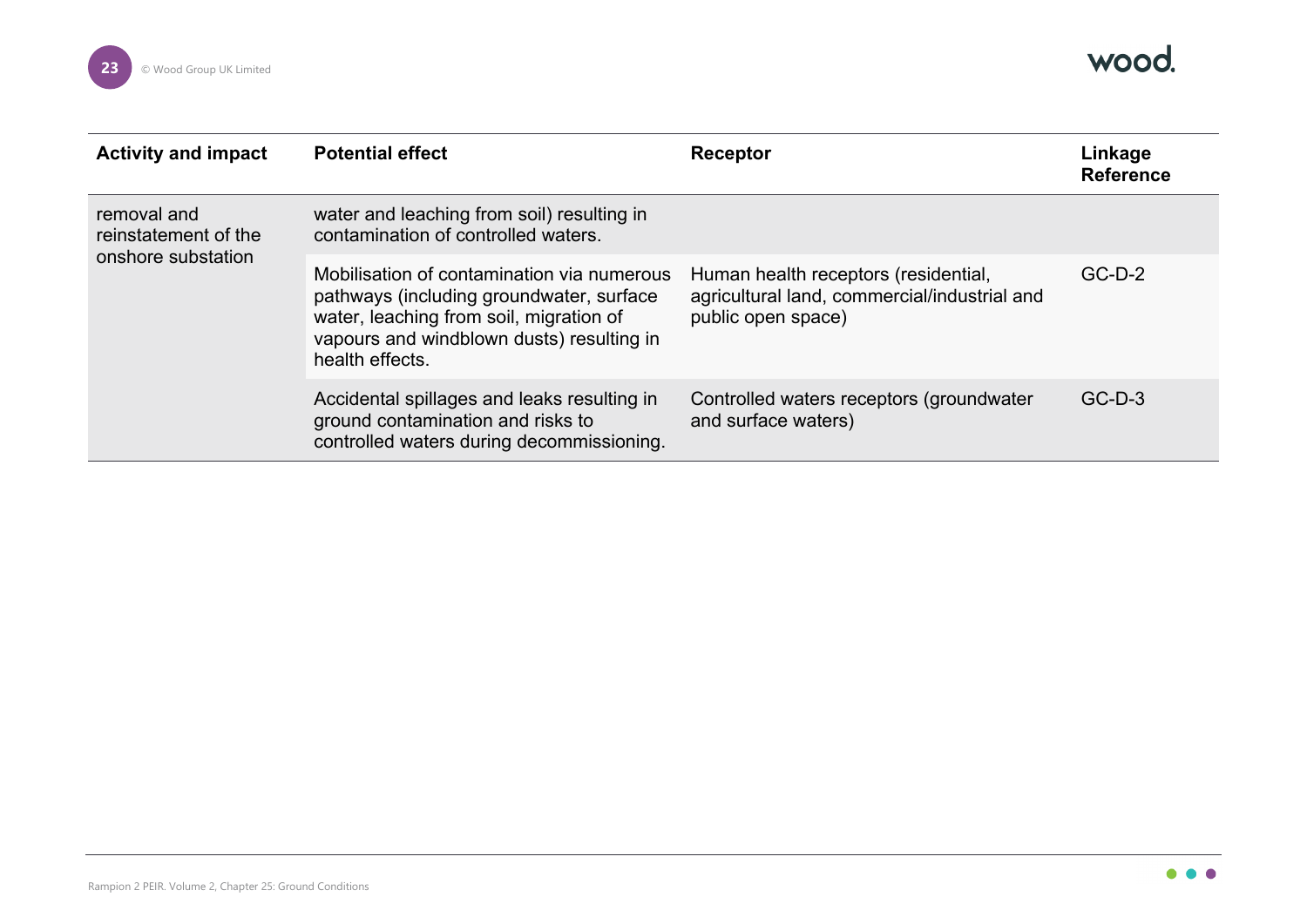| Activity and impact | Potential effect | Receptor | Linkage Reference |
|---|---|---|---|
| removal and reinstatement of the onshore substation | water and leaching from soil) resulting in contamination of controlled waters. | | |
| | Mobilisation of contamination via numerous pathways (including groundwater, surface water, leaching from soil, migration of vapours and windblown dusts) resulting in health effects. | Human health receptors (residential, agricultural land, commercial/industrial and public open space) | GC-D-2 |
| | Accidental spillages and leaks resulting in ground contamination and risks to controlled waters during decommissioning. | Controlled waters receptors (groundwater and surface waters) | GC-D-3 |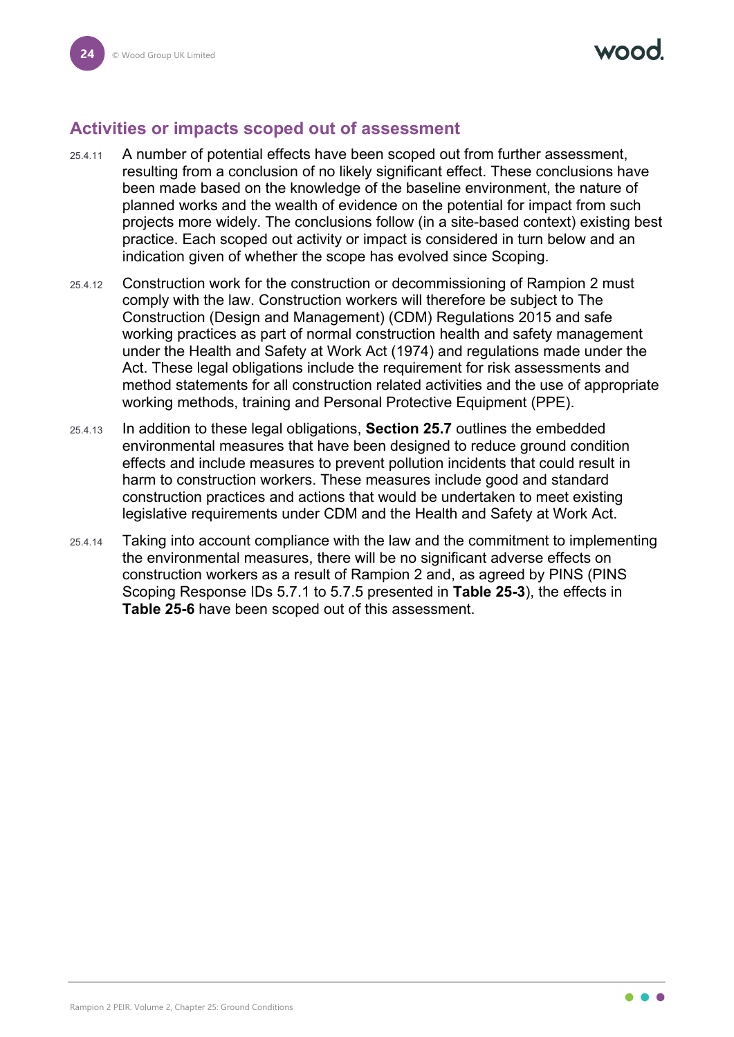## Activities or impacts scoped out of assessment

25.4.11 A number of potential effects have been scoped out from further assessment, resulting from a conclusion of no likely significant effect. These conclusions have been made based on the knowledge of the baseline environment, the nature of planned works and the wealth of evidence on the potential for impact from such projects more widely. The conclusions follow (in a site-based context) existing best practice. Each scoped out activity or impact is considered in turn below and an indication given of whether the scope has evolved since Scoping.

25.4.12 Construction work for the construction or decommissioning of Rampion 2 must comply with the law. Construction workers will therefore be subject to The Construction (Design and Management) (CDM) Regulations 2015 and safe working practices as part of normal construction health and safety management under the Health and Safety at Work Act (1974) and regulations made under the Act. These legal obligations include the requirement for risk assessments and method statements for all construction related activities and the use of appropriate working methods, training and Personal Protective Equipment (PPE).

25.4.13 In addition to these legal obligations, **Section 25.7** outlines the embedded environmental measures that have been designed to reduce ground condition effects and include measures to prevent pollution incidents that could result in harm to construction workers. These measures include good and standard construction practices and actions that would be undertaken to meet existing legislative requirements under CDM and the Health and Safety at Work Act.

25.4.14 Taking into account compliance with the law and the commitment to implementing the environmental measures, there will be no significant adverse effects on construction workers as a result of Rampion 2 and, as agreed by PINS (PINS Scoping Response IDs 5.7.1 to 5.7.5 presented in **Table 25-3**), the effects in **Table 25-6** have been scoped out of this assessment.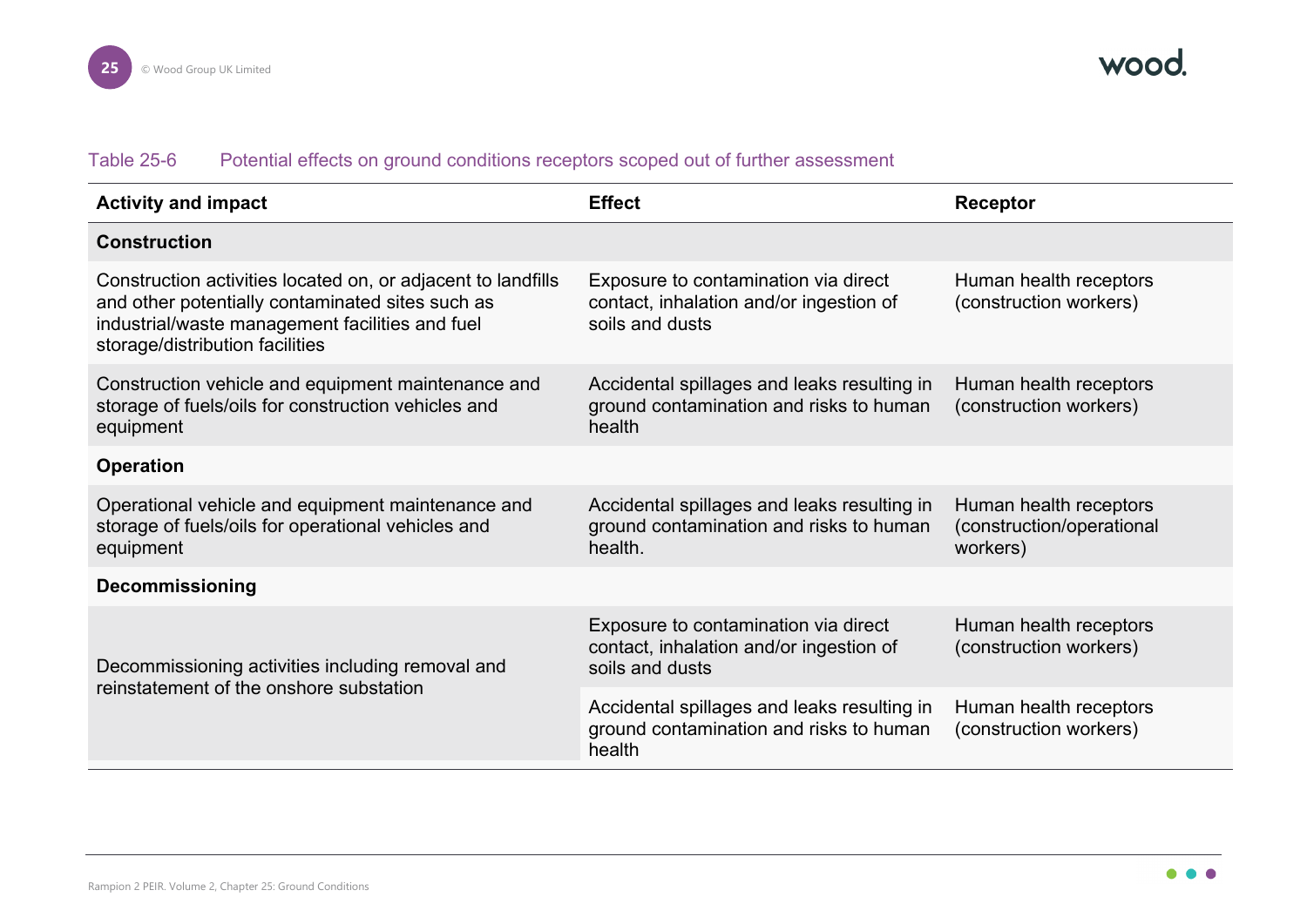Table 25-6 Potential effects on ground conditions receptors scoped out of further assessment

| Activity and impact | Effect | Receptor |
| --- | --- | --- |
| **Construction** | | |
| Construction activities located on, or adjacent to landfills and other potentially contaminated sites such as industrial/waste management facilities and fuel storage/distribution facilities | Exposure to contamination via direct contact, inhalation and/or ingestion of soils and dusts | Human health receptors (construction workers) |
| Construction vehicle and equipment maintenance and storage of fuels/oils for construction vehicles and equipment | Accidental spillages and leaks resulting in ground contamination and risks to human health | Human health receptors (construction workers) |
| **Operation** | | |
| Operational vehicle and equipment maintenance and storage of fuels/oils for operational vehicles and equipment | Accidental spillages and leaks resulting in ground contamination and risks to human health. | Human health receptors (construction/operational workers) |
| **Decommissioning** | | |
| Decommissioning activities including removal and reinstatement of the onshore substation | Exposure to contamination via direct contact, inhalation and/or ingestion of soils and dusts | Human health receptors (construction workers) |
| | Accidental spillages and leaks resulting in ground contamination and risks to human health | Human health receptors (construction workers) |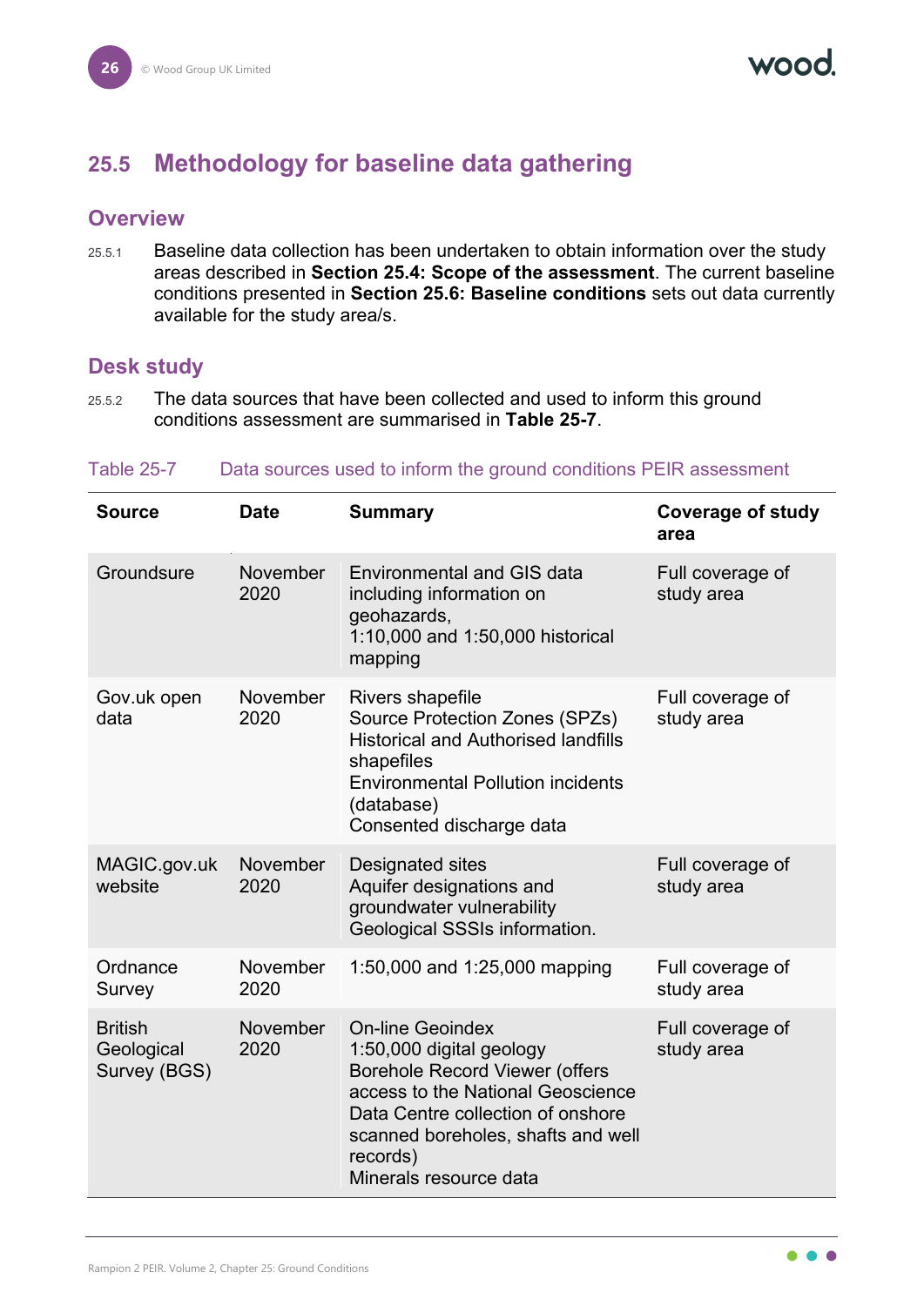## 25.5 Methodology for baseline data gathering

### Overview

25.5.1 Baseline data collection has been undertaken to obtain information over the study areas described in **Section 25.4: Scope of the assessment**. The current baseline conditions presented in **Section 25.6: Baseline conditions** sets out data currently available for the study area/s.

### Desk study

25.5.2 The data sources that have been collected and used to inform this ground conditions assessment are summarised in **Table 25-7**.

Table 25-7 Data sources used to inform the ground conditions PEIR assessment

| Source | Date | Summary | Coverage of study area |
|---|---|---|---|
| Groundsure | November 2020 | Environmental and GIS data including information on geohazards, 1:10,000 and 1:50,000 historical mapping | Full coverage of study area |
| Gov.uk open data | November 2020 | Rivers shapefile<br>Source Protection Zones (SPZs)<br>Historical and Authorised landfills shapefiles<br>Environmental Pollution incidents (database)<br>Consented discharge data | Full coverage of study area |
| MAGIC.gov.uk website | November 2020 | Designated sites<br>Aquifer designations and groundwater vulnerability<br>Geological SSSIs information. | Full coverage of study area |
| Ordnance Survey | November 2020 | 1:50,000 and 1:25,000 mapping | Full coverage of study area |
| British Geological Survey (BGS) | November 2020 | On-line Geoindex<br>1:50,000 digital geology<br>Borehole Record Viewer (offers access to the National Geoscience Data Centre collection of onshore scanned boreholes, shafts and well records)<br>Minerals resource data | Full coverage of study area |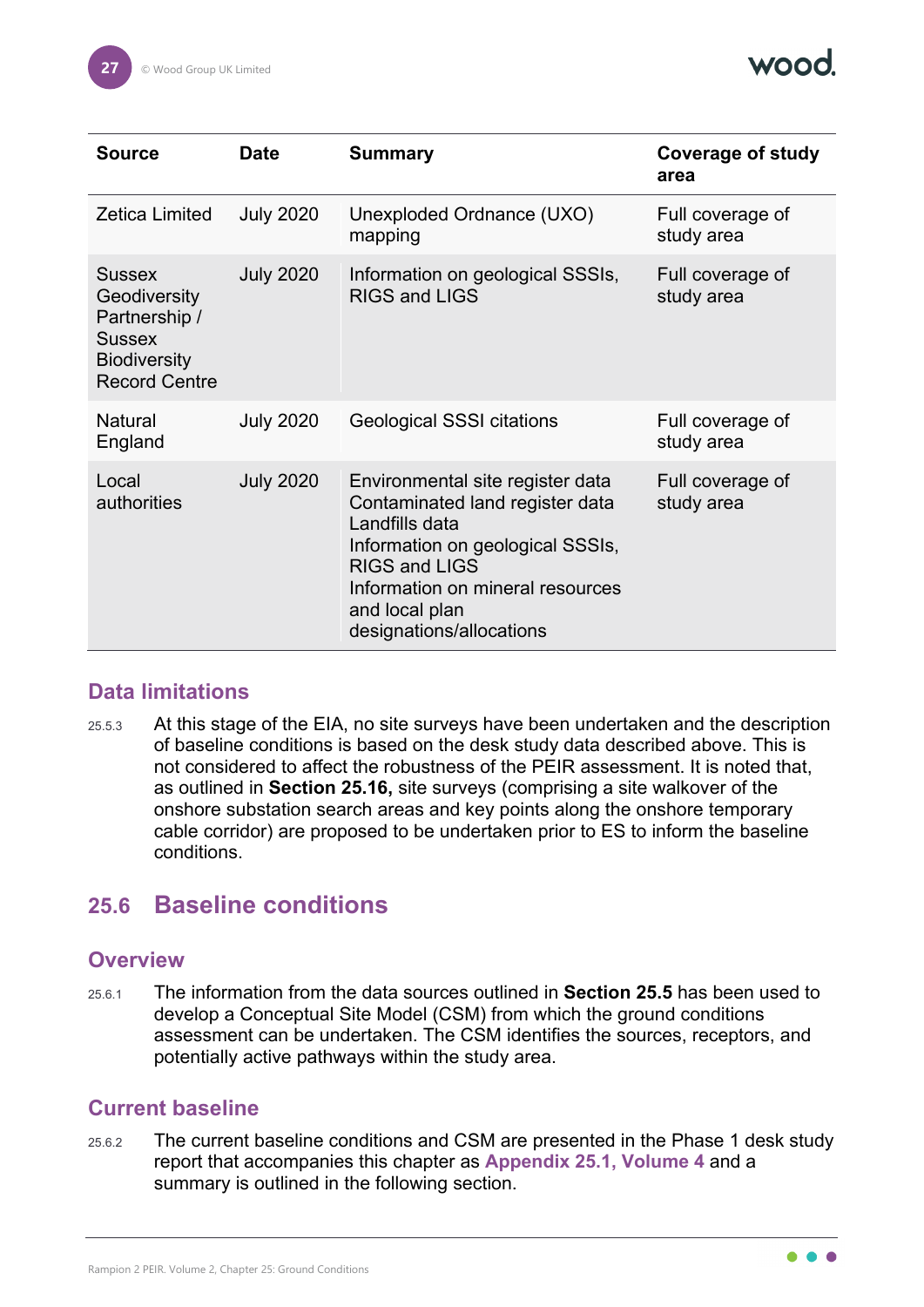| Source | Date | Summary | Coverage of study area |
|---|---|---|---|
| Zetica Limited | July 2020 | Unexploded Ordnance (UXO) mapping | Full coverage of study area |
| Sussex Geodiversity Partnership / Sussex Biodiversity Record Centre | July 2020 | Information on geological SSSIs, RIGS and LIGS | Full coverage of study area |
| Natural England | July 2020 | Geological SSSI citations | Full coverage of study area |
| Local authorities | July 2020 | Environmental site register data<br>Contaminated land register data<br>Landfills data<br>Information on geological SSSIs, RIGS and LIGS<br>Information on mineral resources and local plan designations/allocations | Full coverage of study area |

### Data limitations

25.5.3 At this stage of the EIA, no site surveys have been undertaken and the description of baseline conditions is based on the desk study data described above. This is not considered to affect the robustness of the PEIR assessment. It is noted that, as outlined in **Section 25.16,** site surveys (comprising a site walkover of the onshore substation search areas and key points along the onshore temporary cable corridor) are proposed to be undertaken prior to ES to inform the baseline conditions.

## 25.6 Baseline conditions

### Overview

25.6.1 The information from the data sources outlined in **Section 25.5** has been used to develop a Conceptual Site Model (CSM) from which the ground conditions assessment can be undertaken. The CSM identifies the sources, receptors, and potentially active pathways within the study area.

### Current baseline

25.6.2 The current baseline conditions and CSM are presented in the Phase 1 desk study report that accompanies this chapter as **Appendix 25.1, Volume 4** and a summary is outlined in the following section.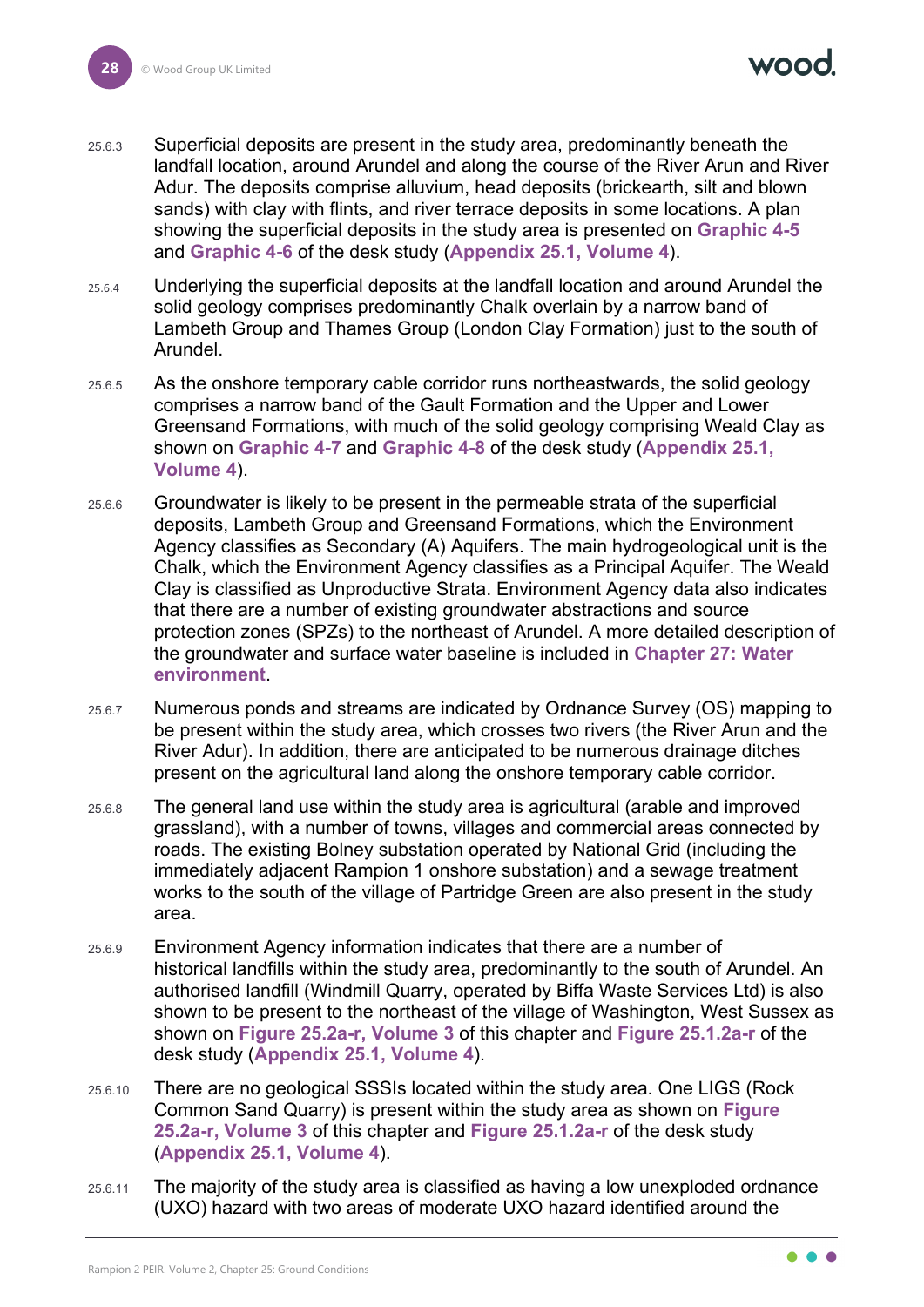25.6.3 Superficial deposits are present in the study area, predominantly beneath the landfall location, around Arundel and along the course of the River Arun and River Adur. The deposits comprise alluvium, head deposits (brickearth, silt and blown sands) with clay with flints, and river terrace deposits in some locations. A plan showing the superficial deposits in the study area is presented on **Graphic 4-5** and **Graphic 4-6** of the desk study (**Appendix 25.1, Volume 4**).

25.6.4 Underlying the superficial deposits at the landfall location and around Arundel the solid geology comprises predominantly Chalk overlain by a narrow band of Lambeth Group and Thames Group (London Clay Formation) just to the south of Arundel.

25.6.5 As the onshore temporary cable corridor runs northeastwards, the solid geology comprises a narrow band of the Gault Formation and the Upper and Lower Greensand Formations, with much of the solid geology comprising Weald Clay as shown on **Graphic 4-7** and **Graphic 4-8** of the desk study (**Appendix 25.1, Volume 4**).

25.6.6 Groundwater is likely to be present in the permeable strata of the superficial deposits, Lambeth Group and Greensand Formations, which the Environment Agency classifies as Secondary (A) Aquifers. The main hydrogeological unit is the Chalk, which the Environment Agency classifies as a Principal Aquifer. The Weald Clay is classified as Unproductive Strata. Environment Agency data also indicates that there are a number of existing groundwater abstractions and source protection zones (SPZs) to the northeast of Arundel. A more detailed description of the groundwater and surface water baseline is included in **Chapter 27: Water environment**.

25.6.7 Numerous ponds and streams are indicated by Ordnance Survey (OS) mapping to be present within the study area, which crosses two rivers (the River Arun and the River Adur). In addition, there are anticipated to be numerous drainage ditches present on the agricultural land along the onshore temporary cable corridor.

25.6.8 The general land use within the study area is agricultural (arable and improved grassland), with a number of towns, villages and commercial areas connected by roads. The existing Bolney substation operated by National Grid (including the immediately adjacent Rampion 1 onshore substation) and a sewage treatment works to the south of the village of Partridge Green are also present in the study area.

25.6.9 Environment Agency information indicates that there are a number of historical landfills within the study area, predominantly to the south of Arundel. An authorised landfill (Windmill Quarry, operated by Biffa Waste Services Ltd) is also shown to be present to the northeast of the village of Washington, West Sussex as shown on **Figure 25.2a-r, Volume 3** of this chapter and **Figure 25.1.2a-r** of the desk study (**Appendix 25.1, Volume 4**).

25.6.10 There are no geological SSSIs located within the study area. One LIGS (Rock Common Sand Quarry) is present within the study area as shown on **Figure 25.2a-r, Volume 3** of this chapter and **Figure 25.1.2a-r** of the desk study (**Appendix 25.1, Volume 4**).

25.6.11 The majority of the study area is classified as having a low unexploded ordnance (UXO) hazard with two areas of moderate UXO hazard identified around the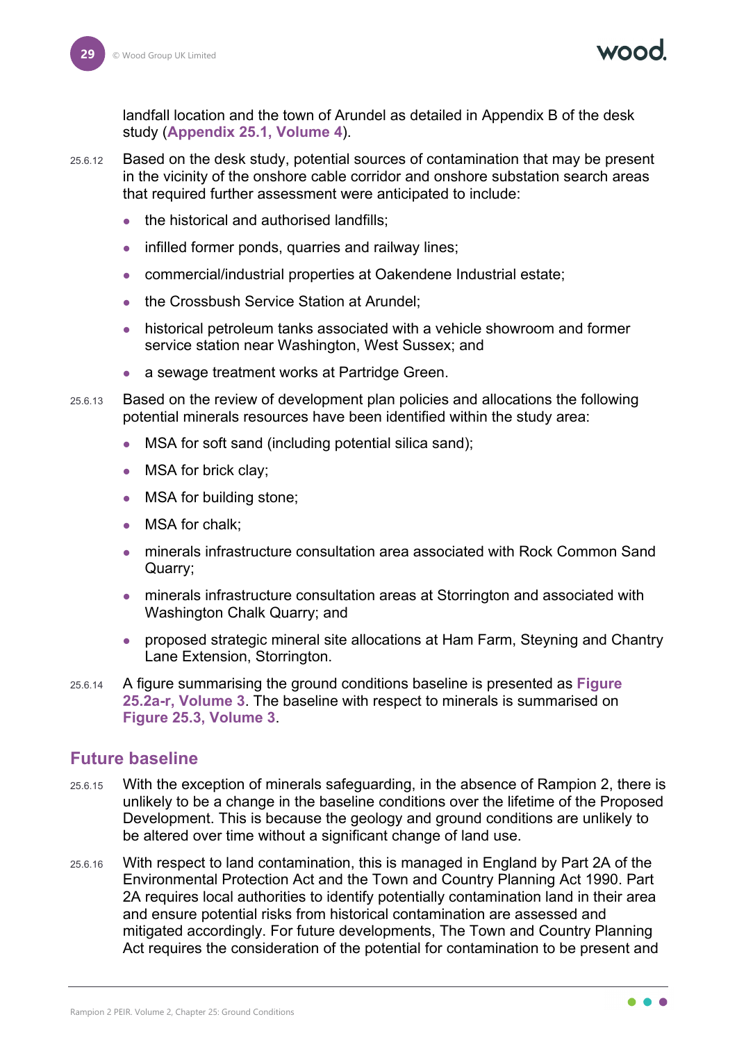landfall location and the town of Arundel as detailed in Appendix B of the desk study (**Appendix 25.1, Volume 4**).

25.6.12 Based on the desk study, potential sources of contamination that may be present in the vicinity of the onshore cable corridor and onshore substation search areas that required further assessment were anticipated to include:

- the historical and authorised landfills;
- infilled former ponds, quarries and railway lines;
- commercial/industrial properties at Oakendene Industrial estate;
- the Crossbush Service Station at Arundel;
- historical petroleum tanks associated with a vehicle showroom and former service station near Washington, West Sussex; and
- a sewage treatment works at Partridge Green.

25.6.13 Based on the review of development plan policies and allocations the following potential minerals resources have been identified within the study area:

- MSA for soft sand (including potential silica sand);
- MSA for brick clay;
- MSA for building stone;
- MSA for chalk;
- minerals infrastructure consultation area associated with Rock Common Sand Quarry;
- minerals infrastructure consultation areas at Storrington and associated with Washington Chalk Quarry; and
- proposed strategic mineral site allocations at Ham Farm, Steyning and Chantry Lane Extension, Storrington.

25.6.14 A figure summarising the ground conditions baseline is presented as **Figure 25.2a-r, Volume 3**. The baseline with respect to minerals is summarised on **Figure 25.3, Volume 3**.

## Future baseline

25.6.15 With the exception of minerals safeguarding, in the absence of Rampion 2, there is unlikely to be a change in the baseline conditions over the lifetime of the Proposed Development. This is because the geology and ground conditions are unlikely to be altered over time without a significant change of land use.

25.6.16 With respect to land contamination, this is managed in England by Part 2A of the Environmental Protection Act and the Town and Country Planning Act 1990. Part 2A requires local authorities to identify potentially contamination land in their area and ensure potential risks from historical contamination are assessed and mitigated accordingly. For future developments, The Town and Country Planning Act requires the consideration of the potential for contamination to be present and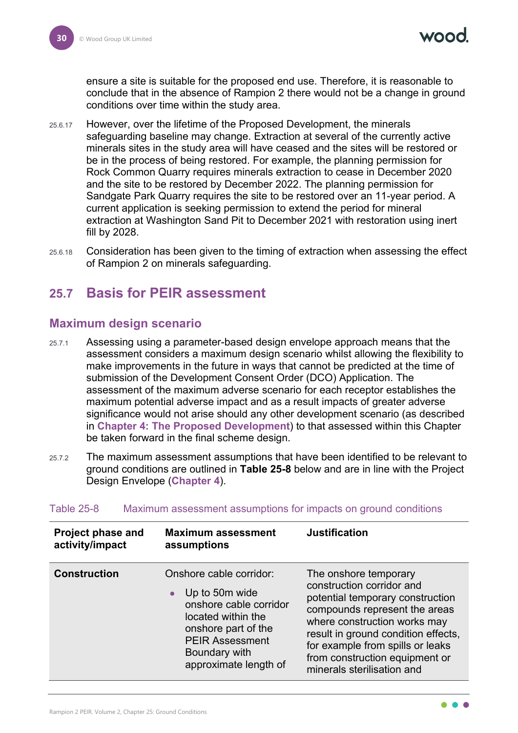ensure a site is suitable for the proposed end use. Therefore, it is reasonable to conclude that in the absence of Rampion 2 there would not be a change in ground conditions over time within the study area.

25.6.17 However, over the lifetime of the Proposed Development, the minerals safeguarding baseline may change. Extraction at several of the currently active minerals sites in the study area will have ceased and the sites will be restored or be in the process of being restored. For example, the planning permission for Rock Common Quarry requires minerals extraction to cease in December 2020 and the site to be restored by December 2022. The planning permission for Sandgate Park Quarry requires the site to be restored over an 11-year period. A current application is seeking permission to extend the period for mineral extraction at Washington Sand Pit to December 2021 with restoration using inert fill by 2028.

25.6.18 Consideration has been given to the timing of extraction when assessing the effect of Rampion 2 on minerals safeguarding.

## 25.7 Basis for PEIR assessment

### Maximum design scenario

25.7.1 Assessing using a parameter-based design envelope approach means that the assessment considers a maximum design scenario whilst allowing the flexibility to make improvements in the future in ways that cannot be predicted at the time of submission of the Development Consent Order (DCO) Application. The assessment of the maximum adverse scenario for each receptor establishes the maximum potential adverse impact and as a result impacts of greater adverse significance would not arise should any other development scenario (as described in **Chapter 4: The Proposed Development**) to that assessed within this Chapter be taken forward in the final scheme design.

25.7.2 The maximum assessment assumptions that have been identified to be relevant to ground conditions are outlined in **Table 25-8** below and are in line with the Project Design Envelope (**Chapter 4**).

Table 25-8 Maximum assessment assumptions for impacts on ground conditions

| Project phase and activity/impact | Maximum assessment assumptions | Justification |
|---|---|---|
| **Construction** | Onshore cable corridor:<br>• Up to 50m wide onshore cable corridor located within the onshore part of the PEIR Assessment Boundary with approximate length of | The onshore temporary construction corridor and potential temporary construction compounds represent the areas where construction works may result in ground condition effects, for example from spills or leaks from construction equipment or minerals sterilisation and |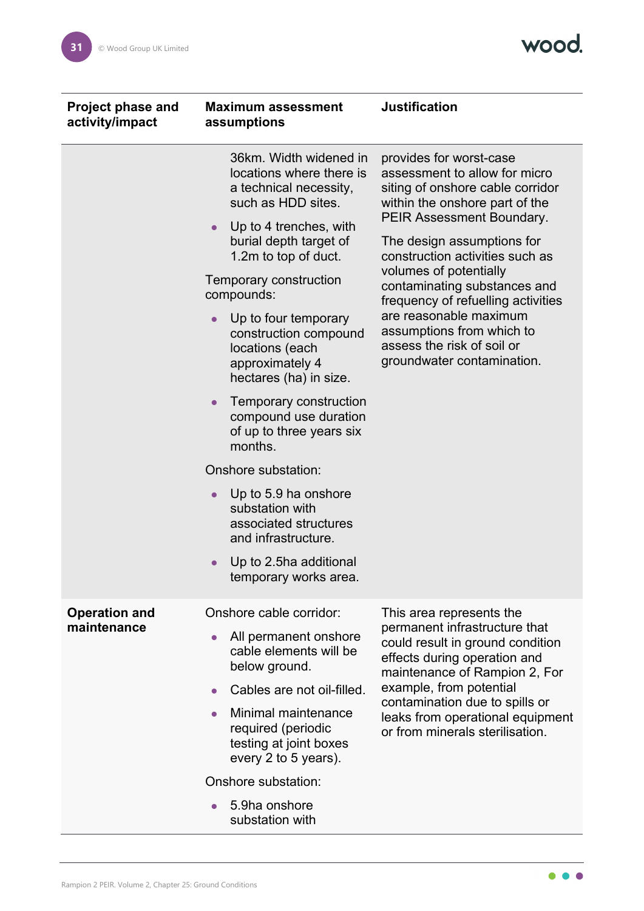| Project phase and activity/impact | Maximum assessment assumptions | Justification |
|---|---|---|
| | 36km. Width widened in locations where there is a technical necessity, such as HDD sites.<br>• Up to 4 trenches, with burial depth target of 1.2m to top of duct.<br>Temporary construction compounds:<br>• Up to four temporary construction compound locations (each approximately 4 hectares (ha) in size.<br>• Temporary construction compound use duration of up to three years six months.<br>Onshore substation:<br>• Up to 5.9 ha onshore substation with associated structures and infrastructure.<br>• Up to 2.5ha additional temporary works area. | provides for worst-case assessment to allow for micro siting of onshore cable corridor within the onshore part of the PEIR Assessment Boundary.<br>The design assumptions for construction activities such as volumes of potentially contaminating substances and frequency of refuelling activities are reasonable maximum assumptions from which to assess the risk of soil or groundwater contamination. |
| **Operation and maintenance** | Onshore cable corridor:<br>• All permanent onshore cable elements will be below ground.<br>• Cables are not oil-filled.<br>• Minimal maintenance required (periodic testing at joint boxes every 2 to 5 years).<br>Onshore substation:<br>• 5.9ha onshore substation with | This area represents the permanent infrastructure that could result in ground condition effects during operation and maintenance of Rampion 2, For example, from potential contamination due to spills or leaks from operational equipment or from minerals sterilisation. |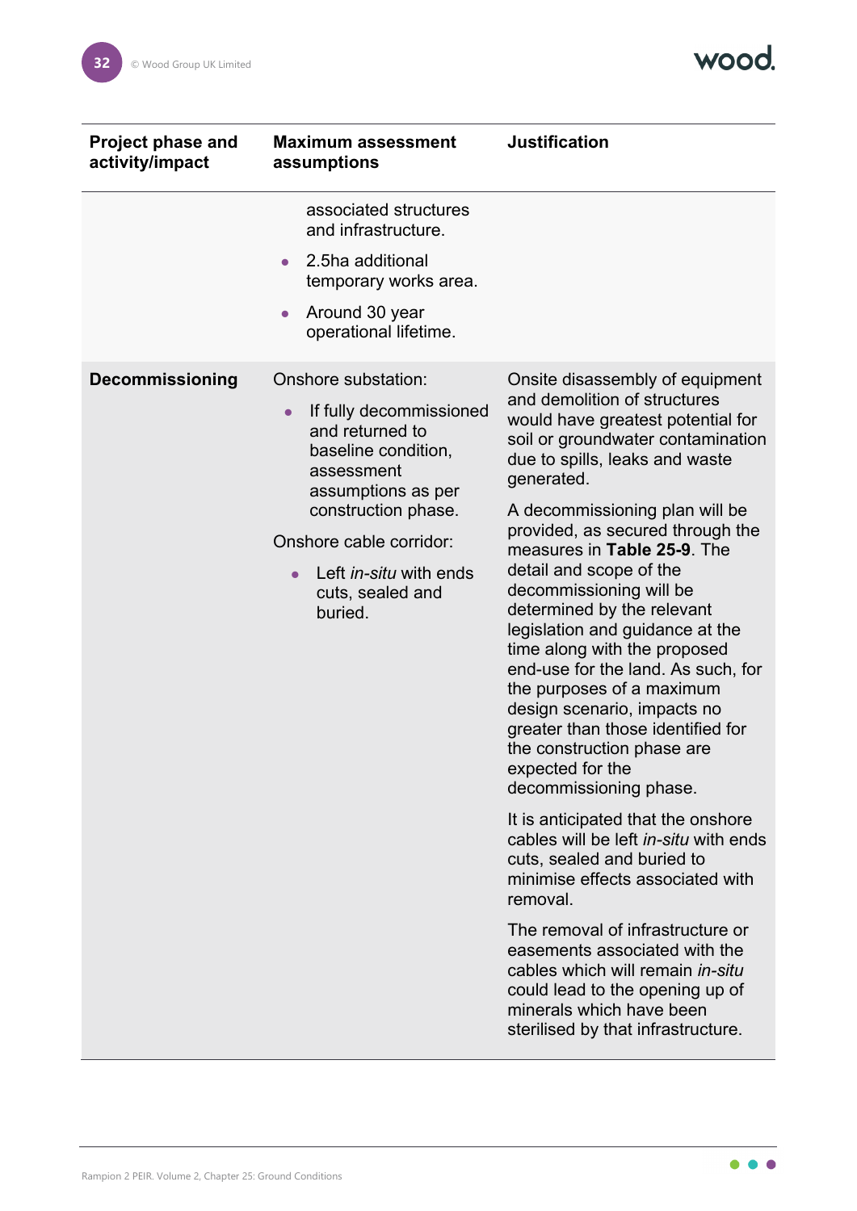| Project phase and activity/impact | Maximum assessment assumptions | Justification |
| --- | --- | --- |
| | associated structures and infrastructure.<br>• 2.5ha additional temporary works area.<br>• Around 30 year operational lifetime. | |
| **Decommissioning** | Onshore substation:<br>• If fully decommissioned and returned to baseline condition, assessment assumptions as per construction phase.<br>Onshore cable corridor:<br>• Left *in-situ* with ends cuts, sealed and buried. | Onsite disassembly of equipment and demolition of structures would have greatest potential for soil or groundwater contamination due to spills, leaks and waste generated.<br>A decommissioning plan will be provided, as secured through the measures in **Table 25-9**. The detail and scope of the decommissioning will be determined by the relevant legislation and guidance at the time along with the proposed end-use for the land. As such, for the purposes of a maximum design scenario, impacts no greater than those identified for the construction phase are expected for the decommissioning phase.<br>It is anticipated that the onshore cables will be left *in-situ* with ends cuts, sealed and buried to minimise effects associated with removal.<br>The removal of infrastructure or easements associated with the cables which will remain *in-situ* could lead to the opening up of minerals which have been sterilised by that infrastructure. |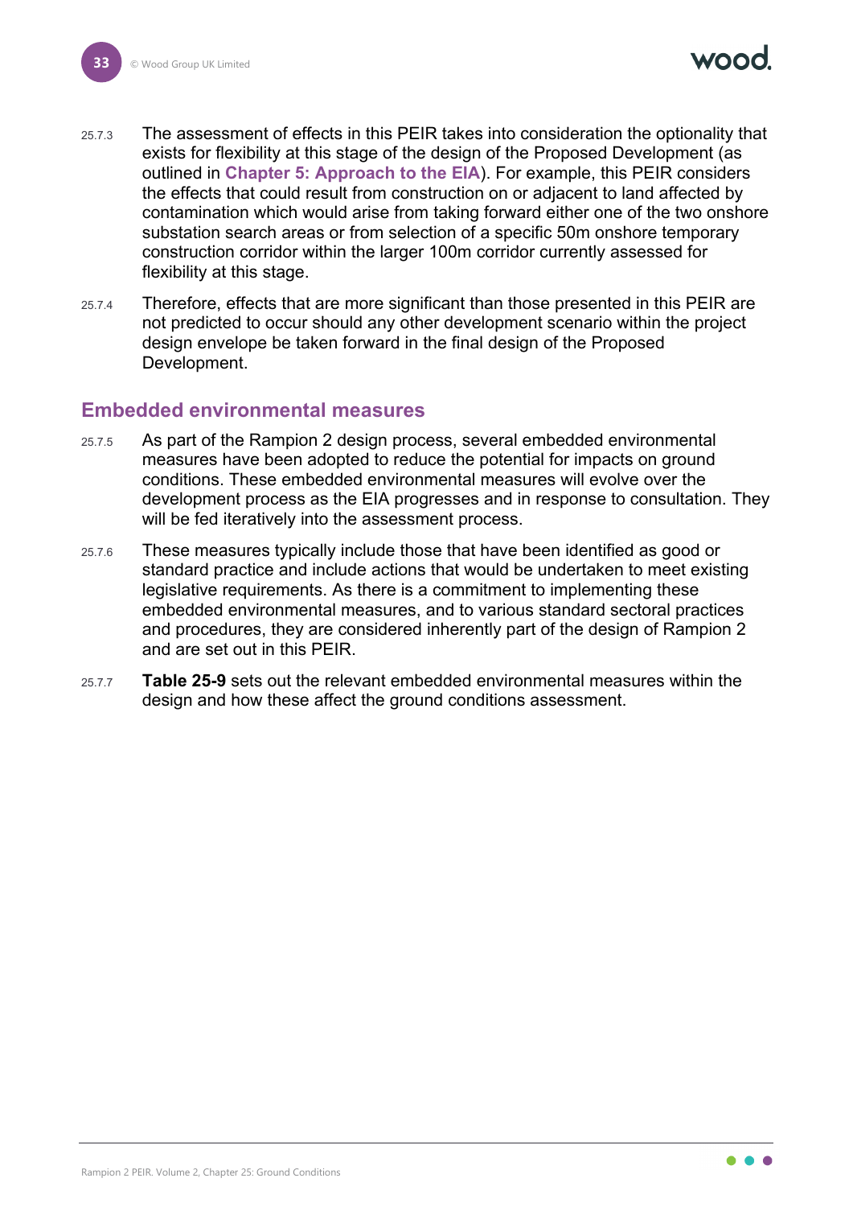25.7.3 The assessment of effects in this PEIR takes into consideration the optionality that exists for flexibility at this stage of the design of the Proposed Development (as outlined in **Chapter 5: Approach to the EIA**). For example, this PEIR considers the effects that could result from construction on or adjacent to land affected by contamination which would arise from taking forward either one of the two onshore substation search areas or from selection of a specific 50m onshore temporary construction corridor within the larger 100m corridor currently assessed for flexibility at this stage.

25.7.4 Therefore, effects that are more significant than those presented in this PEIR are not predicted to occur should any other development scenario within the project design envelope be taken forward in the final design of the Proposed Development.

## Embedded environmental measures

25.7.5 As part of the Rampion 2 design process, several embedded environmental measures have been adopted to reduce the potential for impacts on ground conditions. These embedded environmental measures will evolve over the development process as the EIA progresses and in response to consultation. They will be fed iteratively into the assessment process.

25.7.6 These measures typically include those that have been identified as good or standard practice and include actions that would be undertaken to meet existing legislative requirements. As there is a commitment to implementing these embedded environmental measures, and to various standard sectoral practices and procedures, they are considered inherently part of the design of Rampion 2 and are set out in this PEIR.

25.7.7 **Table 25-9** sets out the relevant embedded environmental measures within the design and how these affect the ground conditions assessment.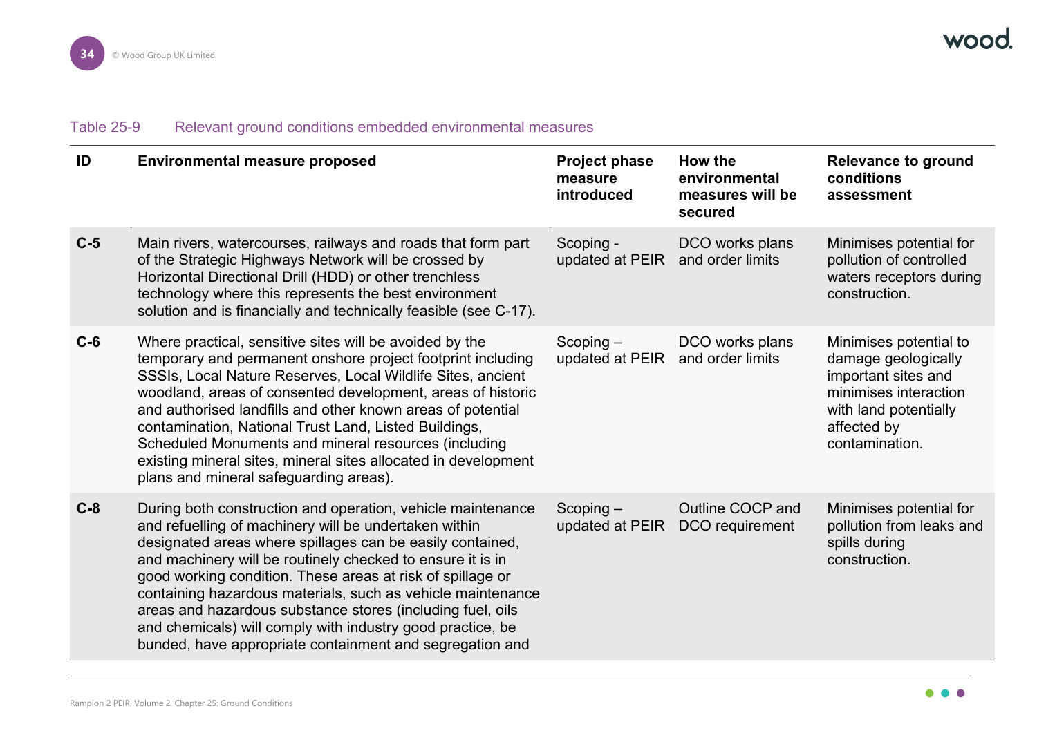Table 25-9 Relevant ground conditions embedded environmental measures

| ID | Environmental measure proposed | Project phase measure introduced | How the environmental measures will be secured | Relevance to ground conditions assessment |
|---|---|---|---|---|
| **C-5** | Main rivers, watercourses, railways and roads that form part of the Strategic Highways Network will be crossed by Horizontal Directional Drill (HDD) or other trenchless technology where this represents the best environment solution and is financially and technically feasible (see C-17). | Scoping - updated at PEIR | DCO works plans and order limits | Minimises potential for pollution of controlled waters receptors during construction. |
| **C-6** | Where practical, sensitive sites will be avoided by the temporary and permanent onshore project footprint including SSSIs, Local Nature Reserves, Local Wildlife Sites, ancient woodland, areas of consented development, areas of historic and authorised landfills and other known areas of potential contamination, National Trust Land, Listed Buildings, Scheduled Monuments and mineral resources (including existing mineral sites, mineral sites allocated in development plans and mineral safeguarding areas). | Scoping – updated at PEIR | DCO works plans and order limits | Minimises potential to damage geologically important sites and minimises interaction with land potentially affected by contamination. |
| **C-8** | During both construction and operation, vehicle maintenance and refuelling of machinery will be undertaken within designated areas where spillages can be easily contained, and machinery will be routinely checked to ensure it is in good working condition. These areas at risk of spillage or containing hazardous materials, such as vehicle maintenance areas and hazardous substance stores (including fuel, oils and chemicals) will comply with industry good practice, be bunded, have appropriate containment and segregation and | Scoping – updated at PEIR | Outline COCP and DCO requirement | Minimises potential for pollution from leaks and spills during construction. |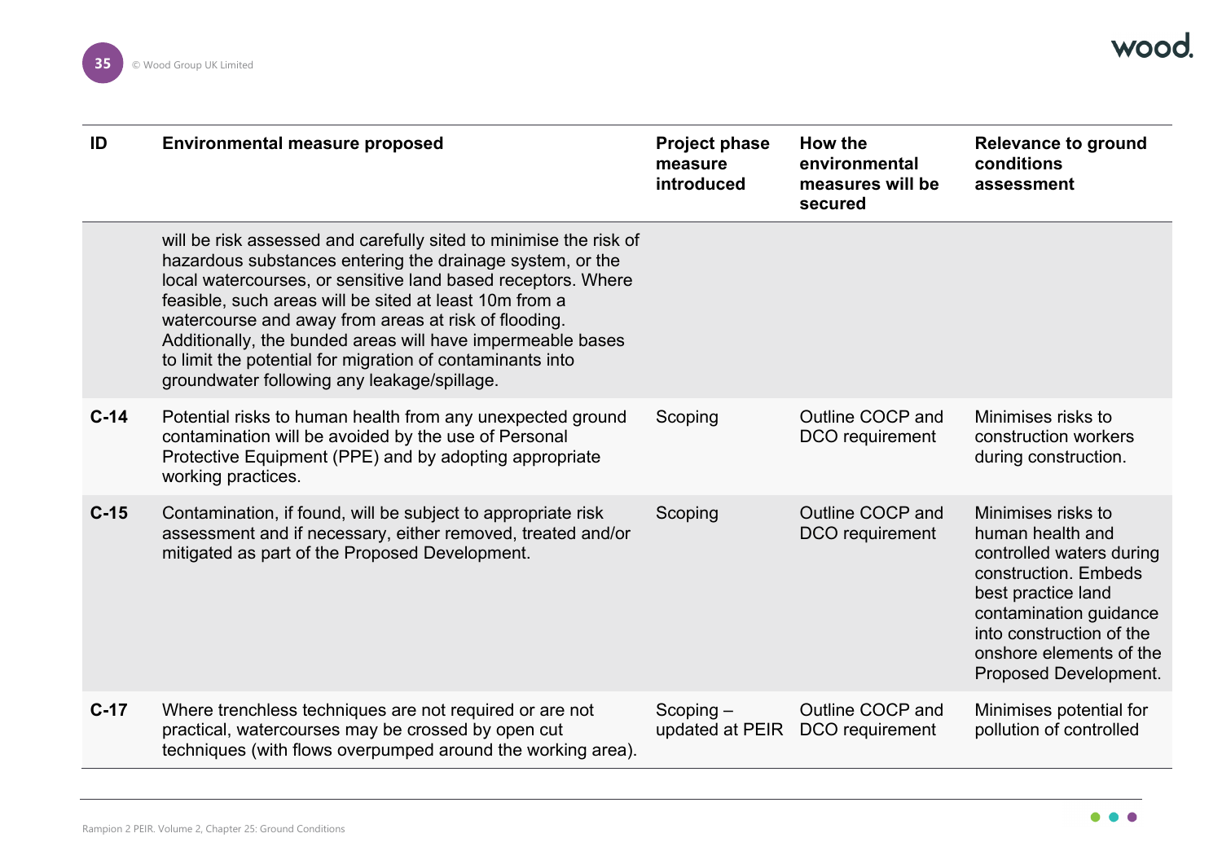| ID | Environmental measure proposed | Project phase measure introduced | How the environmental measures will be secured | Relevance to ground conditions assessment |
|---|---|---|---|---|
| | will be risk assessed and carefully sited to minimise the risk of hazardous substances entering the drainage system, or the local watercourses, or sensitive land based receptors. Where feasible, such areas will be sited at least 10m from a watercourse and away from areas at risk of flooding. Additionally, the bunded areas will have impermeable bases to limit the potential for migration of contaminants into groundwater following any leakage/spillage. | | | |
| C-14 | Potential risks to human health from any unexpected ground contamination will be avoided by the use of Personal Protective Equipment (PPE) and by adopting appropriate working practices. | Scoping | Outline COCP and DCO requirement | Minimises risks to construction workers during construction. |
| C-15 | Contamination, if found, will be subject to appropriate risk assessment and if necessary, either removed, treated and/or mitigated as part of the Proposed Development. | Scoping | Outline COCP and DCO requirement | Minimises risks to human health and controlled waters during construction. Embeds best practice land contamination guidance into construction of the onshore elements of the Proposed Development. |
| C-17 | Where trenchless techniques are not required or are not practical, watercourses may be crossed by open cut techniques (with flows overpumped around the working area). | Scoping – updated at PEIR | Outline COCP and DCO requirement | Minimises potential for pollution of controlled |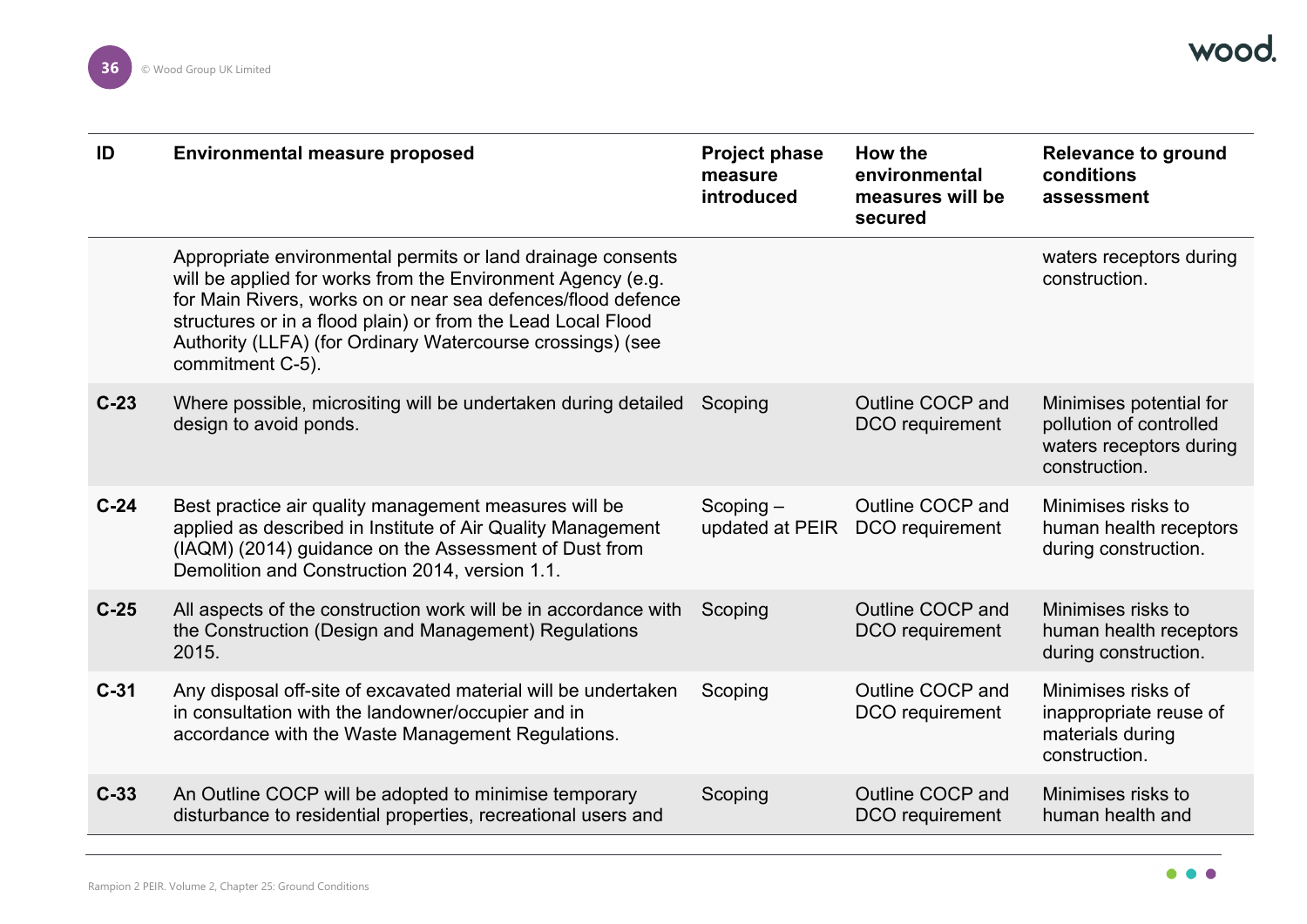| ID | Environmental measure proposed | Project phase measure introduced | How the environmental measures will be secured | Relevance to ground conditions assessment |
|---|---|---|---|---|
| | Appropriate environmental permits or land drainage consents will be applied for works from the Environment Agency (e.g. for Main Rivers, works on or near sea defences/flood defence structures or in a flood plain) or from the Lead Local Flood Authority (LLFA) (for Ordinary Watercourse crossings) (see commitment C-5). | | | waters receptors during construction. |
| **C-23** | Where possible, micrositing will be undertaken during detailed design to avoid ponds. | Scoping | Outline COCP and DCO requirement | Minimises potential for pollution of controlled waters receptors during construction. |
| **C-24** | Best practice air quality management measures will be applied as described in Institute of Air Quality Management (IAQM) (2014) guidance on the Assessment of Dust from Demolition and Construction 2014, version 1.1. | Scoping – updated at PEIR | Outline COCP and DCO requirement | Minimises risks to human health receptors during construction. |
| **C-25** | All aspects of the construction work will be in accordance with the Construction (Design and Management) Regulations 2015. | Scoping | Outline COCP and DCO requirement | Minimises risks to human health receptors during construction. |
| **C-31** | Any disposal off-site of excavated material will be undertaken in consultation with the landowner/occupier and in accordance with the Waste Management Regulations. | Scoping | Outline COCP and DCO requirement | Minimises risks of inappropriate reuse of materials during construction. |
| **C-33** | An Outline COCP will be adopted to minimise temporary disturbance to residential properties, recreational users and | Scoping | Outline COCP and DCO requirement | Minimises risks to human health and |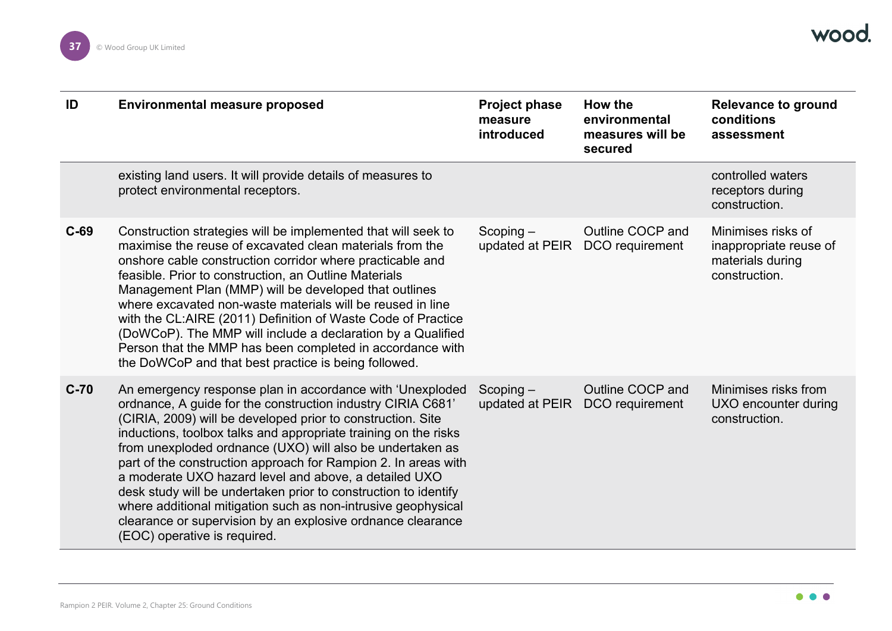| ID | Environmental measure proposed | Project phase measure introduced | How the environmental measures will be secured | Relevance to ground conditions assessment |
|---|---|---|---|---|
| | existing land users. It will provide details of measures to protect environmental receptors. | | | controlled waters receptors during construction. |
| **C-69** | Construction strategies will be implemented that will seek to maximise the reuse of excavated clean materials from the onshore cable construction corridor where practicable and feasible. Prior to construction, an Outline Materials Management Plan (MMP) will be developed that outlines where excavated non-waste materials will be reused in line with the CL:AIRE (2011) Definition of Waste Code of Practice (DoWCoP). The MMP will include a declaration by a Qualified Person that the MMP has been completed in accordance with the DoWCoP and that best practice is being followed. | Scoping – updated at PEIR | Outline COCP and DCO requirement | Minimises risks of inappropriate reuse of materials during construction. |
| **C-70** | An emergency response plan in accordance with 'Unexploded ordnance, A guide for the construction industry CIRIA C681' (CIRIA, 2009) will be developed prior to construction. Site inductions, toolbox talks and appropriate training on the risks from unexploded ordnance (UXO) will also be undertaken as part of the construction approach for Rampion 2. In areas with a moderate UXO hazard level and above, a detailed UXO desk study will be undertaken prior to construction to identify where additional mitigation such as non-intrusive geophysical clearance or supervision by an explosive ordnance clearance (EOC) operative is required. | Scoping – updated at PEIR | Outline COCP and DCO requirement | Minimises risks from UXO encounter during construction. |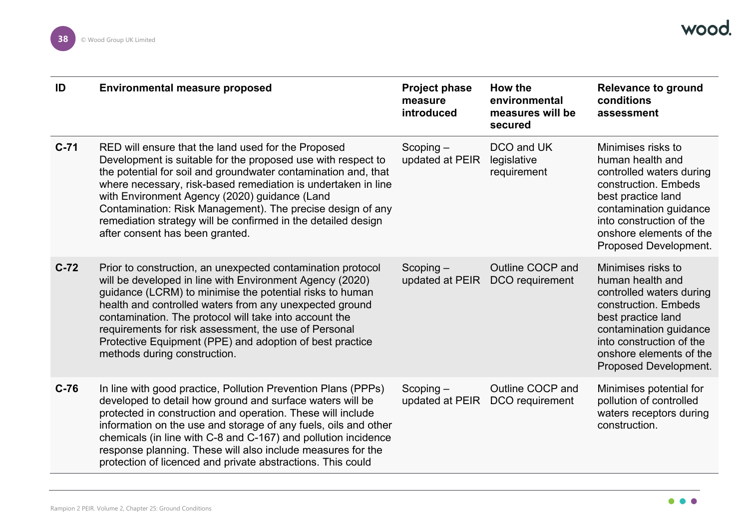| ID | Environmental measure proposed | Project phase measure introduced | How the environmental measures will be secured | Relevance to ground conditions assessment |
|---|---|---|---|---|
| C-71 | RED will ensure that the land used for the Proposed Development is suitable for the proposed use with respect to the potential for soil and groundwater contamination and, that where necessary, risk-based remediation is undertaken in line with Environment Agency (2020) guidance (Land Contamination: Risk Management). The precise design of any remediation strategy will be confirmed in the detailed design after consent has been granted. | Scoping – updated at PEIR | DCO and UK legislative requirement | Minimises risks to human health and controlled waters during construction. Embeds best practice land contamination guidance into construction of the onshore elements of the Proposed Development. |
| C-72 | Prior to construction, an unexpected contamination protocol will be developed in line with Environment Agency (2020) guidance (LCRM) to minimise the potential risks to human health and controlled waters from any unexpected ground contamination. The protocol will take into account the requirements for risk assessment, the use of Personal Protective Equipment (PPE) and adoption of best practice methods during construction. | Scoping – updated at PEIR | Outline COCP and DCO requirement | Minimises risks to human health and controlled waters during construction. Embeds best practice land contamination guidance into construction of the onshore elements of the Proposed Development. |
| C-76 | In line with good practice, Pollution Prevention Plans (PPPs) developed to detail how ground and surface waters will be protected in construction and operation. These will include information on the use and storage of any fuels, oils and other chemicals (in line with C-8 and C-167) and pollution incidence response planning. These will also include measures for the protection of licenced and private abstractions. This could | Scoping – updated at PEIR | Outline COCP and DCO requirement | Minimises potential for pollution of controlled waters receptors during construction. |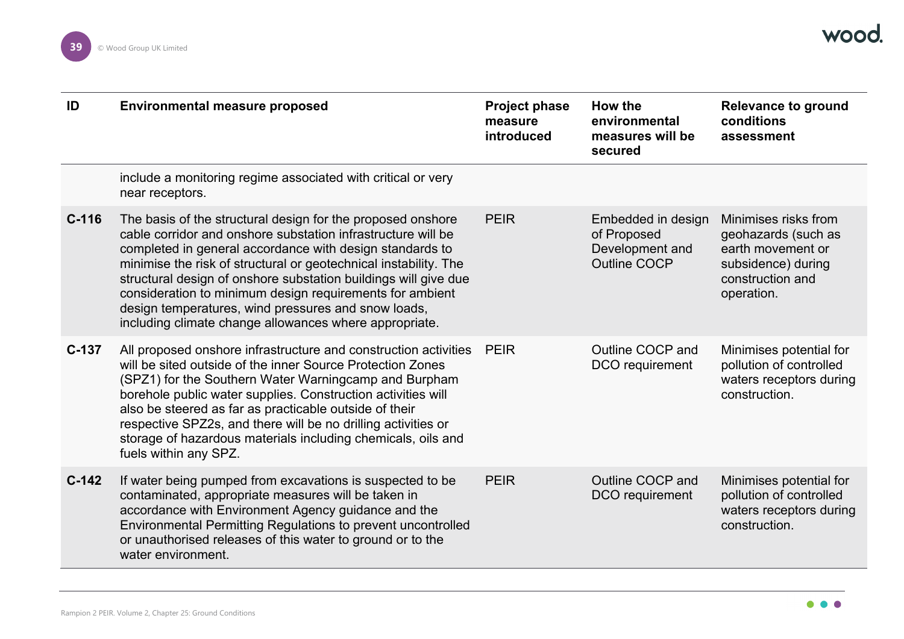| ID | Environmental measure proposed | Project phase measure introduced | How the environmental measures will be secured | Relevance to ground conditions assessment |
|---|---|---|---|---|
| | include a monitoring regime associated with critical or very near receptors. | | | |
| **C-116** | The basis of the structural design for the proposed onshore cable corridor and onshore substation infrastructure will be completed in general accordance with design standards to minimise the risk of structural or geotechnical instability. The structural design of onshore substation buildings will give due consideration to minimum design requirements for ambient design temperatures, wind pressures and snow loads, including climate change allowances where appropriate. | PEIR | Embedded in design of Proposed Development and Outline COCP | Minimises risks from geohazards (such as earth movement or subsidence) during construction and operation. |
| **C-137** | All proposed onshore infrastructure and construction activities will be sited outside of the inner Source Protection Zones (SPZ1) for the Southern Water Warningcamp and Burpham borehole public water supplies. Construction activities will also be steered as far as practicable outside of their respective SPZ2s, and there will be no drilling activities or storage of hazardous materials including chemicals, oils and fuels within any SPZ. | PEIR | Outline COCP and DCO requirement | Minimises potential for pollution of controlled waters receptors during construction. |
| **C-142** | If water being pumped from excavations is suspected to be contaminated, appropriate measures will be taken in accordance with Environment Agency guidance and the Environmental Permitting Regulations to prevent uncontrolled or unauthorised releases of this water to ground or to the water environment. | PEIR | Outline COCP and DCO requirement | Minimises potential for pollution of controlled waters receptors during construction. |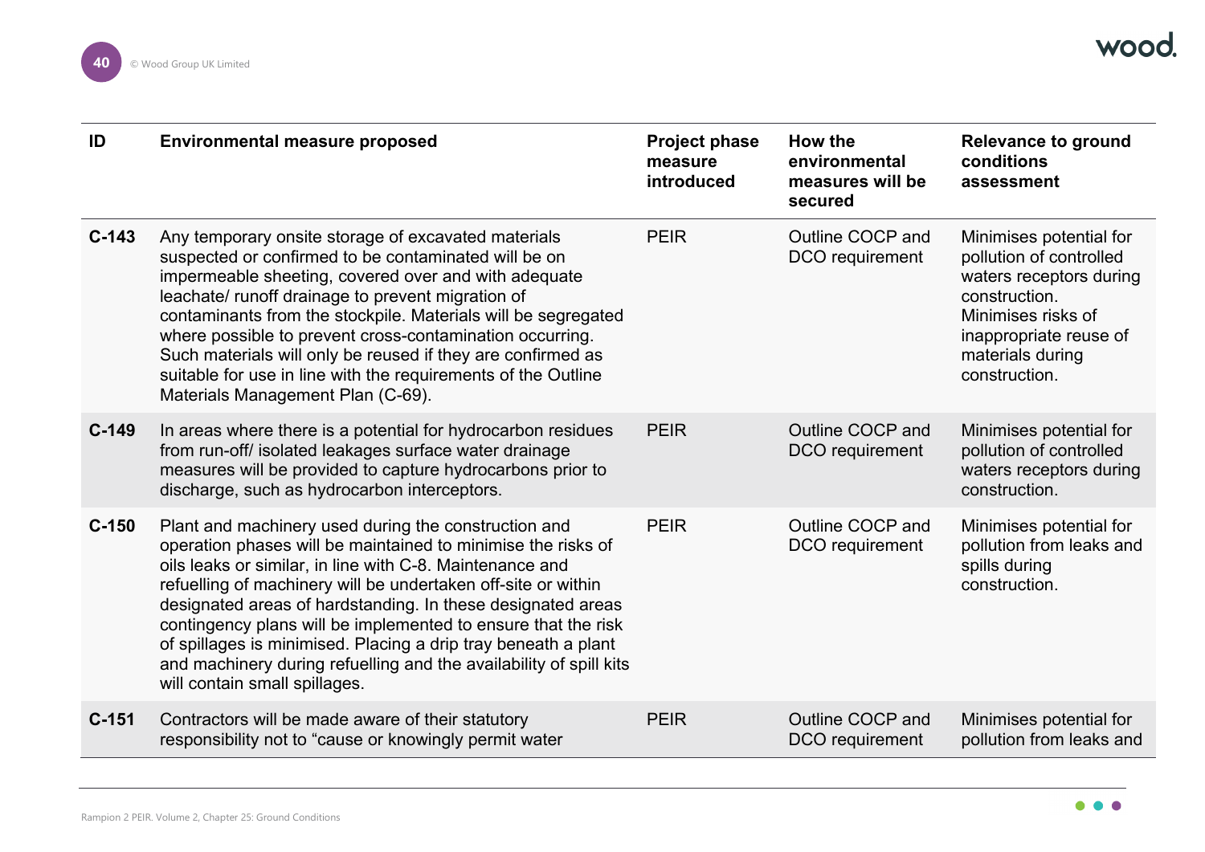| ID | Environmental measure proposed | Project phase measure introduced | How the environmental measures will be secured | Relevance to ground conditions assessment |
|---|---|---|---|---|
| C-143 | Any temporary onsite storage of excavated materials suspected or confirmed to be contaminated will be on impermeable sheeting, covered over and with adequate leachate/ runoff drainage to prevent migration of contaminants from the stockpile. Materials will be segregated where possible to prevent cross-contamination occurring. Such materials will only be reused if they are confirmed as suitable for use in line with the requirements of the Outline Materials Management Plan (C-69). | PEIR | Outline COCP and DCO requirement | Minimises potential for pollution of controlled waters receptors during construction. Minimises risks of inappropriate reuse of materials during construction. |
| C-149 | In areas where there is a potential for hydrocarbon residues from run-off/ isolated leakages surface water drainage measures will be provided to capture hydrocarbons prior to discharge, such as hydrocarbon interceptors. | PEIR | Outline COCP and DCO requirement | Minimises potential for pollution of controlled waters receptors during construction. |
| C-150 | Plant and machinery used during the construction and operation phases will be maintained to minimise the risks of oils leaks or similar, in line with C-8. Maintenance and refuelling of machinery will be undertaken off-site or within designated areas of hardstanding. In these designated areas contingency plans will be implemented to ensure that the risk of spillages is minimised. Placing a drip tray beneath a plant and machinery during refuelling and the availability of spill kits will contain small spillages. | PEIR | Outline COCP and DCO requirement | Minimises potential for pollution from leaks and spills during construction. |
| C-151 | Contractors will be made aware of their statutory responsibility not to "cause or knowingly permit water | PEIR | Outline COCP and DCO requirement | Minimises potential for pollution from leaks and |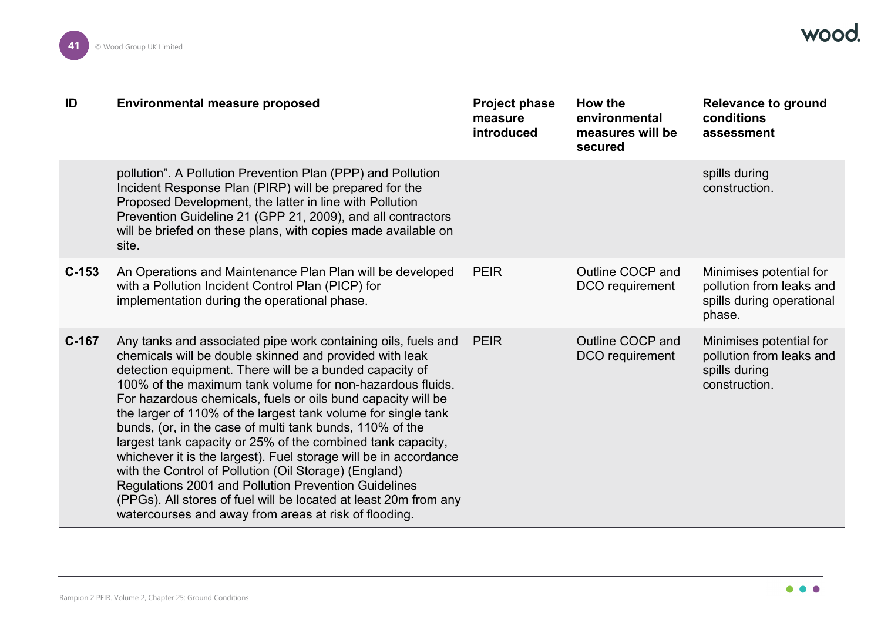| ID | Environmental measure proposed | Project phase measure introduced | How the environmental measures will be secured | Relevance to ground conditions assessment |
|---|---|---|---|---|
| | pollution". A Pollution Prevention Plan (PPP) and Pollution Incident Response Plan (PIRP) will be prepared for the Proposed Development, the latter in line with Pollution Prevention Guideline 21 (GPP 21, 2009), and all contractors will be briefed on these plans, with copies made available on site. | | | spills during construction. |
| **C-153** | An Operations and Maintenance Plan Plan will be developed with a Pollution Incident Control Plan (PICP) for implementation during the operational phase. | PEIR | Outline COCP and DCO requirement | Minimises potential for pollution from leaks and spills during operational phase. |
| **C-167** | Any tanks and associated pipe work containing oils, fuels and chemicals will be double skinned and provided with leak detection equipment. There will be a bunded capacity of 100% of the maximum tank volume for non-hazardous fluids. For hazardous chemicals, fuels or oils bund capacity will be the larger of 110% of the largest tank volume for single tank bunds, (or, in the case of multi tank bunds, 110% of the largest tank capacity or 25% of the combined tank capacity, whichever it is the largest). Fuel storage will be in accordance with the Control of Pollution (Oil Storage) (England) Regulations 2001 and Pollution Prevention Guidelines (PPGs). All stores of fuel will be located at least 20m from any watercourses and away from areas at risk of flooding. | PEIR | Outline COCP and DCO requirement | Minimises potential for pollution from leaks and spills during construction. |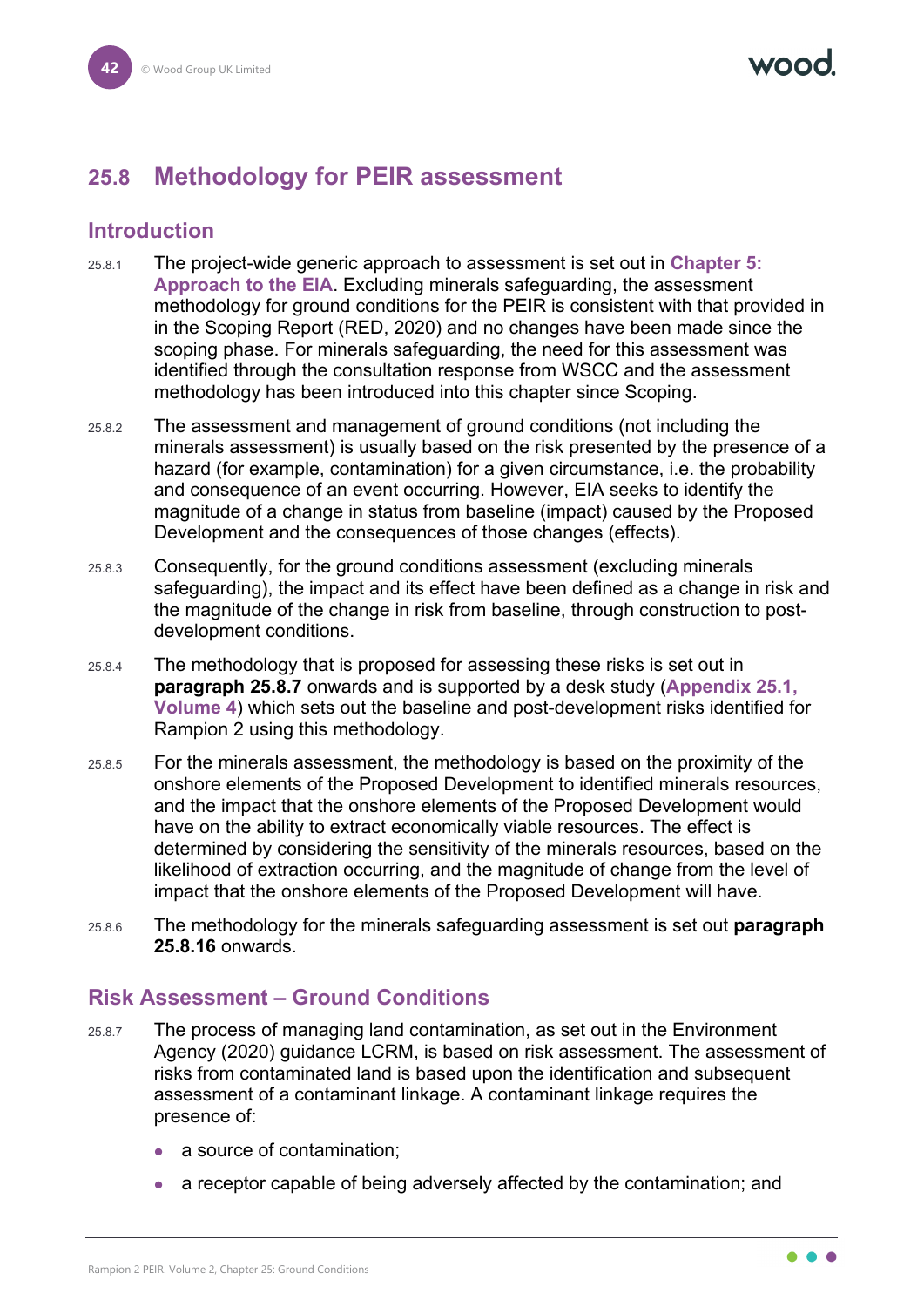## 25.8 Methodology for PEIR assessment

### Introduction

25.8.1 The project-wide generic approach to assessment is set out in **Chapter 5: Approach to the EIA**. Excluding minerals safeguarding, the assessment methodology for ground conditions for the PEIR is consistent with that provided in in the Scoping Report (RED, 2020) and no changes have been made since the scoping phase. For minerals safeguarding, the need for this assessment was identified through the consultation response from WSCC and the assessment methodology has been introduced into this chapter since Scoping.

25.8.2 The assessment and management of ground conditions (not including the minerals assessment) is usually based on the risk presented by the presence of a hazard (for example, contamination) for a given circumstance, i.e. the probability and consequence of an event occurring. However, EIA seeks to identify the magnitude of a change in status from baseline (impact) caused by the Proposed Development and the consequences of those changes (effects).

25.8.3 Consequently, for the ground conditions assessment (excluding minerals safeguarding), the impact and its effect have been defined as a change in risk and the magnitude of the change in risk from baseline, through construction to post-development conditions.

25.8.4 The methodology that is proposed for assessing these risks is set out in **paragraph 25.8.7** onwards and is supported by a desk study (**Appendix 25.1, Volume 4**) which sets out the baseline and post-development risks identified for Rampion 2 using this methodology.

25.8.5 For the minerals assessment, the methodology is based on the proximity of the onshore elements of the Proposed Development to identified minerals resources, and the impact that the onshore elements of the Proposed Development would have on the ability to extract economically viable resources. The effect is determined by considering the sensitivity of the minerals resources, based on the likelihood of extraction occurring, and the magnitude of change from the level of impact that the onshore elements of the Proposed Development will have.

25.8.6 The methodology for the minerals safeguarding assessment is set out **paragraph 25.8.16** onwards.

### Risk Assessment – Ground Conditions

25.8.7 The process of managing land contamination, as set out in the Environment Agency (2020) guidance LCRM, is based on risk assessment. The assessment of risks from contaminated land is based upon the identification and subsequent assessment of a contaminant linkage. A contaminant linkage requires the presence of:

- a source of contamination;
- a receptor capable of being adversely affected by the contamination; and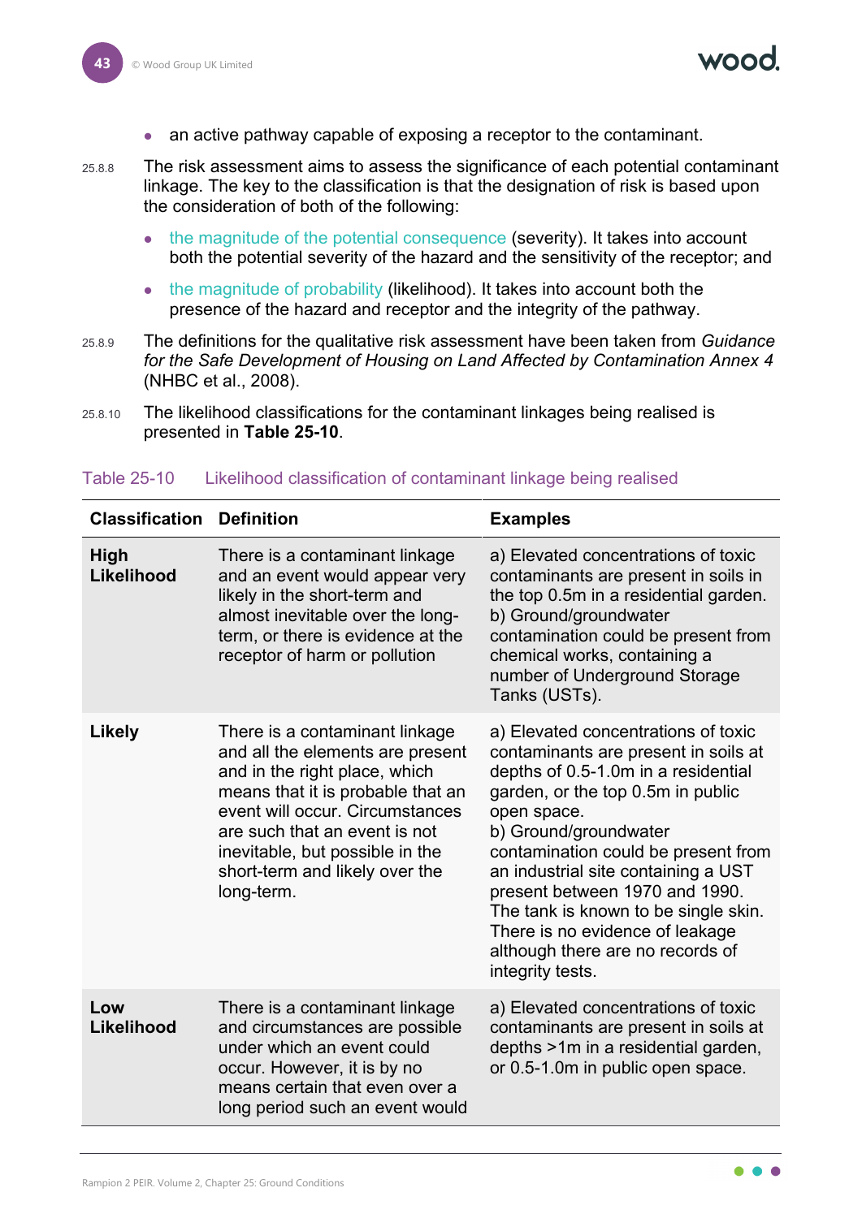- an active pathway capable of exposing a receptor to the contaminant.

25.8.8 The risk assessment aims to assess the significance of each potential contaminant linkage. The key to the classification is that the designation of risk is based upon the consideration of both of the following:

- the magnitude of the potential consequence (severity). It takes into account both the potential severity of the hazard and the sensitivity of the receptor; and
- the magnitude of probability (likelihood). It takes into account both the presence of the hazard and receptor and the integrity of the pathway.

25.8.9 The definitions for the qualitative risk assessment have been taken from *Guidance for the Safe Development of Housing on Land Affected by Contamination Annex 4* (NHBC et al., 2008).

25.8.10 The likelihood classifications for the contaminant linkages being realised is presented in **Table 25-10**.

Table 25-10 Likelihood classification of contaminant linkage being realised

| Classification | Definition | Examples |
|---|---|---|
| **High Likelihood** | There is a contaminant linkage and an event would appear very likely in the short-term and almost inevitable over the long-term, or there is evidence at the receptor of harm or pollution | a) Elevated concentrations of toxic contaminants are present in soils in the top 0.5m in a residential garden. b) Ground/groundwater contamination could be present from chemical works, containing a number of Underground Storage Tanks (USTs). |
| **Likely** | There is a contaminant linkage and all the elements are present and in the right place, which means that it is probable that an event will occur. Circumstances are such that an event is not inevitable, but possible in the short-term and likely over the long-term. | a) Elevated concentrations of toxic contaminants are present in soils at depths of 0.5-1.0m in a residential garden, or the top 0.5m in public open space. b) Ground/groundwater contamination could be present from an industrial site containing a UST present between 1970 and 1990. The tank is known to be single skin. There is no evidence of leakage although there are no records of integrity tests. |
| **Low Likelihood** | There is a contaminant linkage and circumstances are possible under which an event could occur. However, it is by no means certain that even over a long period such an event would | a) Elevated concentrations of toxic contaminants are present in soils at depths >1m in a residential garden, or 0.5-1.0m in public open space. |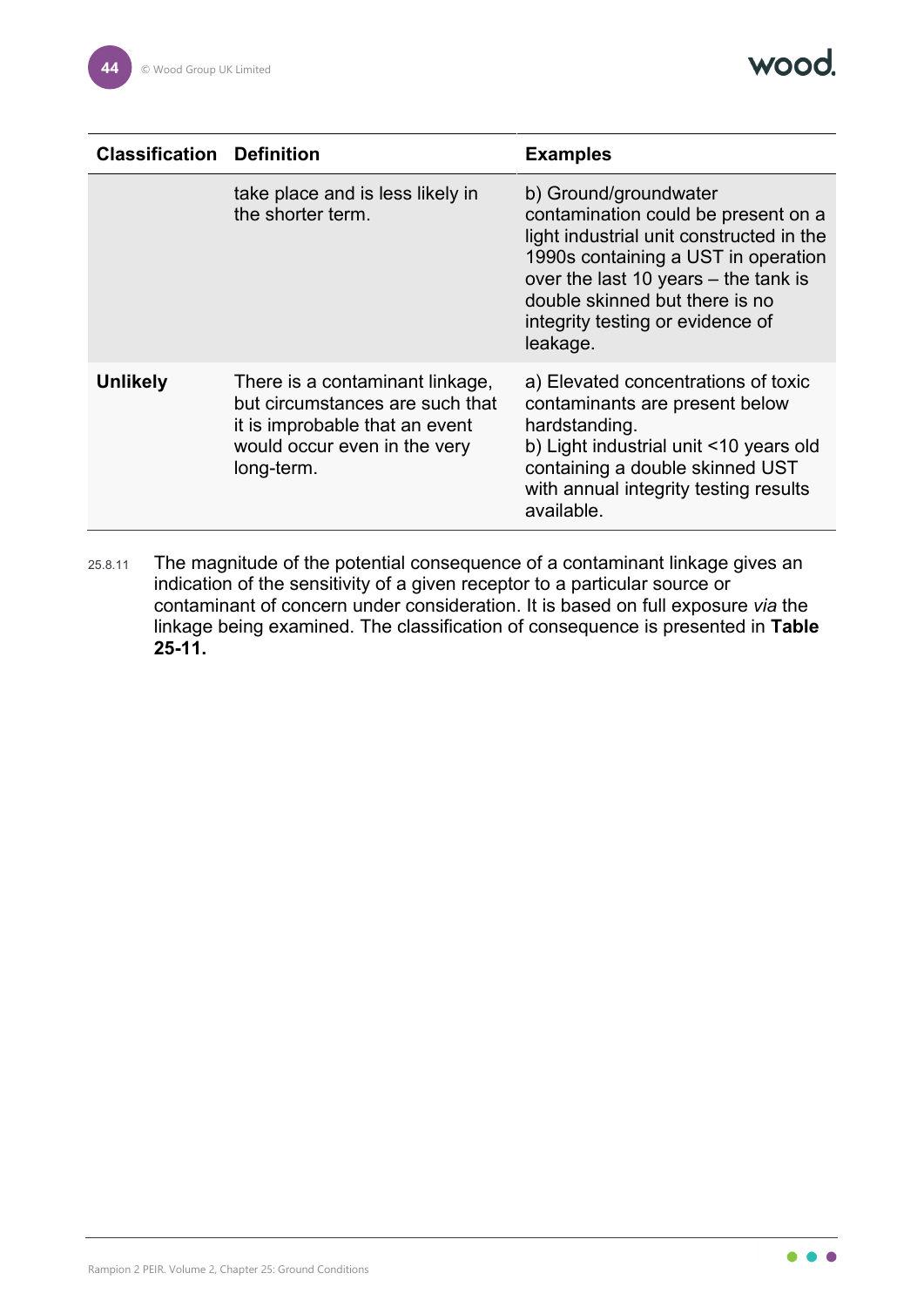| Classification | Definition | Examples |
|---|---|---|
| | take place and is less likely in the shorter term. | b) Ground/groundwater contamination could be present on a light industrial unit constructed in the 1990s containing a UST in operation over the last 10 years – the tank is double skinned but there is no integrity testing or evidence of leakage. |
| **Unlikely** | There is a contaminant linkage, but circumstances are such that it is improbable that an event would occur even in the very long-term. | a) Elevated concentrations of toxic contaminants are present below hardstanding. b) Light industrial unit <10 years old containing a double skinned UST with annual integrity testing results available. |

25.8.11 The magnitude of the potential consequence of a contaminant linkage gives an indication of the sensitivity of a given receptor to a particular source or contaminant of concern under consideration. It is based on full exposure *via* the linkage being examined. The classification of consequence is presented in **Table 25-11.**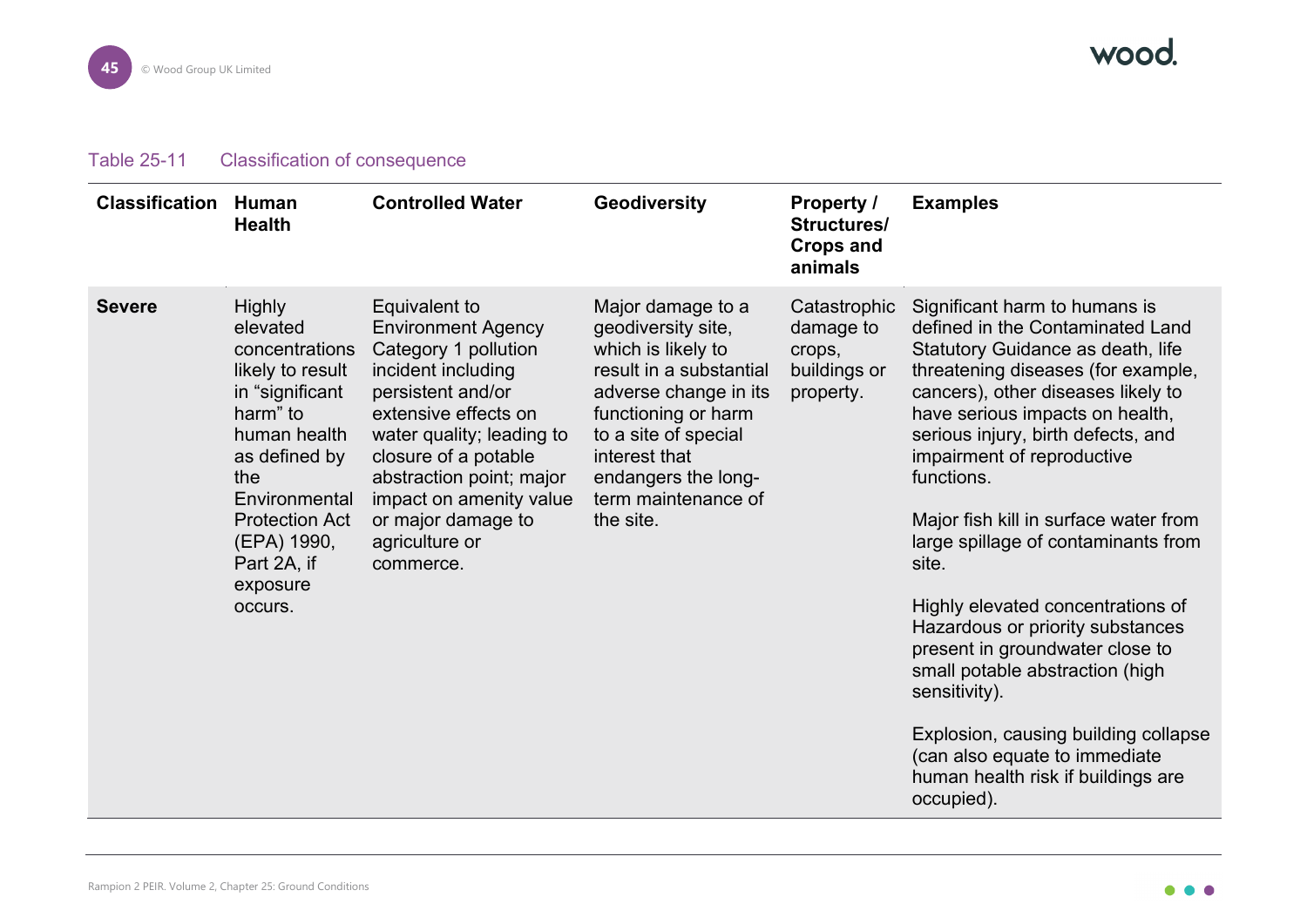Table 25-11 Classification of consequence

| Classification | Human Health | Controlled Water | Geodiversity | Property / Structures/ Crops and animals | Examples |
|---|---|---|---|---|---|
| **Severe** | Highly elevated concentrations likely to result in "significant harm" to human health as defined by the Environmental Protection Act (EPA) 1990, Part 2A, if exposure occurs. | Equivalent to Environment Agency Category 1 pollution incident including persistent and/or extensive effects on water quality; leading to closure of a potable abstraction point; major impact on amenity value or major damage to agriculture or commerce. | Major damage to a geodiversity site, which is likely to result in a substantial adverse change in its functioning or harm to a site of special interest that endangers the long-term maintenance of the site. | Catastrophic damage to crops, buildings or property. | Significant harm to humans is defined in the Contaminated Land Statutory Guidance as death, life threatening diseases (for example, cancers), other diseases likely to have serious impacts on health, serious injury, birth defects, and impairment of reproductive functions.<br><br>Major fish kill in surface water from large spillage of contaminants from site.<br><br>Highly elevated concentrations of Hazardous or priority substances present in groundwater close to small potable abstraction (high sensitivity).<br><br>Explosion, causing building collapse (can also equate to immediate human health risk if buildings are occupied). |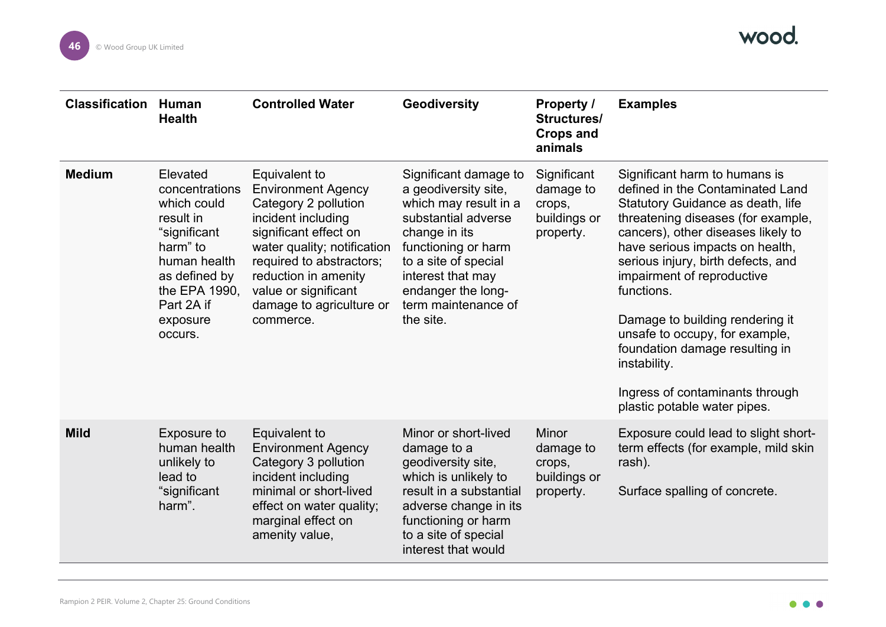| Classification | Human Health | Controlled Water | Geodiversity | Property / Structures/ Crops and animals | Examples |
|---|---|---|---|---|---|
| **Medium** | Elevated concentrations which could result in "significant harm" to human health as defined by the EPA 1990, Part 2A if exposure occurs. | Equivalent to Environment Agency Category 2 pollution incident including significant effect on water quality; notification required to abstractors; reduction in amenity value or significant damage to agriculture or commerce. | Significant damage to a geodiversity site, which may result in a substantial adverse change in its functioning or harm to a site of special interest that may endanger the long-term maintenance of the site. | Significant damage to crops, buildings or property. | Significant harm to humans is defined in the Contaminated Land Statutory Guidance as death, life threatening diseases (for example, cancers), other diseases likely to have serious impacts on health, serious injury, birth defects, and impairment of reproductive functions.<br><br>Damage to building rendering it unsafe to occupy, for example, foundation damage resulting in instability.<br><br>Ingress of contaminants through plastic potable water pipes. |
| **Mild** | Exposure to human health unlikely to lead to "significant harm". | Equivalent to Environment Agency Category 3 pollution incident including minimal or short-lived effect on water quality; marginal effect on amenity value, | Minor or short-lived damage to a geodiversity site, which is unlikely to result in a substantial adverse change in its functioning or harm to a site of special interest that would | Minor damage to crops, buildings or property. | Exposure could lead to slight short-term effects (for example, mild skin rash).<br><br>Surface spalling of concrete. |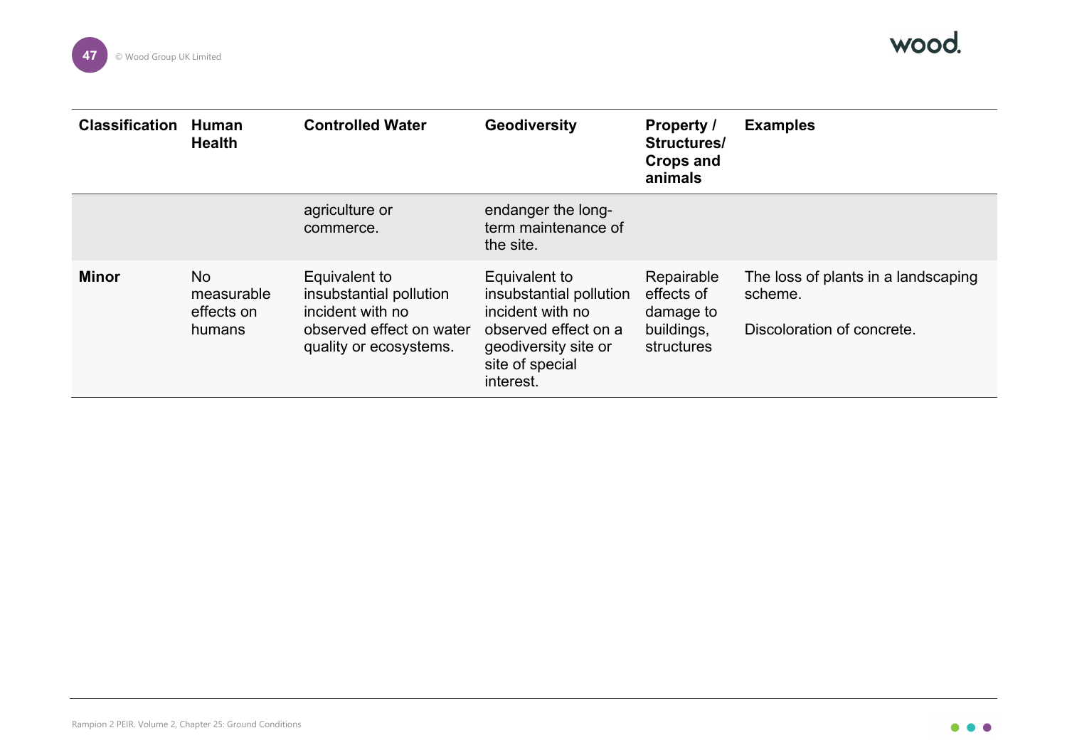| Classification | Human Health | Controlled Water | Geodiversity | Property / Structures/ Crops and animals | Examples |
|---|---|---|---|---|---|
| | | agriculture or commerce. | endanger the long-term maintenance of the site. | | |
| **Minor** | No measurable effects on humans | Equivalent to insubstantial pollution incident with no observed effect on water quality or ecosystems. | Equivalent to insubstantial pollution incident with no observed effect on a geodiversity site or site of special interest. | Repairable effects of damage to buildings, structures | The loss of plants in a landscaping scheme.<br><br>Discoloration of concrete. |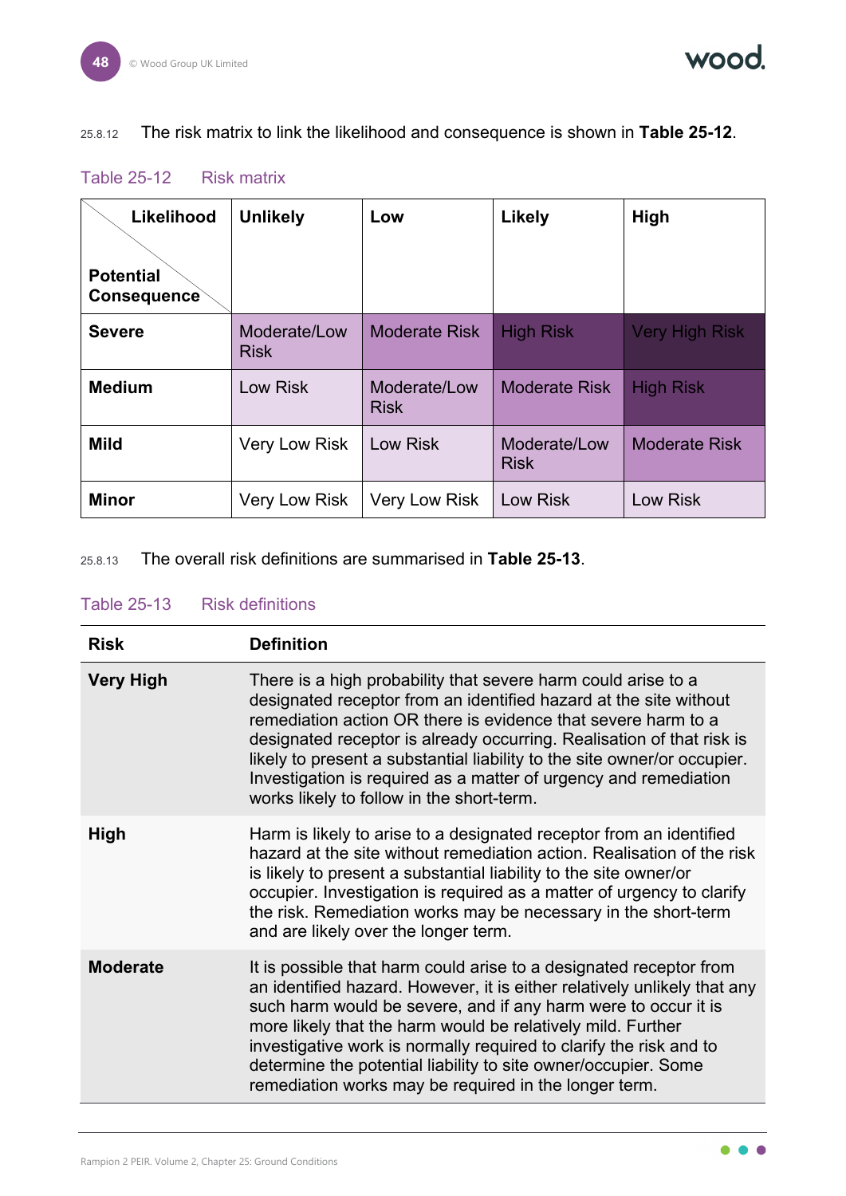25.8.12 The risk matrix to link the likelihood and consequence is shown in **Table 25-12**.

Table 25-12 Risk matrix

| Likelihood / Potential Consequence | Unlikely | Low | Likely | High |
|---|---|---|---|---|
| **Severe** | Moderate/Low Risk | Moderate Risk | High Risk | Very High Risk |
| **Medium** | Low Risk | Moderate/Low Risk | Moderate Risk | High Risk |
| **Mild** | Very Low Risk | Low Risk | Moderate/Low Risk | Moderate Risk |
| **Minor** | Very Low Risk | Very Low Risk | Low Risk | Low Risk |

25.8.13 The overall risk definitions are summarised in **Table 25-13**.

Table 25-13 Risk definitions

| Risk | Definition |
|---|---|
| **Very High** | There is a high probability that severe harm could arise to a designated receptor from an identified hazard at the site without remediation action OR there is evidence that severe harm to a designated receptor is already occurring. Realisation of that risk is likely to present a substantial liability to the site owner/or occupier. Investigation is required as a matter of urgency and remediation works likely to follow in the short-term. |
| **High** | Harm is likely to arise to a designated receptor from an identified hazard at the site without remediation action. Realisation of the risk is likely to present a substantial liability to the site owner/or occupier. Investigation is required as a matter of urgency to clarify the risk. Remediation works may be necessary in the short-term and are likely over the longer term. |
| **Moderate** | It is possible that harm could arise to a designated receptor from an identified hazard. However, it is either relatively unlikely that any such harm would be severe, and if any harm were to occur it is more likely that the harm would be relatively mild. Further investigative work is normally required to clarify the risk and to determine the potential liability to site owner/occupier. Some remediation works may be required in the longer term. |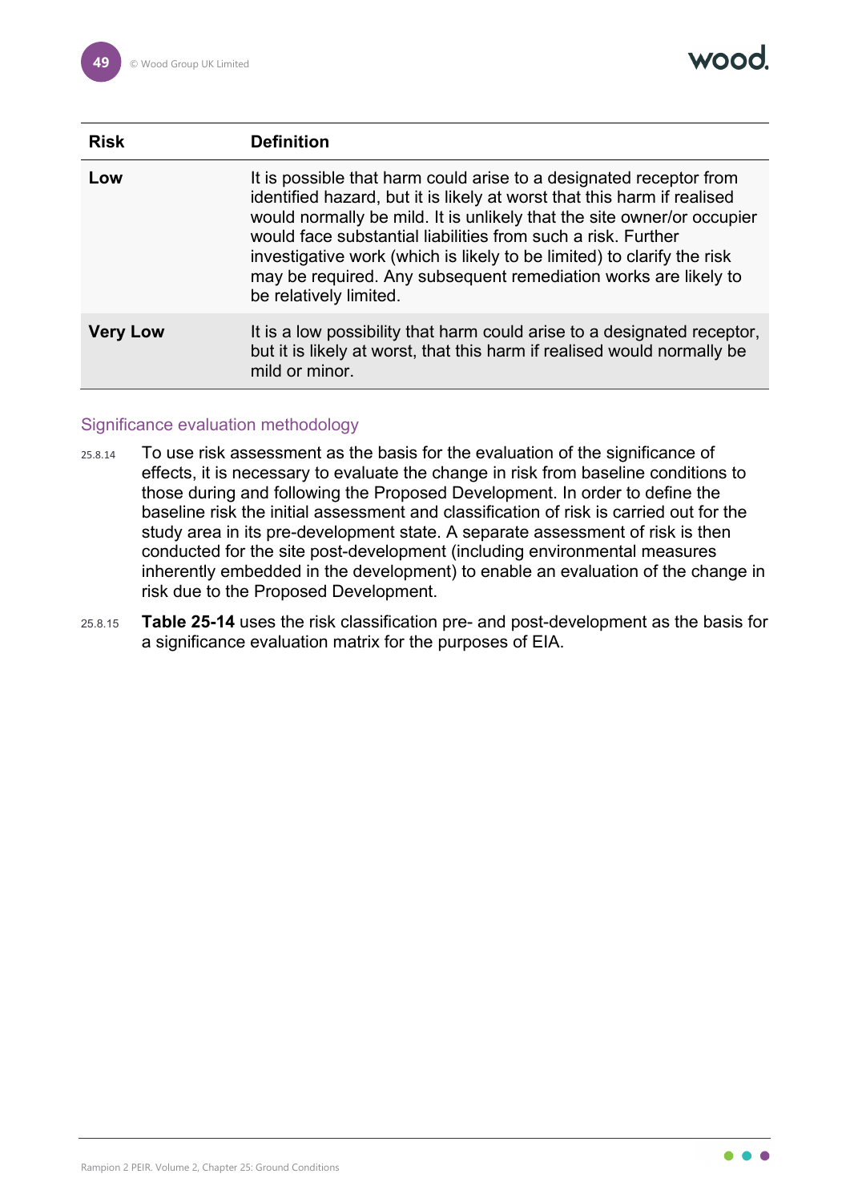| Risk | Definition |
|---|---|
| **Low** | It is possible that harm could arise to a designated receptor from identified hazard, but it is likely at worst that this harm if realised would normally be mild. It is unlikely that the site owner/or occupier would face substantial liabilities from such a risk. Further investigative work (which is likely to be limited) to clarify the risk may be required. Any subsequent remediation works are likely to be relatively limited. |
| **Very Low** | It is a low possibility that harm could arise to a designated receptor, but it is likely at worst, that this harm if realised would normally be mild or minor. |

### Significance evaluation methodology

25.8.14 To use risk assessment as the basis for the evaluation of the significance of effects, it is necessary to evaluate the change in risk from baseline conditions to those during and following the Proposed Development. In order to define the baseline risk the initial assessment and classification of risk is carried out for the study area in its pre-development state. A separate assessment of risk is then conducted for the site post-development (including environmental measures inherently embedded in the development) to enable an evaluation of the change in risk due to the Proposed Development.

25.8.15 **Table 25-14** uses the risk classification pre- and post-development as the basis for a significance evaluation matrix for the purposes of EIA.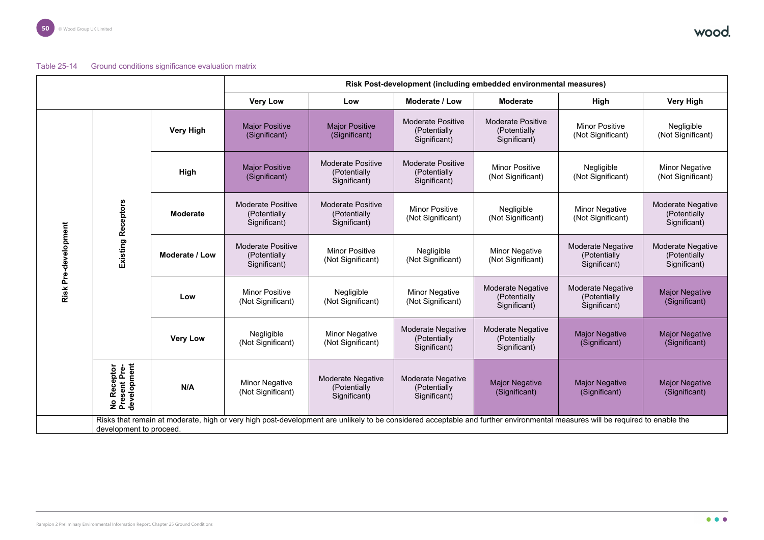Table 25-14 Ground conditions significance evaluation matrix

| | | | Risk Post-development (including embedded environmental measures) | | | | | |
|---|---|---|---|---|---|---|---|---|
| | | | Very Low | Low | Moderate / Low | Moderate | High | Very High |
| Risk Pre-development | Existing Receptors | Very High | Major Positive (Significant) | Major Positive (Significant) | Moderate Positive (Potentially Significant) | Moderate Positive (Potentially Significant) | Minor Positive (Not Significant) | Negligible (Not Significant) |
| | | High | Major Positive (Significant) | Moderate Positive (Potentially Significant) | Moderate Positive (Potentially Significant) | Minor Positive (Not Significant) | Negligible (Not Significant) | Minor Negative (Not Significant) |
| | | Moderate | Moderate Positive (Potentially Significant) | Moderate Positive (Potentially Significant) | Minor Positive (Not Significant) | Negligible (Not Significant) | Minor Negative (Not Significant) | Moderate Negative (Potentially Significant) |
| | | Moderate / Low | Moderate Positive (Potentially Significant) | Minor Positive (Not Significant) | Negligible (Not Significant) | Minor Negative (Not Significant) | Moderate Negative (Potentially Significant) | Moderate Negative (Potentially Significant) |
| | | Low | Minor Positive (Not Significant) | Negligible (Not Significant) | Minor Negative (Not Significant) | Moderate Negative (Potentially Significant) | Moderate Negative (Potentially Significant) | Major Negative (Significant) |
| | | Very Low | Negligible (Not Significant) | Minor Negative (Not Significant) | Moderate Negative (Potentially Significant) | Moderate Negative (Potentially Significant) | Major Negative (Significant) | Major Negative (Significant) |
| | No Receptor Present Pre-development | N/A | Minor Negative (Not Significant) | Moderate Negative (Potentially Significant) | Moderate Negative (Potentially Significant) | Major Negative (Significant) | Major Negative (Significant) | Major Negative (Significant) |
| | Risks that remain at moderate, high or very high post-development are unlikely to be considered acceptable and further environmental measures will be required to enable the development to proceed. | | | | | | | |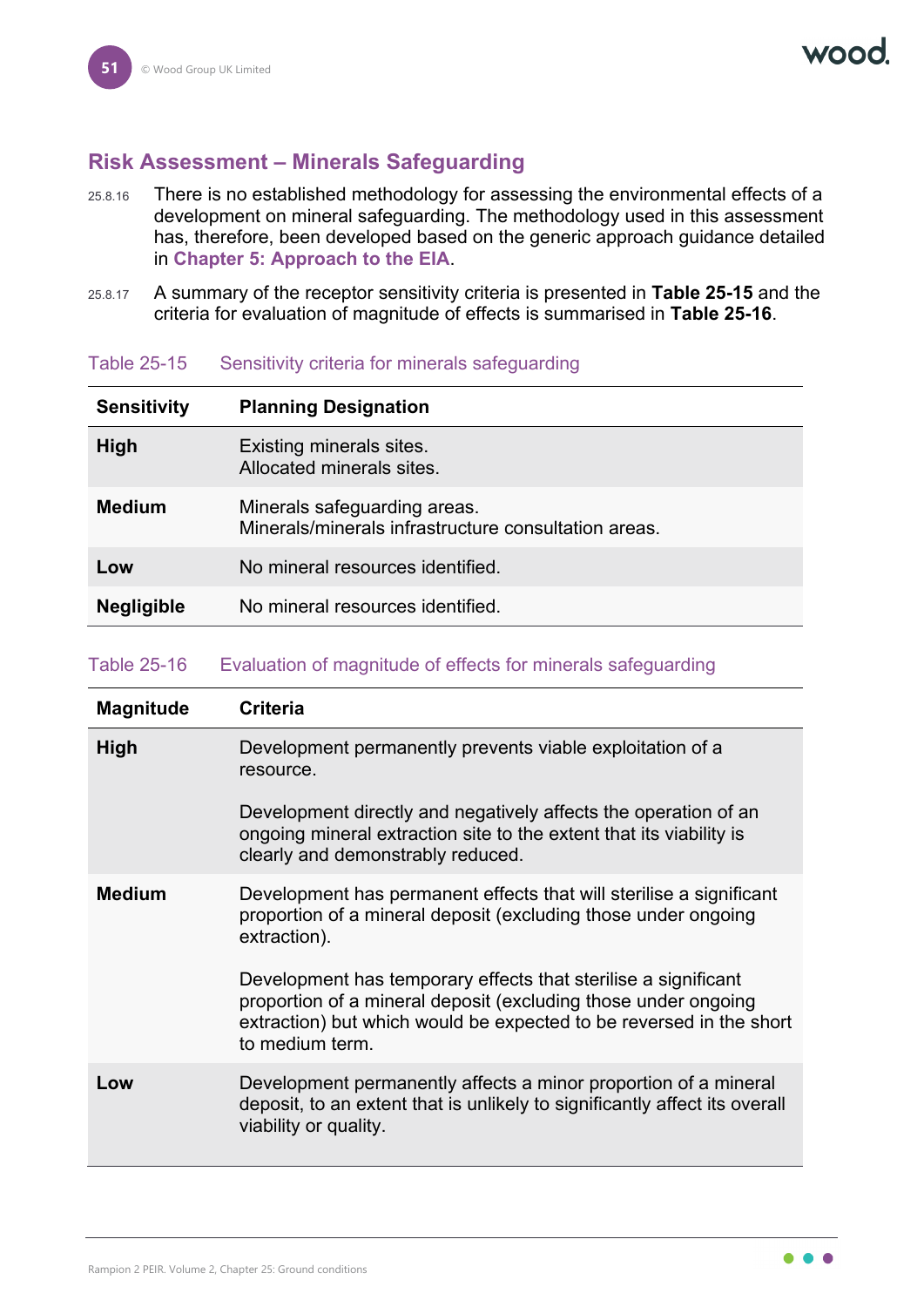## Risk Assessment – Minerals Safeguarding

25.8.16 There is no established methodology for assessing the environmental effects of a development on mineral safeguarding. The methodology used in this assessment has, therefore, been developed based on the generic approach guidance detailed in **Chapter 5: Approach to the EIA**.

25.8.17 A summary of the receptor sensitivity criteria is presented in **Table 25-15** and the criteria for evaluation of magnitude of effects is summarised in **Table 25-16**.

Table 25-15 Sensitivity criteria for minerals safeguarding

| Sensitivity | Planning Designation |
|---|---|
| **High** | Existing minerals sites.<br>Allocated minerals sites. |
| **Medium** | Minerals safeguarding areas.<br>Minerals/minerals infrastructure consultation areas. |
| **Low** | No mineral resources identified. |
| **Negligible** | No mineral resources identified. |

Table 25-16 Evaluation of magnitude of effects for minerals safeguarding

| Magnitude | Criteria |
|---|---|
| **High** | Development permanently prevents viable exploitation of a resource.<br><br>Development directly and negatively affects the operation of an ongoing mineral extraction site to the extent that its viability is clearly and demonstrably reduced. |
| **Medium** | Development has permanent effects that will sterilise a significant proportion of a mineral deposit (excluding those under ongoing extraction).<br><br>Development has temporary effects that sterilise a significant proportion of a mineral deposit (excluding those under ongoing extraction) but which would be expected to be reversed in the short to medium term. |
| **Low** | Development permanently affects a minor proportion of a mineral deposit, to an extent that is unlikely to significantly affect its overall viability or quality. |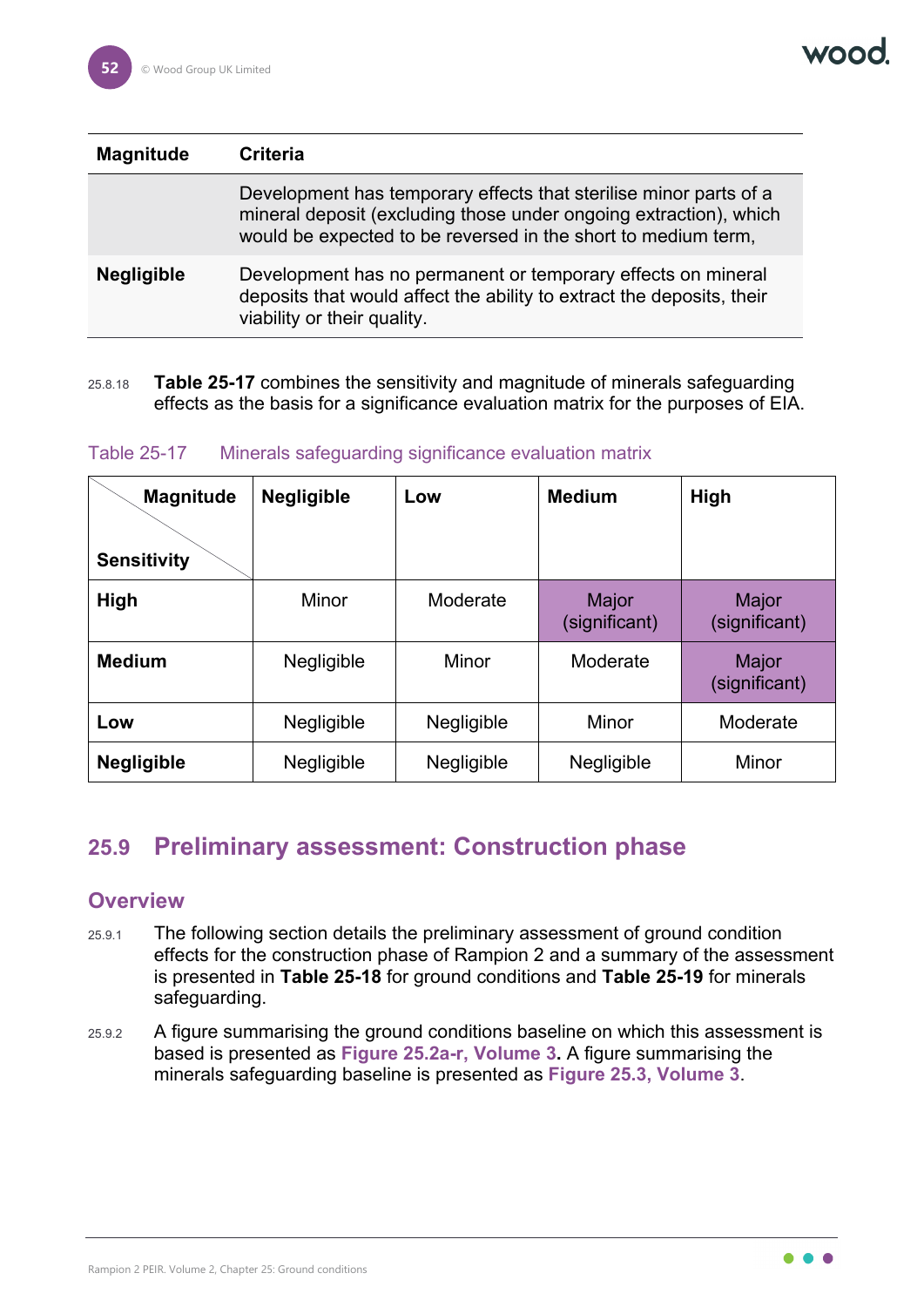| Magnitude | Criteria |
|---|---|
| | Development has temporary effects that sterilise minor parts of a mineral deposit (excluding those under ongoing extraction), which would be expected to be reversed in the short to medium term, |
| **Negligible** | Development has no permanent or temporary effects on mineral deposits that would affect the ability to extract the deposits, their viability or their quality. |

25.8.18 **Table 25-17** combines the sensitivity and magnitude of minerals safeguarding effects as the basis for a significance evaluation matrix for the purposes of EIA.

Table 25-17 Minerals safeguarding significance evaluation matrix

| Sensitivity \ Magnitude | Negligible | Low | Medium | High |
|---|---|---|---|---|
| **High** | Minor | Moderate | Major (significant) | Major (significant) |
| **Medium** | Negligible | Minor | Moderate | Major (significant) |
| **Low** | Negligible | Negligible | Minor | Moderate |
| **Negligible** | Negligible | Negligible | Negligible | Minor |

## 25.9 Preliminary assessment: Construction phase

### Overview

25.9.1 The following section details the preliminary assessment of ground condition effects for the construction phase of Rampion 2 and a summary of the assessment is presented in **Table 25-18** for ground conditions and **Table 25-19** for minerals safeguarding.

25.9.2 A figure summarising the ground conditions baseline on which this assessment is based is presented as **Figure 25.2a-r, Volume 3.** A figure summarising the minerals safeguarding baseline is presented as **Figure 25.3, Volume 3**.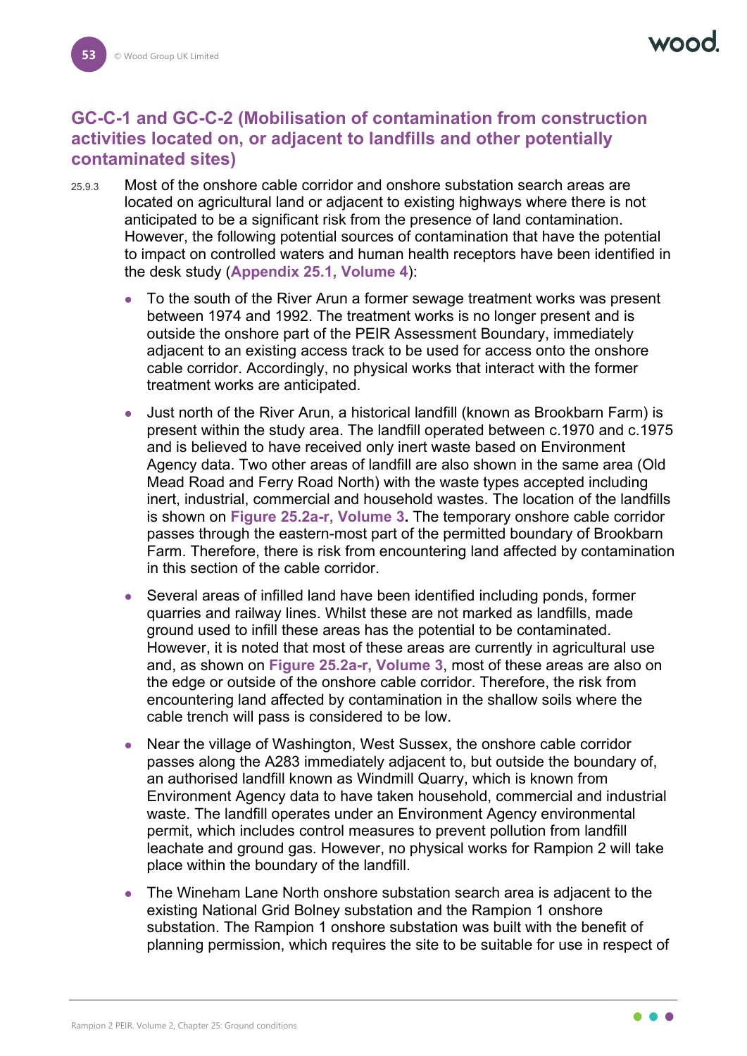## GC-C-1 and GC-C-2 (Mobilisation of contamination from construction activities located on, or adjacent to landfills and other potentially contaminated sites)

25.9.3 Most of the onshore cable corridor and onshore substation search areas are located on agricultural land or adjacent to existing highways where there is not anticipated to be a significant risk from the presence of land contamination. However, the following potential sources of contamination that have the potential to impact on controlled waters and human health receptors have been identified in the desk study (**Appendix 25.1, Volume 4**):

- To the south of the River Arun a former sewage treatment works was present between 1974 and 1992. The treatment works is no longer present and is outside the onshore part of the PEIR Assessment Boundary, immediately adjacent to an existing access track to be used for access onto the onshore cable corridor. Accordingly, no physical works that interact with the former treatment works are anticipated.
- Just north of the River Arun, a historical landfill (known as Brookbarn Farm) is present within the study area. The landfill operated between c.1970 and c.1975 and is believed to have received only inert waste based on Environment Agency data. Two other areas of landfill are also shown in the same area (Old Mead Road and Ferry Road North) with the waste types accepted including inert, industrial, commercial and household wastes. The location of the landfills is shown on **Figure 25.2a-r, Volume 3.** The temporary onshore cable corridor passes through the eastern-most part of the permitted boundary of Brookbarn Farm. Therefore, there is risk from encountering land affected by contamination in this section of the cable corridor.
- Several areas of infilled land have been identified including ponds, former quarries and railway lines. Whilst these are not marked as landfills, made ground used to infill these areas has the potential to be contaminated. However, it is noted that most of these areas are currently in agricultural use and, as shown on **Figure 25.2a-r, Volume 3**, most of these areas are also on the edge or outside of the onshore cable corridor. Therefore, the risk from encountering land affected by contamination in the shallow soils where the cable trench will pass is considered to be low.
- Near the village of Washington, West Sussex, the onshore cable corridor passes along the A283 immediately adjacent to, but outside the boundary of, an authorised landfill known as Windmill Quarry, which is known from Environment Agency data to have taken household, commercial and industrial waste. The landfill operates under an Environment Agency environmental permit, which includes control measures to prevent pollution from landfill leachate and ground gas. However, no physical works for Rampion 2 will take place within the boundary of the landfill.
- The Wineham Lane North onshore substation search area is adjacent to the existing National Grid Bolney substation and the Rampion 1 onshore substation. The Rampion 1 onshore substation was built with the benefit of planning permission, which requires the site to be suitable for use in respect of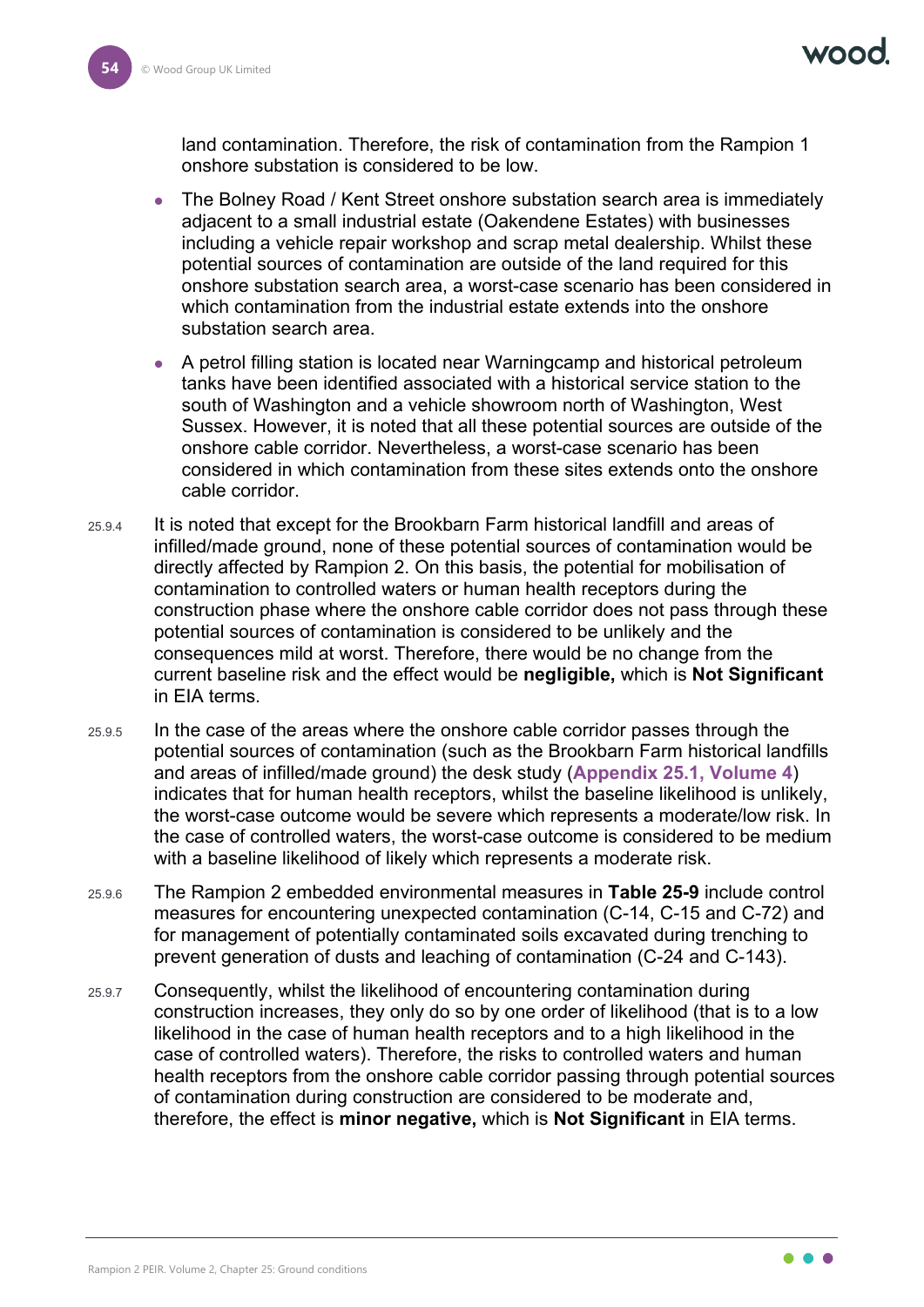land contamination. Therefore, the risk of contamination from the Rampion 1 onshore substation is considered to be low.

- The Bolney Road / Kent Street onshore substation search area is immediately adjacent to a small industrial estate (Oakendene Estates) with businesses including a vehicle repair workshop and scrap metal dealership. Whilst these potential sources of contamination are outside of the land required for this onshore substation search area, a worst-case scenario has been considered in which contamination from the industrial estate extends into the onshore substation search area.
- A petrol filling station is located near Warningcamp and historical petroleum tanks have been identified associated with a historical service station to the south of Washington and a vehicle showroom north of Washington, West Sussex. However, it is noted that all these potential sources are outside of the onshore cable corridor. Nevertheless, a worst-case scenario has been considered in which contamination from these sites extends onto the onshore cable corridor.

25.9.4 It is noted that except for the Brookbarn Farm historical landfill and areas of infilled/made ground, none of these potential sources of contamination would be directly affected by Rampion 2. On this basis, the potential for mobilisation of contamination to controlled waters or human health receptors during the construction phase where the onshore cable corridor does not pass through these potential sources of contamination is considered to be unlikely and the consequences mild at worst. Therefore, there would be no change from the current baseline risk and the effect would be **negligible,** which is **Not Significant** in EIA terms.

25.9.5 In the case of the areas where the onshore cable corridor passes through the potential sources of contamination (such as the Brookbarn Farm historical landfills and areas of infilled/made ground) the desk study (**Appendix 25.1, Volume 4**) indicates that for human health receptors, whilst the baseline likelihood is unlikely, the worst-case outcome would be severe which represents a moderate/low risk. In the case of controlled waters, the worst-case outcome is considered to be medium with a baseline likelihood of likely which represents a moderate risk.

25.9.6 The Rampion 2 embedded environmental measures in **Table 25-9** include control measures for encountering unexpected contamination (C-14, C-15 and C-72) and for management of potentially contaminated soils excavated during trenching to prevent generation of dusts and leaching of contamination (C-24 and C-143).

25.9.7 Consequently, whilst the likelihood of encountering contamination during construction increases, they only do so by one order of likelihood (that is to a low likelihood in the case of human health receptors and to a high likelihood in the case of controlled waters). Therefore, the risks to controlled waters and human health receptors from the onshore cable corridor passing through potential sources of contamination during construction are considered to be moderate and, therefore, the effect is **minor negative,** which is **Not Significant** in EIA terms.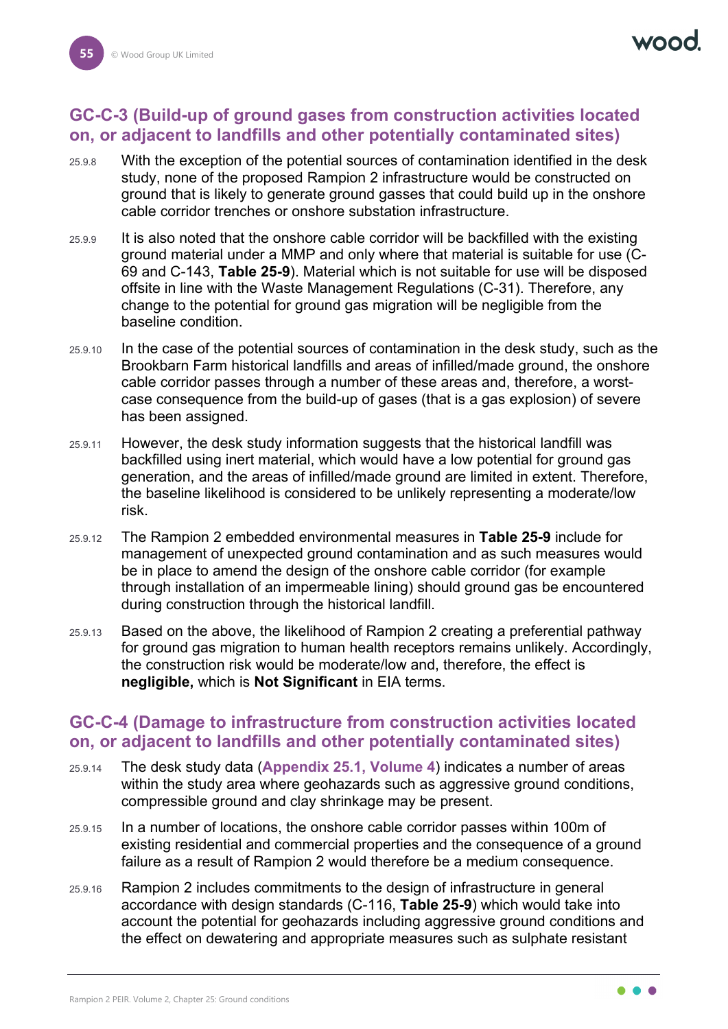### GC-C-3 (Build-up of ground gases from construction activities located on, or adjacent to landfills and other potentially contaminated sites)

25.9.8 With the exception of the potential sources of contamination identified in the desk study, none of the proposed Rampion 2 infrastructure would be constructed on ground that is likely to generate ground gasses that could build up in the onshore cable corridor trenches or onshore substation infrastructure.

25.9.9 It is also noted that the onshore cable corridor will be backfilled with the existing ground material under a MMP and only where that material is suitable for use (C-69 and C-143, **Table 25-9**). Material which is not suitable for use will be disposed offsite in line with the Waste Management Regulations (C-31). Therefore, any change to the potential for ground gas migration will be negligible from the baseline condition.

25.9.10 In the case of the potential sources of contamination in the desk study, such as the Brookbarn Farm historical landfills and areas of infilled/made ground, the onshore cable corridor passes through a number of these areas and, therefore, a worst-case consequence from the build-up of gases (that is a gas explosion) of severe has been assigned.

25.9.11 However, the desk study information suggests that the historical landfill was backfilled using inert material, which would have a low potential for ground gas generation, and the areas of infilled/made ground are limited in extent. Therefore, the baseline likelihood is considered to be unlikely representing a moderate/low risk.

25.9.12 The Rampion 2 embedded environmental measures in **Table 25-9** include for management of unexpected ground contamination and as such measures would be in place to amend the design of the onshore cable corridor (for example through installation of an impermeable lining) should ground gas be encountered during construction through the historical landfill.

25.9.13 Based on the above, the likelihood of Rampion 2 creating a preferential pathway for ground gas migration to human health receptors remains unlikely. Accordingly, the construction risk would be moderate/low and, therefore, the effect is **negligible,** which is **Not Significant** in EIA terms.

### GC-C-4 (Damage to infrastructure from construction activities located on, or adjacent to landfills and other potentially contaminated sites)

25.9.14 The desk study data (**Appendix 25.1, Volume 4**) indicates a number of areas within the study area where geohazards such as aggressive ground conditions, compressible ground and clay shrinkage may be present.

25.9.15 In a number of locations, the onshore cable corridor passes within 100m of existing residential and commercial properties and the consequence of a ground failure as a result of Rampion 2 would therefore be a medium consequence.

25.9.16 Rampion 2 includes commitments to the design of infrastructure in general accordance with design standards (C-116, **Table 25-9**) which would take into account the potential for geohazards including aggressive ground conditions and the effect on dewatering and appropriate measures such as sulphate resistant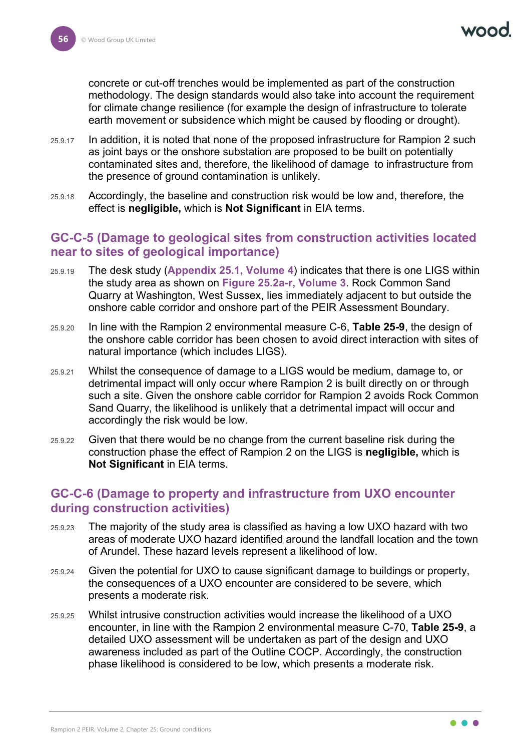concrete or cut-off trenches would be implemented as part of the construction methodology. The design standards would also take into account the requirement for climate change resilience (for example the design of infrastructure to tolerate earth movement or subsidence which might be caused by flooding or drought).

25.9.17 In addition, it is noted that none of the proposed infrastructure for Rampion 2 such as joint bays or the onshore substation are proposed to be built on potentially contaminated sites and, therefore, the likelihood of damage to infrastructure from the presence of ground contamination is unlikely.

25.9.18 Accordingly, the baseline and construction risk would be low and, therefore, the effect is **negligible,** which is **Not Significant** in EIA terms.

## GC-C-5 (Damage to geological sites from construction activities located near to sites of geological importance)

25.9.19 The desk study (**Appendix 25.1, Volume 4**) indicates that there is one LIGS within the study area as shown on **Figure 25.2a-r, Volume 3**. Rock Common Sand Quarry at Washington, West Sussex, lies immediately adjacent to but outside the onshore cable corridor and onshore part of the PEIR Assessment Boundary.

25.9.20 In line with the Rampion 2 environmental measure C-6, **Table 25-9**, the design of the onshore cable corridor has been chosen to avoid direct interaction with sites of natural importance (which includes LIGS).

25.9.21 Whilst the consequence of damage to a LIGS would be medium, damage to, or detrimental impact will only occur where Rampion 2 is built directly on or through such a site. Given the onshore cable corridor for Rampion 2 avoids Rock Common Sand Quarry, the likelihood is unlikely that a detrimental impact will occur and accordingly the risk would be low.

25.9.22 Given that there would be no change from the current baseline risk during the construction phase the effect of Rampion 2 on the LIGS is **negligible,** which is **Not Significant** in EIA terms.

## GC-C-6 (Damage to property and infrastructure from UXO encounter during construction activities)

25.9.23 The majority of the study area is classified as having a low UXO hazard with two areas of moderate UXO hazard identified around the landfall location and the town of Arundel. These hazard levels represent a likelihood of low.

25.9.24 Given the potential for UXO to cause significant damage to buildings or property, the consequences of a UXO encounter are considered to be severe, which presents a moderate risk.

25.9.25 Whilst intrusive construction activities would increase the likelihood of a UXO encounter, in line with the Rampion 2 environmental measure C-70, **Table 25-9**, a detailed UXO assessment will be undertaken as part of the design and UXO awareness included as part of the Outline COCP. Accordingly, the construction phase likelihood is considered to be low, which presents a moderate risk.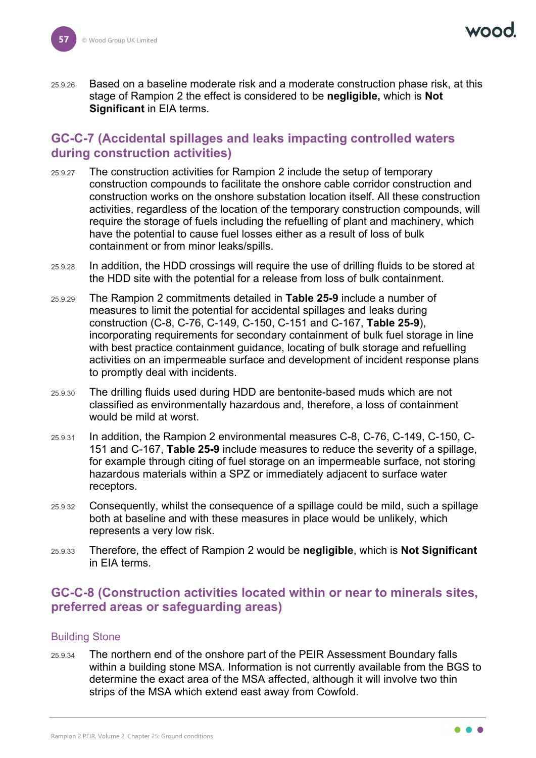25.9.26 Based on a baseline moderate risk and a moderate construction phase risk, at this stage of Rampion 2 the effect is considered to be **negligible,** which is **Not Significant** in EIA terms.

## GC-C-7 (Accidental spillages and leaks impacting controlled waters during construction activities)

25.9.27 The construction activities for Rampion 2 include the setup of temporary construction compounds to facilitate the onshore cable corridor construction and construction works on the onshore substation location itself. All these construction activities, regardless of the location of the temporary construction compounds, will require the storage of fuels including the refuelling of plant and machinery, which have the potential to cause fuel losses either as a result of loss of bulk containment or from minor leaks/spills.

25.9.28 In addition, the HDD crossings will require the use of drilling fluids to be stored at the HDD site with the potential for a release from loss of bulk containment.

25.9.29 The Rampion 2 commitments detailed in **Table 25-9** include a number of measures to limit the potential for accidental spillages and leaks during construction (C-8, C-76, C-149, C-150, C-151 and C-167, **Table 25-9**), incorporating requirements for secondary containment of bulk fuel storage in line with best practice containment guidance, locating of bulk storage and refuelling activities on an impermeable surface and development of incident response plans to promptly deal with incidents.

25.9.30 The drilling fluids used during HDD are bentonite-based muds which are not classified as environmentally hazardous and, therefore, a loss of containment would be mild at worst.

25.9.31 In addition, the Rampion 2 environmental measures C-8, C-76, C-149, C-150, C-151 and C-167, **Table 25-9** include measures to reduce the severity of a spillage, for example through citing of fuel storage on an impermeable surface, not storing hazardous materials within a SPZ or immediately adjacent to surface water receptors.

25.9.32 Consequently, whilst the consequence of a spillage could be mild, such a spillage both at baseline and with these measures in place would be unlikely, which represents a very low risk.

25.9.33 Therefore, the effect of Rampion 2 would be **negligible**, which is **Not Significant** in EIA terms.

## GC-C-8 (Construction activities located within or near to minerals sites, preferred areas or safeguarding areas)

### Building Stone

25.9.34 The northern end of the onshore part of the PEIR Assessment Boundary falls within a building stone MSA. Information is not currently available from the BGS to determine the exact area of the MSA affected, although it will involve two thin strips of the MSA which extend east away from Cowfold.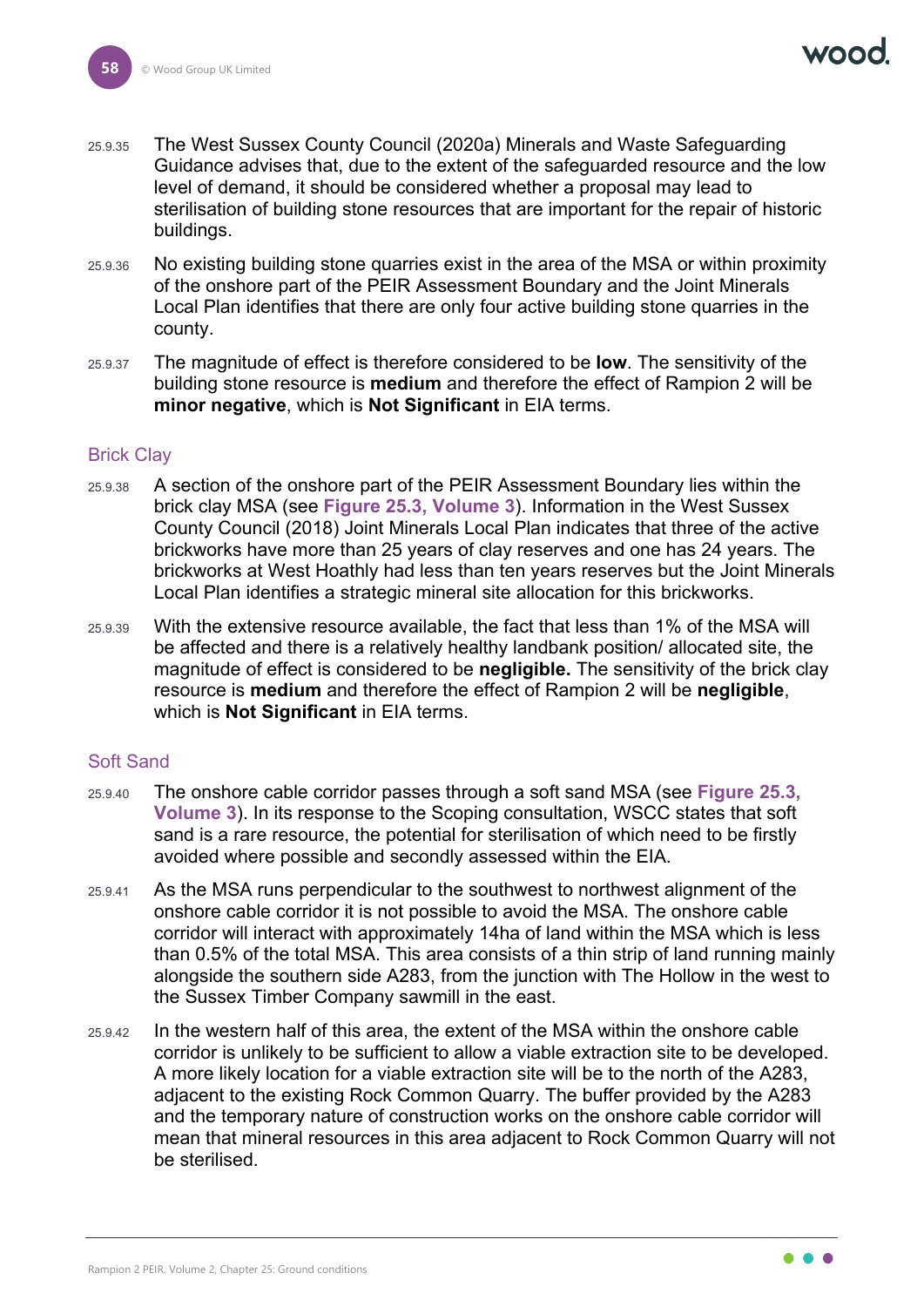25.9.35 The West Sussex County Council (2020a) Minerals and Waste Safeguarding Guidance advises that, due to the extent of the safeguarded resource and the low level of demand, it should be considered whether a proposal may lead to sterilisation of building stone resources that are important for the repair of historic buildings.

25.9.36 No existing building stone quarries exist in the area of the MSA or within proximity of the onshore part of the PEIR Assessment Boundary and the Joint Minerals Local Plan identifies that there are only four active building stone quarries in the county.

25.9.37 The magnitude of effect is therefore considered to be **low**. The sensitivity of the building stone resource is **medium** and therefore the effect of Rampion 2 will be **minor negative**, which is **Not Significant** in EIA terms.

### Brick Clay

25.9.38 A section of the onshore part of the PEIR Assessment Boundary lies within the brick clay MSA (see **Figure 25.3, Volume 3**). Information in the West Sussex County Council (2018) Joint Minerals Local Plan indicates that three of the active brickworks have more than 25 years of clay reserves and one has 24 years. The brickworks at West Hoathly had less than ten years reserves but the Joint Minerals Local Plan identifies a strategic mineral site allocation for this brickworks.

25.9.39 With the extensive resource available, the fact that less than 1% of the MSA will be affected and there is a relatively healthy landbank position/ allocated site, the magnitude of effect is considered to be **negligible.** The sensitivity of the brick clay resource is **medium** and therefore the effect of Rampion 2 will be **negligible**, which is **Not Significant** in EIA terms.

### Soft Sand

25.9.40 The onshore cable corridor passes through a soft sand MSA (see **Figure 25.3, Volume 3**). In its response to the Scoping consultation, WSCC states that soft sand is a rare resource, the potential for sterilisation of which need to be firstly avoided where possible and secondly assessed within the EIA.

25.9.41 As the MSA runs perpendicular to the southwest to northwest alignment of the onshore cable corridor it is not possible to avoid the MSA. The onshore cable corridor will interact with approximately 14ha of land within the MSA which is less than 0.5% of the total MSA. This area consists of a thin strip of land running mainly alongside the southern side A283, from the junction with The Hollow in the west to the Sussex Timber Company sawmill in the east.

25.9.42 In the western half of this area, the extent of the MSA within the onshore cable corridor is unlikely to be sufficient to allow a viable extraction site to be developed. A more likely location for a viable extraction site will be to the north of the A283, adjacent to the existing Rock Common Quarry. The buffer provided by the A283 and the temporary nature of construction works on the onshore cable corridor will mean that mineral resources in this area adjacent to Rock Common Quarry will not be sterilised.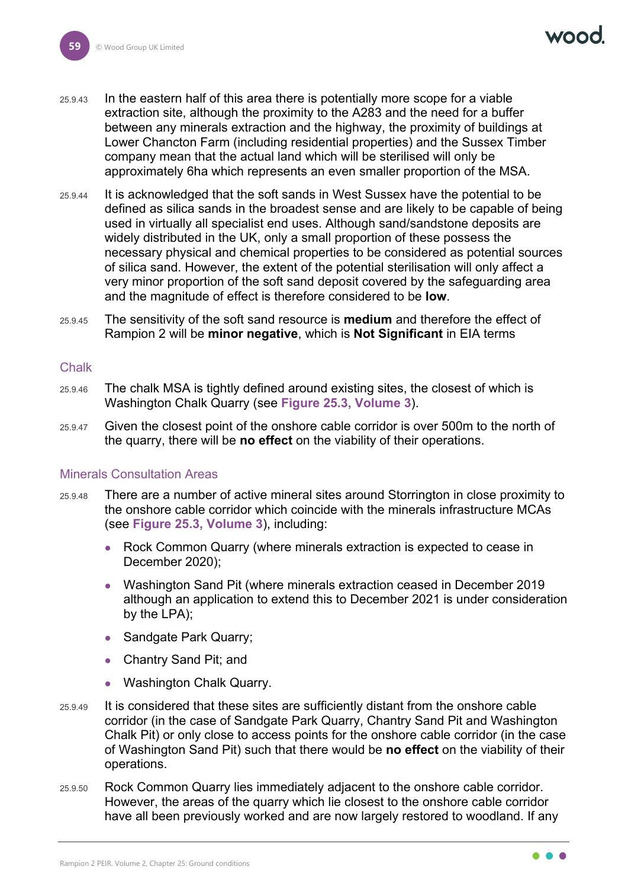25.9.43 In the eastern half of this area there is potentially more scope for a viable extraction site, although the proximity to the A283 and the need for a buffer between any minerals extraction and the highway, the proximity of buildings at Lower Chancton Farm (including residential properties) and the Sussex Timber company mean that the actual land which will be sterilised will only be approximately 6ha which represents an even smaller proportion of the MSA.

25.9.44 It is acknowledged that the soft sands in West Sussex have the potential to be defined as silica sands in the broadest sense and are likely to be capable of being used in virtually all specialist end uses. Although sand/sandstone deposits are widely distributed in the UK, only a small proportion of these possess the necessary physical and chemical properties to be considered as potential sources of silica sand. However, the extent of the potential sterilisation will only affect a very minor proportion of the soft sand deposit covered by the safeguarding area and the magnitude of effect is therefore considered to be **low**.

25.9.45 The sensitivity of the soft sand resource is **medium** and therefore the effect of Rampion 2 will be **minor negative**, which is **Not Significant** in EIA terms

### Chalk

25.9.46 The chalk MSA is tightly defined around existing sites, the closest of which is Washington Chalk Quarry (see **Figure 25.3, Volume 3**).

25.9.47 Given the closest point of the onshore cable corridor is over 500m to the north of the quarry, there will be **no effect** on the viability of their operations.

### Minerals Consultation Areas

25.9.48 There are a number of active mineral sites around Storrington in close proximity to the onshore cable corridor which coincide with the minerals infrastructure MCAs (see **Figure 25.3, Volume 3**), including:

- Rock Common Quarry (where minerals extraction is expected to cease in December 2020);
- Washington Sand Pit (where minerals extraction ceased in December 2019 although an application to extend this to December 2021 is under consideration by the LPA);
- Sandgate Park Quarry;
- Chantry Sand Pit; and
- Washington Chalk Quarry.

25.9.49 It is considered that these sites are sufficiently distant from the onshore cable corridor (in the case of Sandgate Park Quarry, Chantry Sand Pit and Washington Chalk Pit) or only close to access points for the onshore cable corridor (in the case of Washington Sand Pit) such that there would be **no effect** on the viability of their operations.

25.9.50 Rock Common Quarry lies immediately adjacent to the onshore cable corridor. However, the areas of the quarry which lie closest to the onshore cable corridor have all been previously worked and are now largely restored to woodland. If any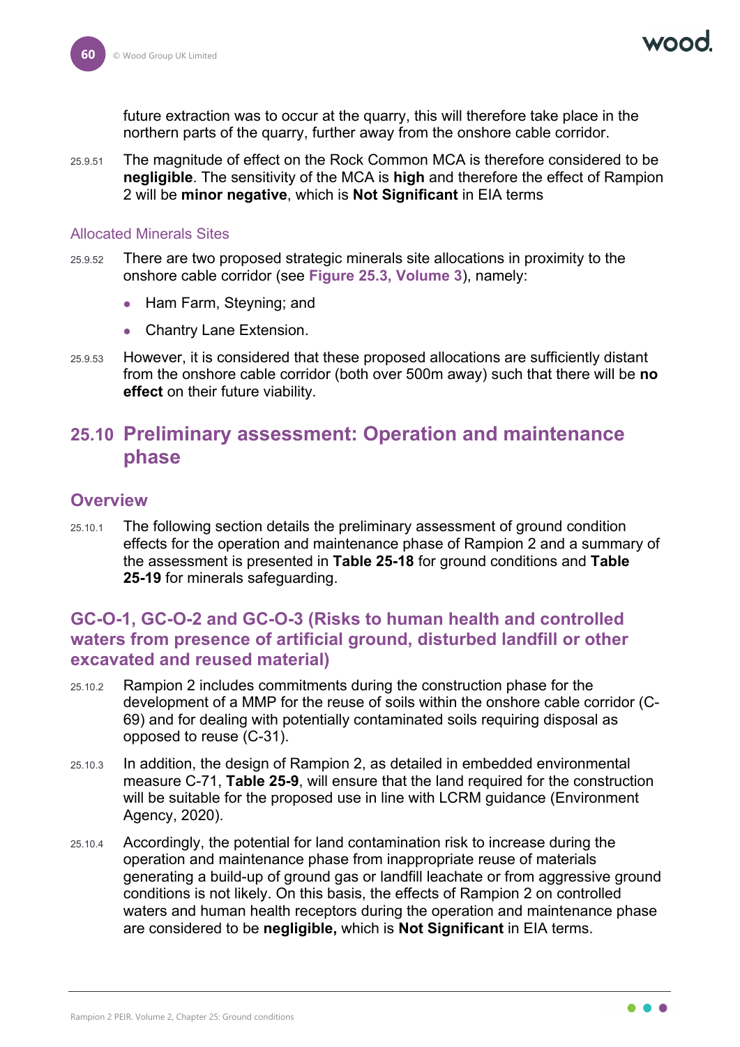future extraction was to occur at the quarry, this will therefore take place in the northern parts of the quarry, further away from the onshore cable corridor.

25.9.51 The magnitude of effect on the Rock Common MCA is therefore considered to be **negligible**. The sensitivity of the MCA is **high** and therefore the effect of Rampion 2 will be **minor negative**, which is **Not Significant** in EIA terms

### Allocated Minerals Sites

25.9.52 There are two proposed strategic minerals site allocations in proximity to the onshore cable corridor (see **Figure 25.3, Volume 3**), namely:

- Ham Farm, Steyning; and
- Chantry Lane Extension.

25.9.53 However, it is considered that these proposed allocations are sufficiently distant from the onshore cable corridor (both over 500m away) such that there will be **no effect** on their future viability.

## 25.10 Preliminary assessment: Operation and maintenance phase

### Overview

25.10.1 The following section details the preliminary assessment of ground condition effects for the operation and maintenance phase of Rampion 2 and a summary of the assessment is presented in **Table 25-18** for ground conditions and **Table 25-19** for minerals safeguarding.

### GC-O-1, GC-O-2 and GC-O-3 (Risks to human health and controlled waters from presence of artificial ground, disturbed landfill or other excavated and reused material)

25.10.2 Rampion 2 includes commitments during the construction phase for the development of a MMP for the reuse of soils within the onshore cable corridor (C-69) and for dealing with potentially contaminated soils requiring disposal as opposed to reuse (C-31).

25.10.3 In addition, the design of Rampion 2, as detailed in embedded environmental measure C-71, **Table 25-9**, will ensure that the land required for the construction will be suitable for the proposed use in line with LCRM guidance (Environment Agency, 2020).

25.10.4 Accordingly, the potential for land contamination risk to increase during the operation and maintenance phase from inappropriate reuse of materials generating a build-up of ground gas or landfill leachate or from aggressive ground conditions is not likely. On this basis, the effects of Rampion 2 on controlled waters and human health receptors during the operation and maintenance phase are considered to be **negligible,** which is **Not Significant** in EIA terms.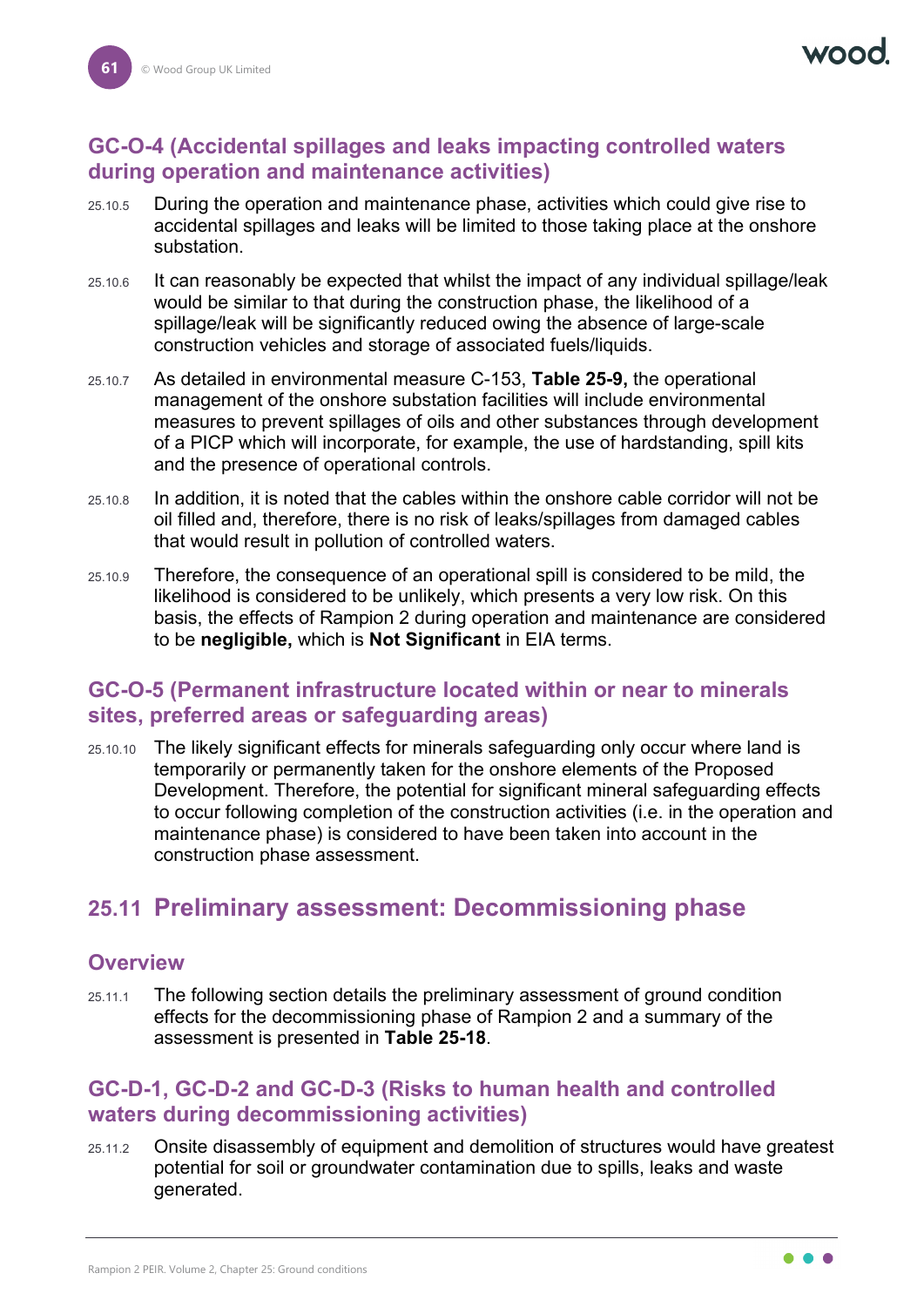### GC-O-4 (Accidental spillages and leaks impacting controlled waters during operation and maintenance activities)

25.10.5 During the operation and maintenance phase, activities which could give rise to accidental spillages and leaks will be limited to those taking place at the onshore substation.

25.10.6 It can reasonably be expected that whilst the impact of any individual spillage/leak would be similar to that during the construction phase, the likelihood of a spillage/leak will be significantly reduced owing the absence of large-scale construction vehicles and storage of associated fuels/liquids.

25.10.7 As detailed in environmental measure C-153, **Table 25-9,** the operational management of the onshore substation facilities will include environmental measures to prevent spillages of oils and other substances through development of a PICP which will incorporate, for example, the use of hardstanding, spill kits and the presence of operational controls.

25.10.8 In addition, it is noted that the cables within the onshore cable corridor will not be oil filled and, therefore, there is no risk of leaks/spillages from damaged cables that would result in pollution of controlled waters.

25.10.9 Therefore, the consequence of an operational spill is considered to be mild, the likelihood is considered to be unlikely, which presents a very low risk. On this basis, the effects of Rampion 2 during operation and maintenance are considered to be **negligible,** which is **Not Significant** in EIA terms.

### GC-O-5 (Permanent infrastructure located within or near to minerals sites, preferred areas or safeguarding areas)

25.10.10 The likely significant effects for minerals safeguarding only occur where land is temporarily or permanently taken for the onshore elements of the Proposed Development. Therefore, the potential for significant mineral safeguarding effects to occur following completion of the construction activities (i.e. in the operation and maintenance phase) is considered to have been taken into account in the construction phase assessment.

## 25.11 Preliminary assessment: Decommissioning phase

### Overview

25.11.1 The following section details the preliminary assessment of ground condition effects for the decommissioning phase of Rampion 2 and a summary of the assessment is presented in **Table 25-18**.

### GC-D-1, GC-D-2 and GC-D-3 (Risks to human health and controlled waters during decommissioning activities)

25.11.2 Onsite disassembly of equipment and demolition of structures would have greatest potential for soil or groundwater contamination due to spills, leaks and waste generated.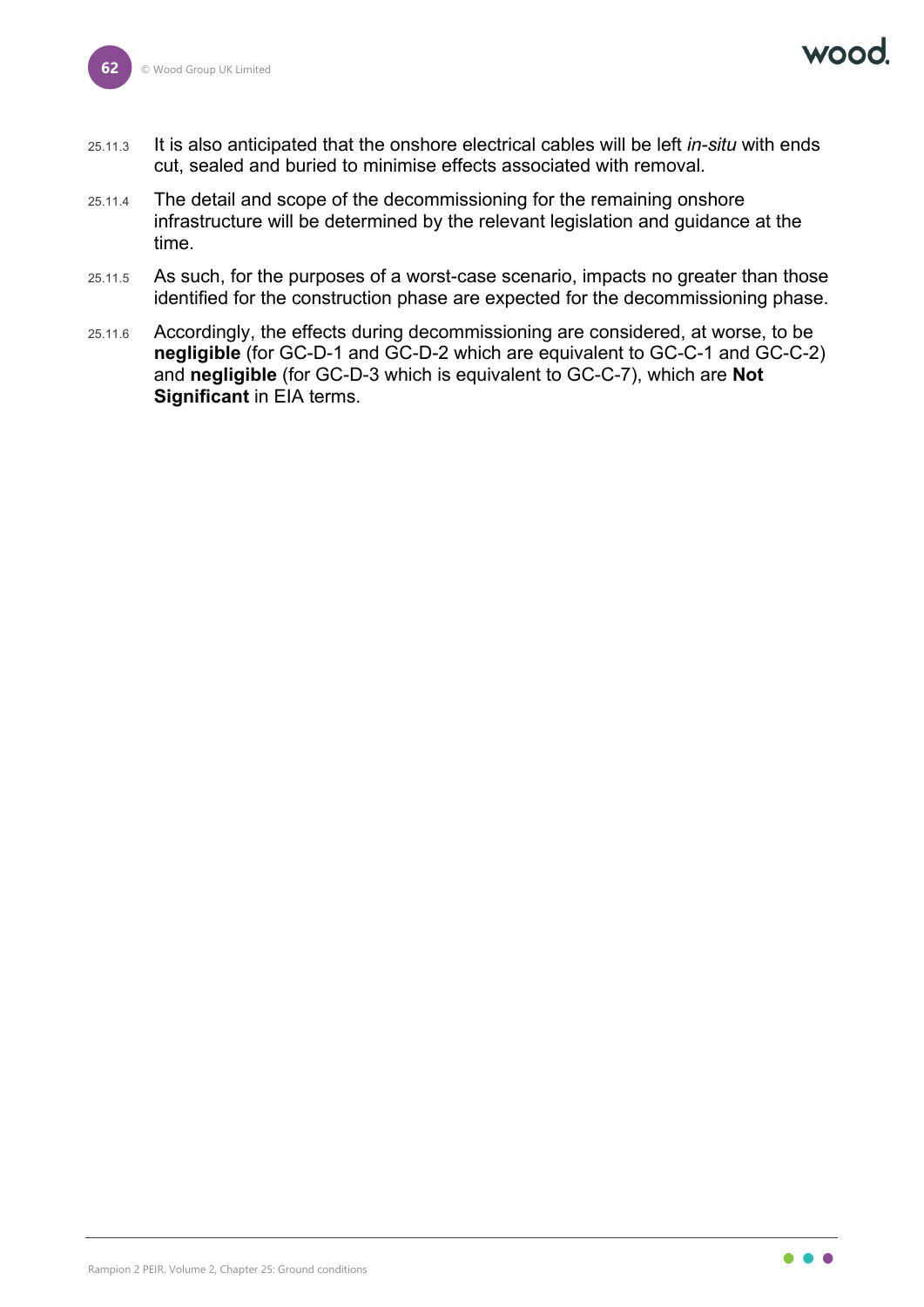25.11.3 It is also anticipated that the onshore electrical cables will be left *in-situ* with ends cut, sealed and buried to minimise effects associated with removal.

25.11.4 The detail and scope of the decommissioning for the remaining onshore infrastructure will be determined by the relevant legislation and guidance at the time.

25.11.5 As such, for the purposes of a worst-case scenario, impacts no greater than those identified for the construction phase are expected for the decommissioning phase.

25.11.6 Accordingly, the effects during decommissioning are considered, at worse, to be **negligible** (for GC-D-1 and GC-D-2 which are equivalent to GC-C-1 and GC-C-2) and **negligible** (for GC-D-3 which is equivalent to GC-C-7), which are **Not Significant** in EIA terms.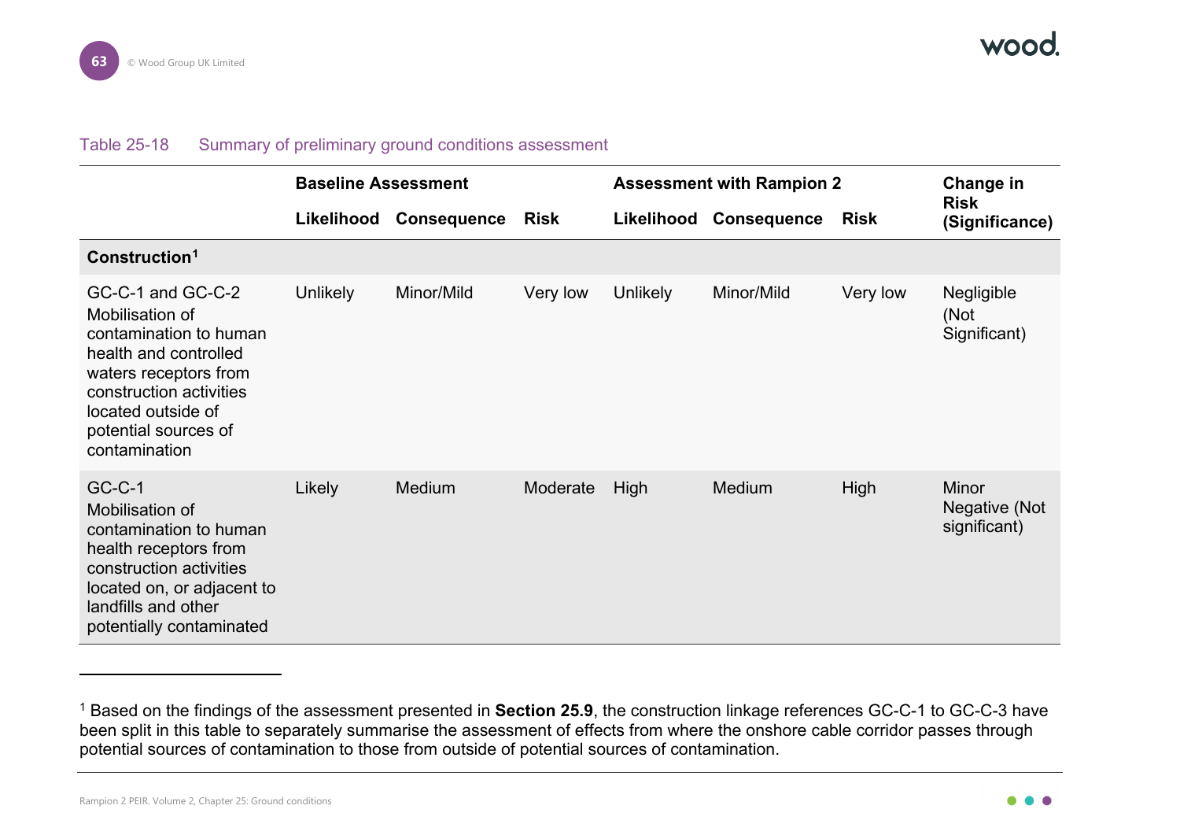Table 25-18 Summary of preliminary ground conditions assessment

| | Baseline Assessment | | | Assessment with Rampion 2 | | | Change in Risk (Significance) |
|---|---|---|---|---|---|---|---|
| | Likelihood | Consequence | Risk | Likelihood | Consequence | Risk | |
| **Construction**[1] | | | | | | | |
| GC-C-1 and GC-C-2 Mobilisation of contamination to human health and controlled waters receptors from construction activities located outside of potential sources of contamination | Unlikely | Minor/Mild | Very low | Unlikely | Minor/Mild | Very low | Negligible (Not Significant) |
| GC-C-1 Mobilisation of contamination to human health receptors from construction activities located on, or adjacent to landfills and other potentially contaminated | Likely | Medium | Moderate | High | Medium | High | Minor Negative (Not significant) |

[1] Based on the findings of the assessment presented in **Section 25.9**, the construction linkage references GC-C-1 to GC-C-3 have been split in this table to separately summarise the assessment of effects from where the onshore cable corridor passes through potential sources of contamination to those from outside of potential sources of contamination.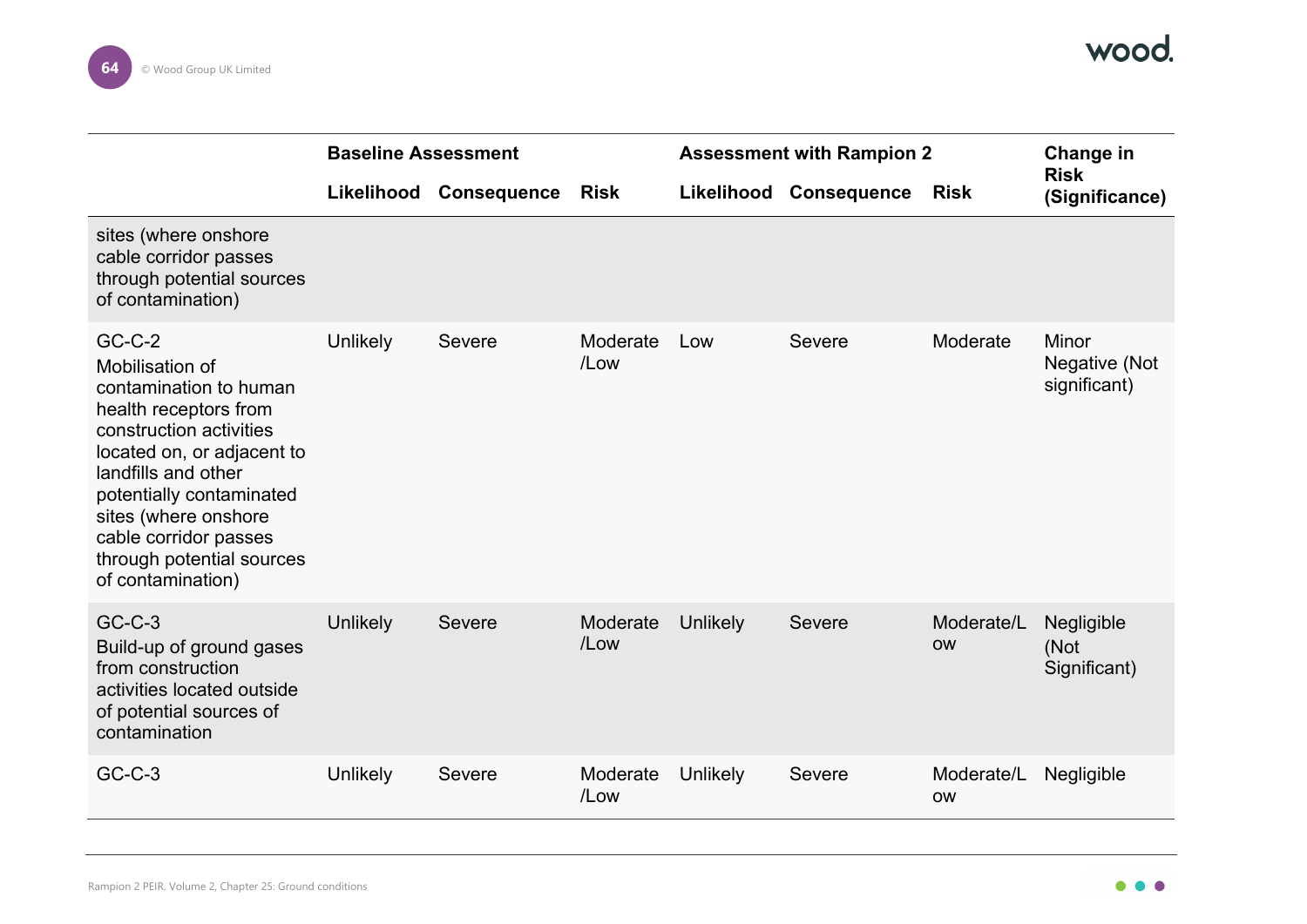| | Baseline Assessment | | | Assessment with Rampion 2 | | | Change in Risk (Significance) |
|---|---|---|---|---|---|---|---|
| | Likelihood | Consequence | Risk | Likelihood | Consequence | Risk | |
| sites (where onshore cable corridor passes through potential sources of contamination) | | | | | | | |
| GC-C-2 Mobilisation of contamination to human health receptors from construction activities located on, or adjacent to landfills and other potentially contaminated sites (where onshore cable corridor passes through potential sources of contamination) | Unlikely | Severe | Moderate /Low | Low | Severe | Moderate | Minor Negative (Not significant) |
| GC-C-3 Build-up of ground gases from construction activities located outside of potential sources of contamination | Unlikely | Severe | Moderate /Low | Unlikely | Severe | Moderate/Low | Negligible (Not Significant) |
| GC-C-3 | Unlikely | Severe | Moderate /Low | Unlikely | Severe | Moderate/Low | Negligible |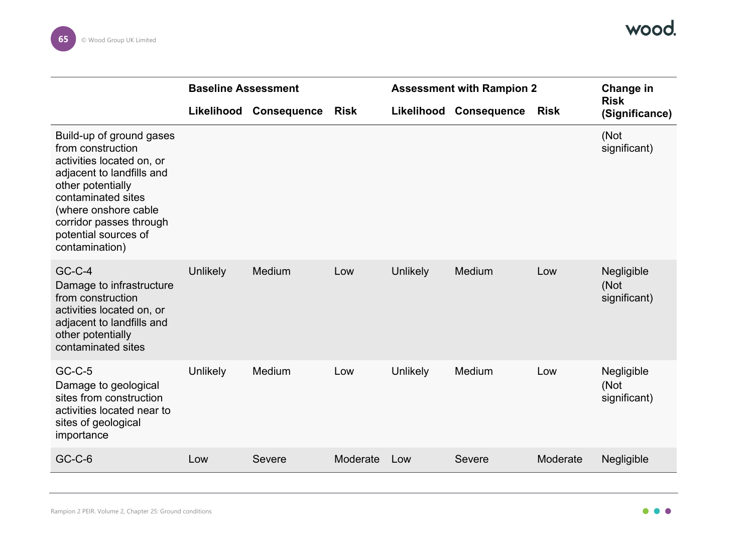| | Baseline Assessment | | | Assessment with Rampion 2 | | | Change in Risk (Significance) |
|---|---|---|---|---|---|---|---|
| | **Likelihood** | **Consequence** | **Risk** | **Likelihood** | **Consequence** | **Risk** | |
| Build-up of ground gases from construction activities located on, or adjacent to landfills and other potentially contaminated sites (where onshore cable corridor passes through potential sources of contamination) | | | | | | | (Not significant) |
| GC-C-4 Damage to infrastructure from construction activities located on, or adjacent to landfills and other potentially contaminated sites | Unlikely | Medium | Low | Unlikely | Medium | Low | Negligible (Not significant) |
| GC-C-5 Damage to geological sites from construction activities located near to sites of geological importance | Unlikely | Medium | Low | Unlikely | Medium | Low | Negligible (Not significant) |
| GC-C-6 | Low | Severe | Moderate | Low | Severe | Moderate | Negligible |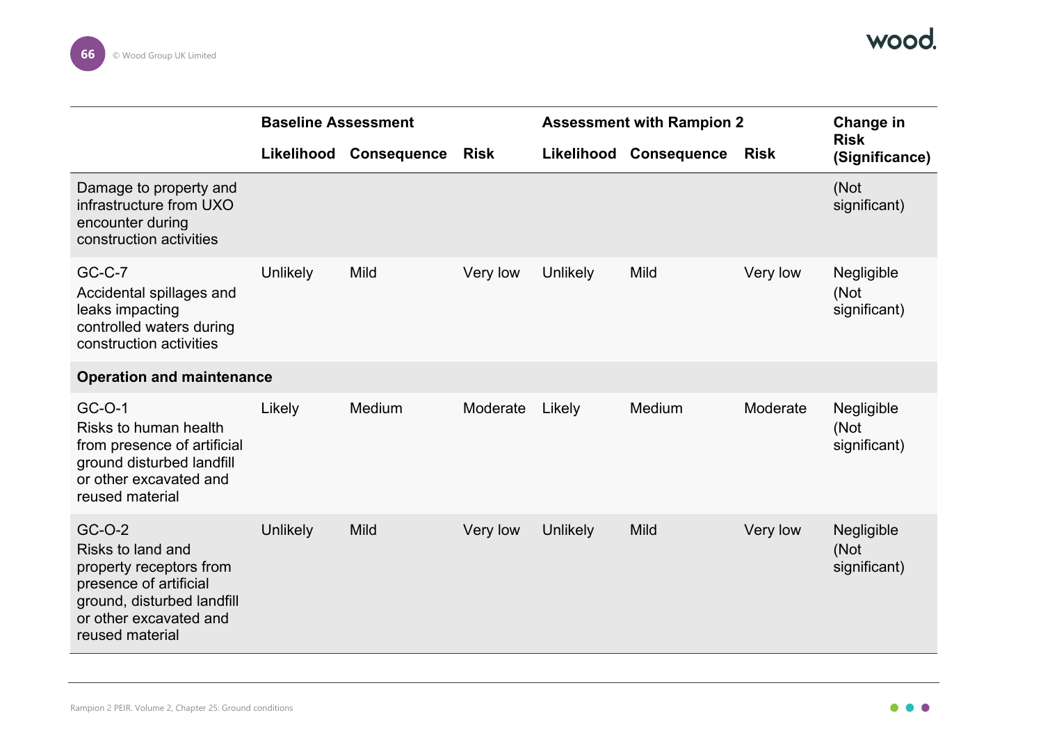| | Baseline Assessment | | | Assessment with Rampion 2 | | | Change in Risk (Significance) |
|---|---|---|---|---|---|---|---|
| | Likelihood | Consequence | Risk | Likelihood | Consequence | Risk | |
| Damage to property and infrastructure from UXO encounter during construction activities | | | | | | | (Not significant) |
| GC-C-7 Accidental spillages and leaks impacting controlled waters during construction activities | Unlikely | Mild | Very low | Unlikely | Mild | Very low | Negligible (Not significant) |
| **Operation and maintenance** | | | | | | | |
| GC-O-1 Risks to human health from presence of artificial ground disturbed landfill or other excavated and reused material | Likely | Medium | Moderate | Likely | Medium | Moderate | Negligible (Not significant) |
| GC-O-2 Risks to land and property receptors from presence of artificial ground, disturbed landfill or other excavated and reused material | Unlikely | Mild | Very low | Unlikely | Mild | Very low | Negligible (Not significant) |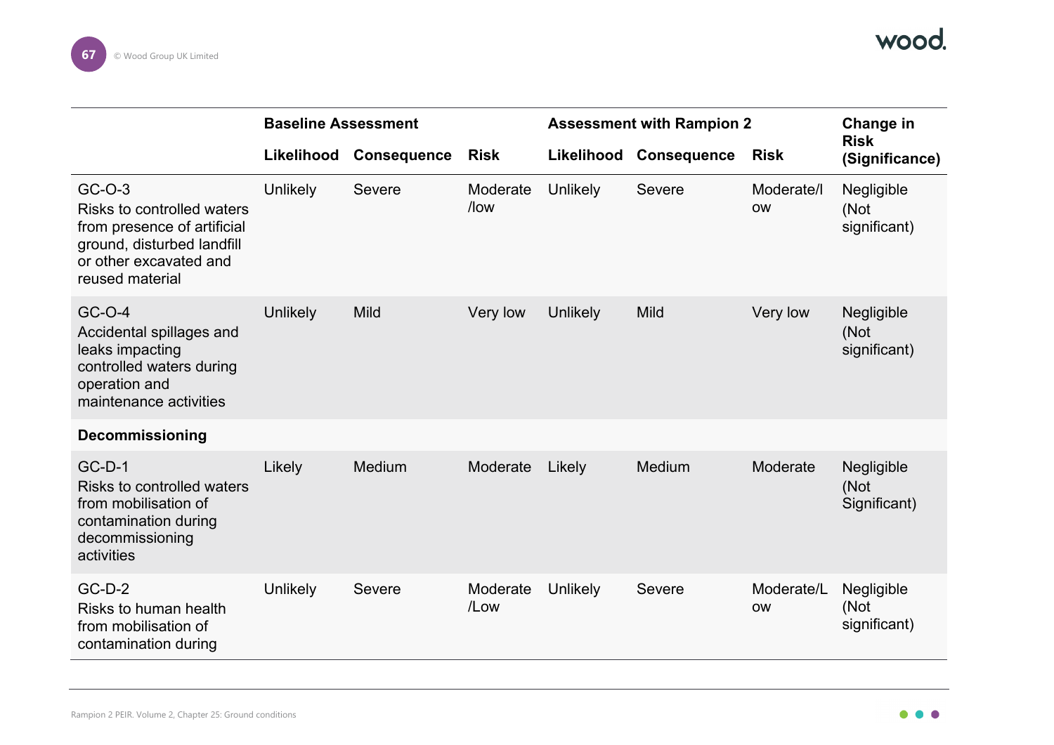| | Baseline Assessment | | | Assessment with Rampion 2 | | | Change in Risk (Significance) |
|---|---|---|---|---|---|---|---|
| | Likelihood | Consequence | Risk | Likelihood | Consequence | Risk | |
| GC-O-3 Risks to controlled waters from presence of artificial ground, disturbed landfill or other excavated and reused material | Unlikely | Severe | Moderate /low | Unlikely | Severe | Moderate/low | Negligible (Not significant) |
| GC-O-4 Accidental spillages and leaks impacting controlled waters during operation and maintenance activities | Unlikely | Mild | Very low | Unlikely | Mild | Very low | Negligible (Not significant) |
| **Decommissioning** | | | | | | | |
| GC-D-1 Risks to controlled waters from mobilisation of contamination during decommissioning activities | Likely | Medium | Moderate | Likely | Medium | Moderate | Negligible (Not Significant) |
| GC-D-2 Risks to human health from mobilisation of contamination during | Unlikely | Severe | Moderate /Low | Unlikely | Severe | Moderate/Low | Negligible (Not significant) |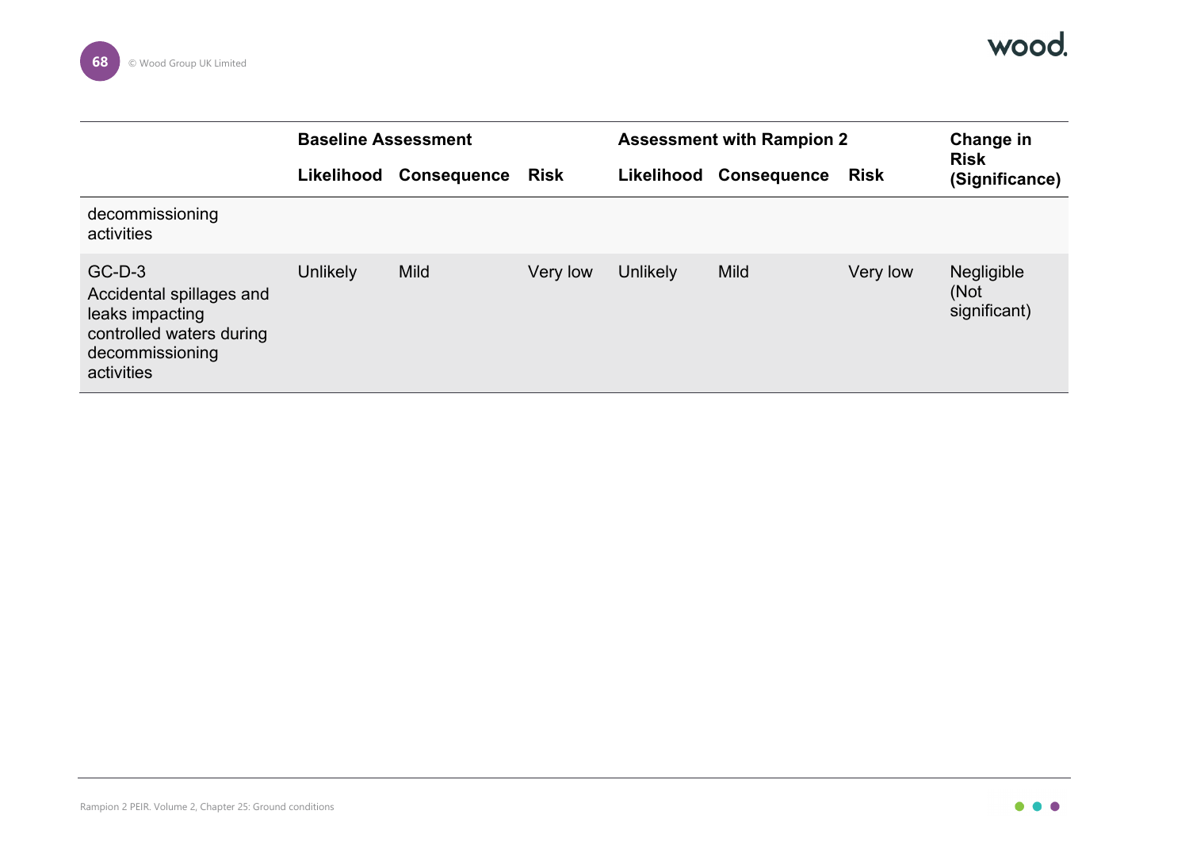| | Baseline Assessment | | | Assessment with Rampion 2 | | | Change in Risk (Significance) |
|---|---|---|---|---|---|---|---|
| | Likelihood | Consequence | Risk | Likelihood | Consequence | Risk | |
| decommissioning activities | | | | | | | |
| GC-D-3 Accidental spillages and leaks impacting controlled waters during decommissioning activities | Unlikely | Mild | Very low | Unlikely | Mild | Very low | Negligible (Not significant) |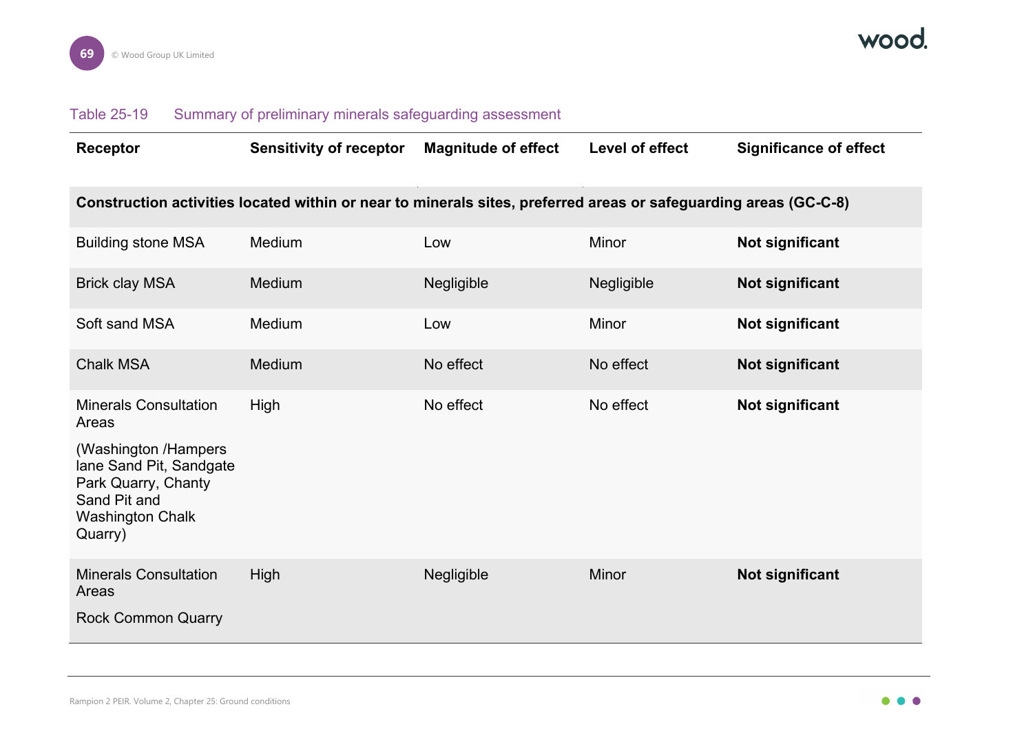Table 25-19 Summary of preliminary minerals safeguarding assessment

| Receptor | Sensitivity of receptor | Magnitude of effect | Level of effect | Significance of effect |
|---|---|---|---|---|
| **Construction activities located within or near to minerals sites, preferred areas or safeguarding areas (GC-C-8)** | | | | |
| Building stone MSA | Medium | Low | Minor | **Not significant** |
| Brick clay MSA | Medium | Negligible | Negligible | **Not significant** |
| Soft sand MSA | Medium | Low | Minor | **Not significant** |
| Chalk MSA | Medium | No effect | No effect | **Not significant** |
| Minerals Consultation Areas (Washington /Hampers lane Sand Pit, Sandgate Park Quarry, Chanty Sand Pit and Washington Chalk Quarry) | High | No effect | No effect | **Not significant** |
| Minerals Consultation Areas Rock Common Quarry | High | Negligible | Minor | **Not significant** |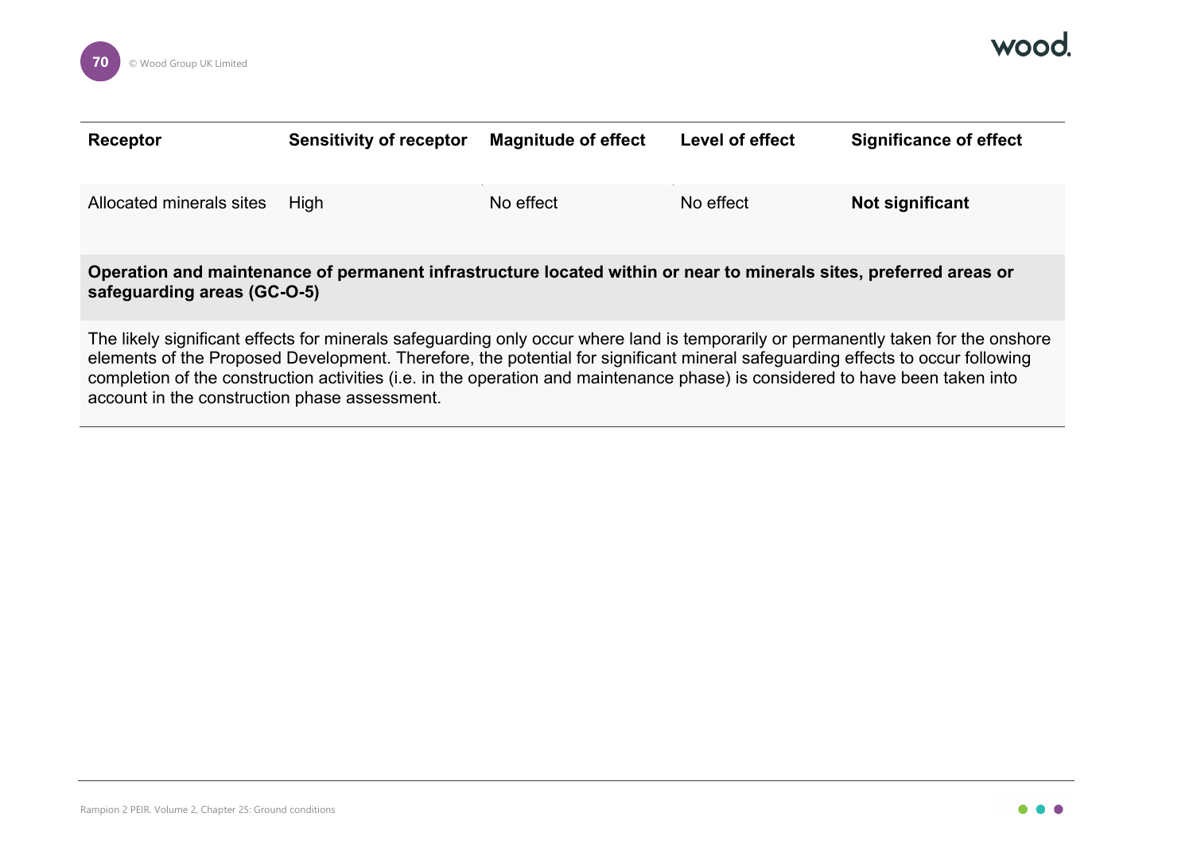| Receptor | Sensitivity of receptor | Magnitude of effect | Level of effect | Significance of effect |
|---|---|---|---|---|
| Allocated minerals sites | High | No effect | No effect | **Not significant** |
| **Operation and maintenance of permanent infrastructure located within or near to minerals sites, preferred areas or safeguarding areas (GC-O-5)** | | | | |
| The likely significant effects for minerals safeguarding only occur where land is temporarily or permanently taken for the onshore elements of the Proposed Development. Therefore, the potential for significant mineral safeguarding effects to occur following completion of the construction activities (i.e. in the operation and maintenance phase) is considered to have been taken into account in the construction phase assessment. | | | | |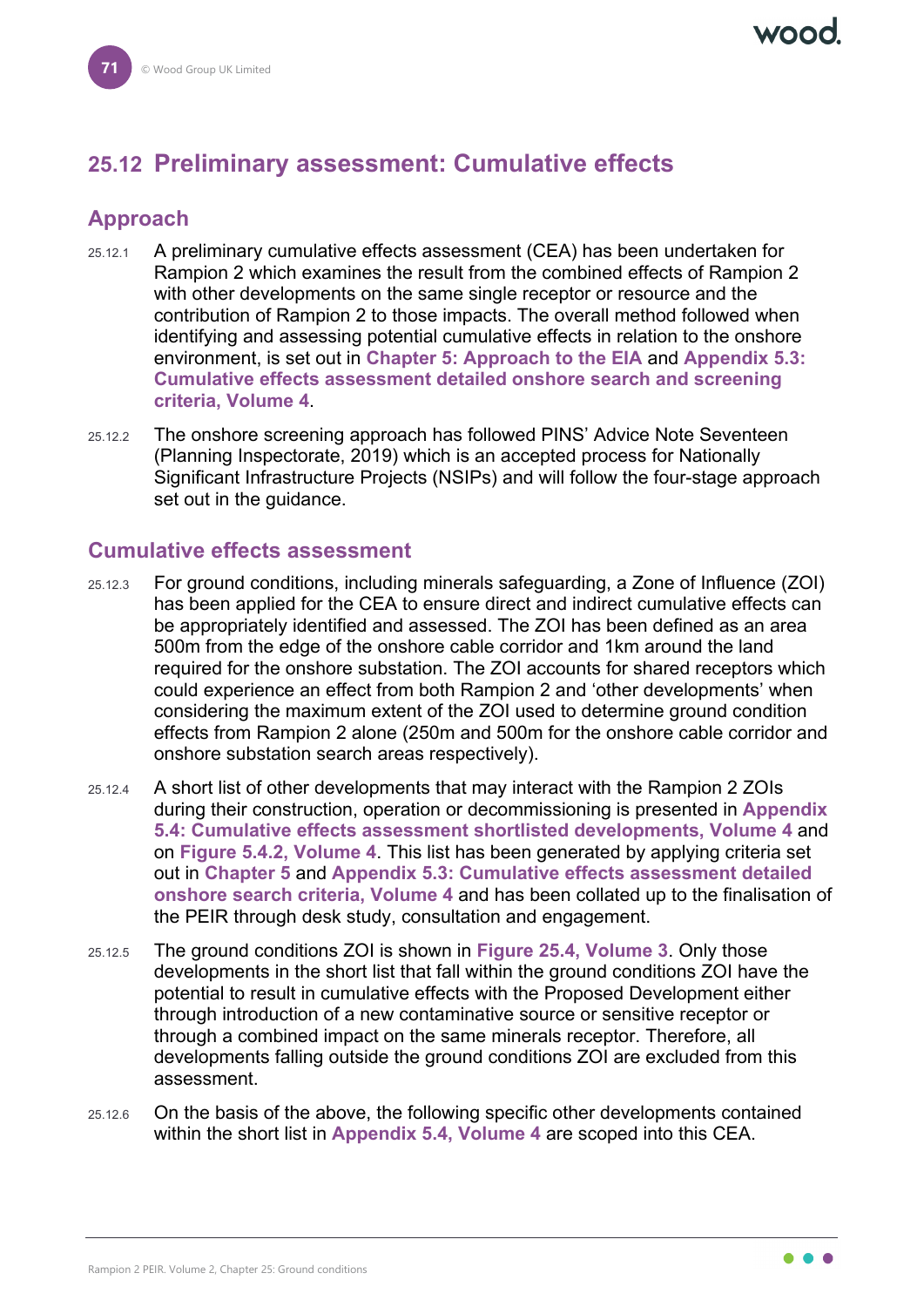## 25.12 Preliminary assessment: Cumulative effects

### Approach

25.12.1 A preliminary cumulative effects assessment (CEA) has been undertaken for Rampion 2 which examines the result from the combined effects of Rampion 2 with other developments on the same single receptor or resource and the contribution of Rampion 2 to those impacts. The overall method followed when identifying and assessing potential cumulative effects in relation to the onshore environment, is set out in **Chapter 5: Approach to the EIA** and **Appendix 5.3: Cumulative effects assessment detailed onshore search and screening criteria, Volume 4**.

25.12.2 The onshore screening approach has followed PINS' Advice Note Seventeen (Planning Inspectorate, 2019) which is an accepted process for Nationally Significant Infrastructure Projects (NSIPs) and will follow the four-stage approach set out in the guidance.

### Cumulative effects assessment

25.12.3 For ground conditions, including minerals safeguarding, a Zone of Influence (ZOI) has been applied for the CEA to ensure direct and indirect cumulative effects can be appropriately identified and assessed. The ZOI has been defined as an area 500m from the edge of the onshore cable corridor and 1km around the land required for the onshore substation. The ZOI accounts for shared receptors which could experience an effect from both Rampion 2 and 'other developments' when considering the maximum extent of the ZOI used to determine ground condition effects from Rampion 2 alone (250m and 500m for the onshore cable corridor and onshore substation search areas respectively).

25.12.4 A short list of other developments that may interact with the Rampion 2 ZOIs during their construction, operation or decommissioning is presented in **Appendix 5.4: Cumulative effects assessment shortlisted developments, Volume 4** and on **Figure 5.4.2, Volume 4**. This list has been generated by applying criteria set out in **Chapter 5** and **Appendix 5.3: Cumulative effects assessment detailed onshore search criteria, Volume 4** and has been collated up to the finalisation of the PEIR through desk study, consultation and engagement.

25.12.5 The ground conditions ZOI is shown in **Figure 25.4, Volume 3**. Only those developments in the short list that fall within the ground conditions ZOI have the potential to result in cumulative effects with the Proposed Development either through introduction of a new contaminative source or sensitive receptor or through a combined impact on the same minerals receptor. Therefore, all developments falling outside the ground conditions ZOI are excluded from this assessment.

25.12.6 On the basis of the above, the following specific other developments contained within the short list in **Appendix 5.4, Volume 4** are scoped into this CEA.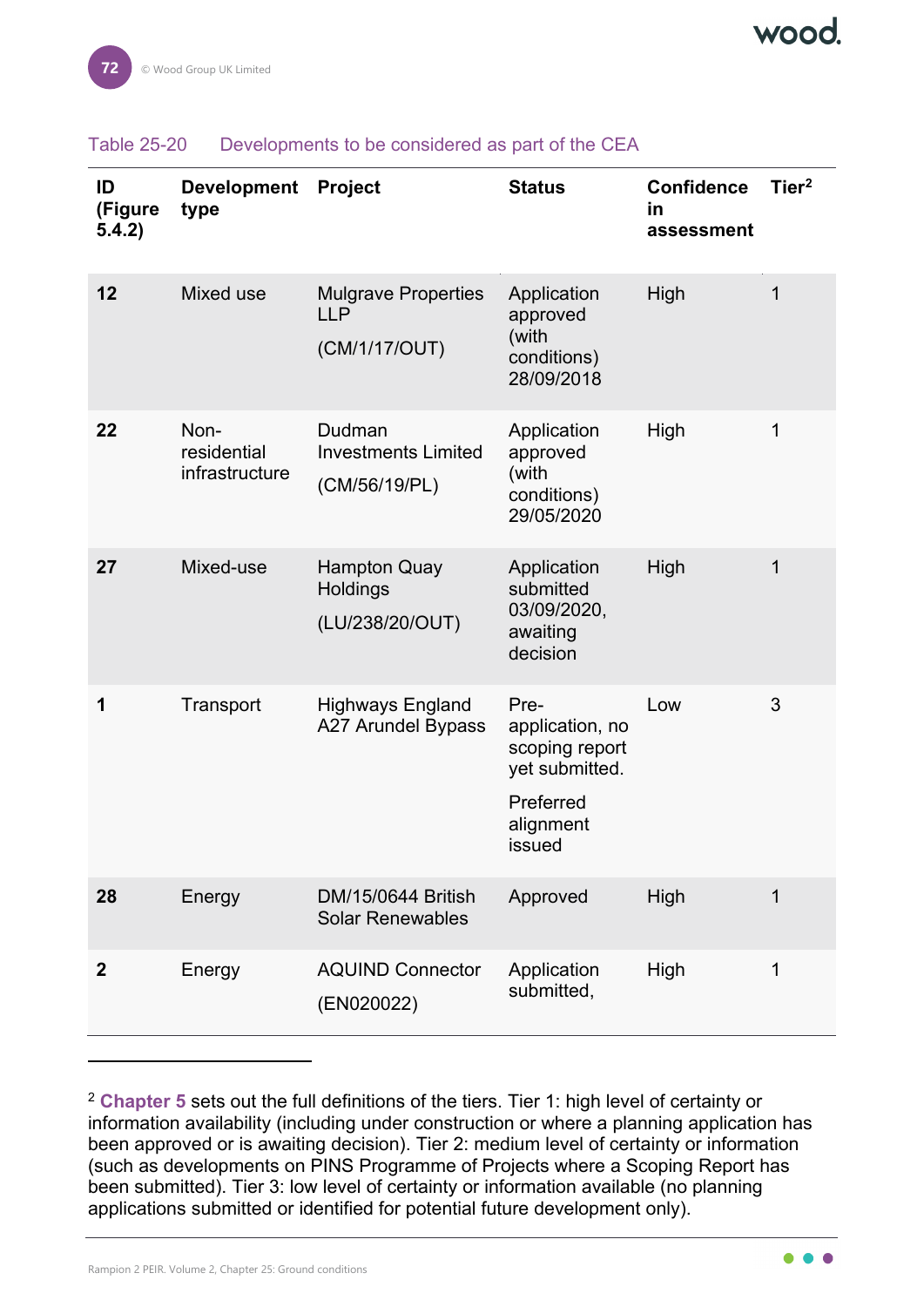Table 25-20 Developments to be considered as part of the CEA

| ID (Figure 5.4.2) | Development type | Project | Status | Confidence in assessment | Tier[2] |
|---|---|---|---|---|---|
| **12** | Mixed use | Mulgrave Properties LLP (CM/1/17/OUT) | Application approved (with conditions) 28/09/2018 | High | 1 |
| **22** | Non-residential infrastructure | Dudman Investments Limited (CM/56/19/PL) | Application approved (with conditions) 29/05/2020 | High | 1 |
| **27** | Mixed-use | Hampton Quay Holdings (LU/238/20/OUT) | Application submitted 03/09/2020, awaiting decision | High | 1 |
| **1** | Transport | Highways England A27 Arundel Bypass | Pre-application, no scoping report yet submitted. Preferred alignment issued | Low | 3 |
| **28** | Energy | DM/15/0644 British Solar Renewables | Approved | High | 1 |
| **2** | Energy | AQUIND Connector (EN020022) | Application submitted, | High | 1 |

[2] **Chapter 5** sets out the full definitions of the tiers. Tier 1: high level of certainty or information availability (including under construction or where a planning application has been approved or is awaiting decision). Tier 2: medium level of certainty or information (such as developments on PINS Programme of Projects where a Scoping Report has been submitted). Tier 3: low level of certainty or information available (no planning applications submitted or identified for potential future development only).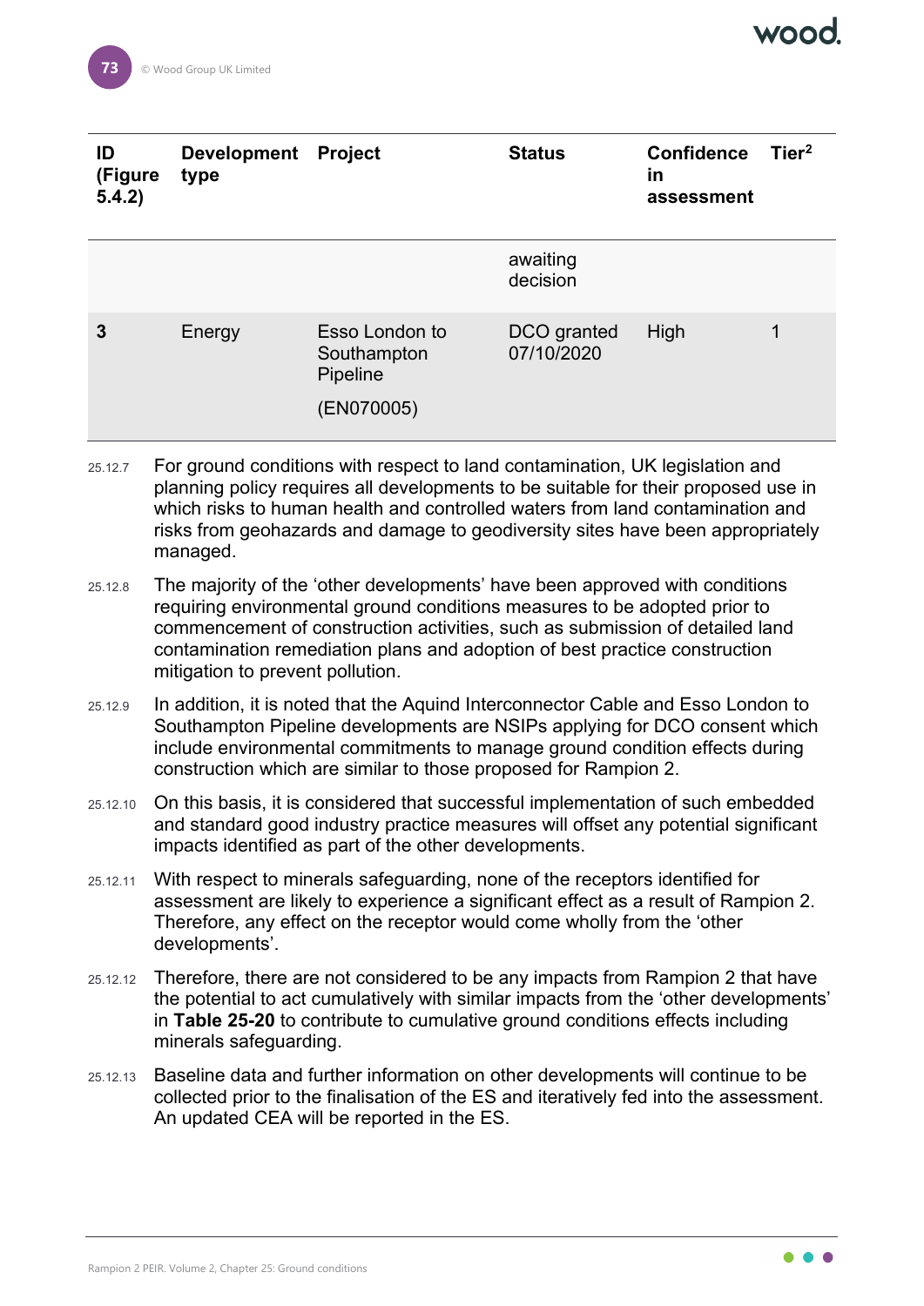| ID (Figure 5.4.2) | Development type | Project | Status | Confidence in assessment | Tier[2] |
|---|---|---|---|---|---|
| | | | awaiting decision | | |
| **3** | Energy | Esso London to Southampton Pipeline (EN070005) | DCO granted 07/10/2020 | High | 1 |

25.12.7 For ground conditions with respect to land contamination, UK legislation and planning policy requires all developments to be suitable for their proposed use in which risks to human health and controlled waters from land contamination and risks from geohazards and damage to geodiversity sites have been appropriately managed.

25.12.8 The majority of the 'other developments' have been approved with conditions requiring environmental ground conditions measures to be adopted prior to commencement of construction activities, such as submission of detailed land contamination remediation plans and adoption of best practice construction mitigation to prevent pollution.

25.12.9 In addition, it is noted that the Aquind Interconnector Cable and Esso London to Southampton Pipeline developments are NSIPs applying for DCO consent which include environmental commitments to manage ground condition effects during construction which are similar to those proposed for Rampion 2.

25.12.10 On this basis, it is considered that successful implementation of such embedded and standard good industry practice measures will offset any potential significant impacts identified as part of the other developments.

25.12.11 With respect to minerals safeguarding, none of the receptors identified for assessment are likely to experience a significant effect as a result of Rampion 2. Therefore, any effect on the receptor would come wholly from the 'other developments'.

25.12.12 Therefore, there are not considered to be any impacts from Rampion 2 that have the potential to act cumulatively with similar impacts from the 'other developments' in **Table 25-20** to contribute to cumulative ground conditions effects including minerals safeguarding.

25.12.13 Baseline data and further information on other developments will continue to be collected prior to the finalisation of the ES and iteratively fed into the assessment. An updated CEA will be reported in the ES.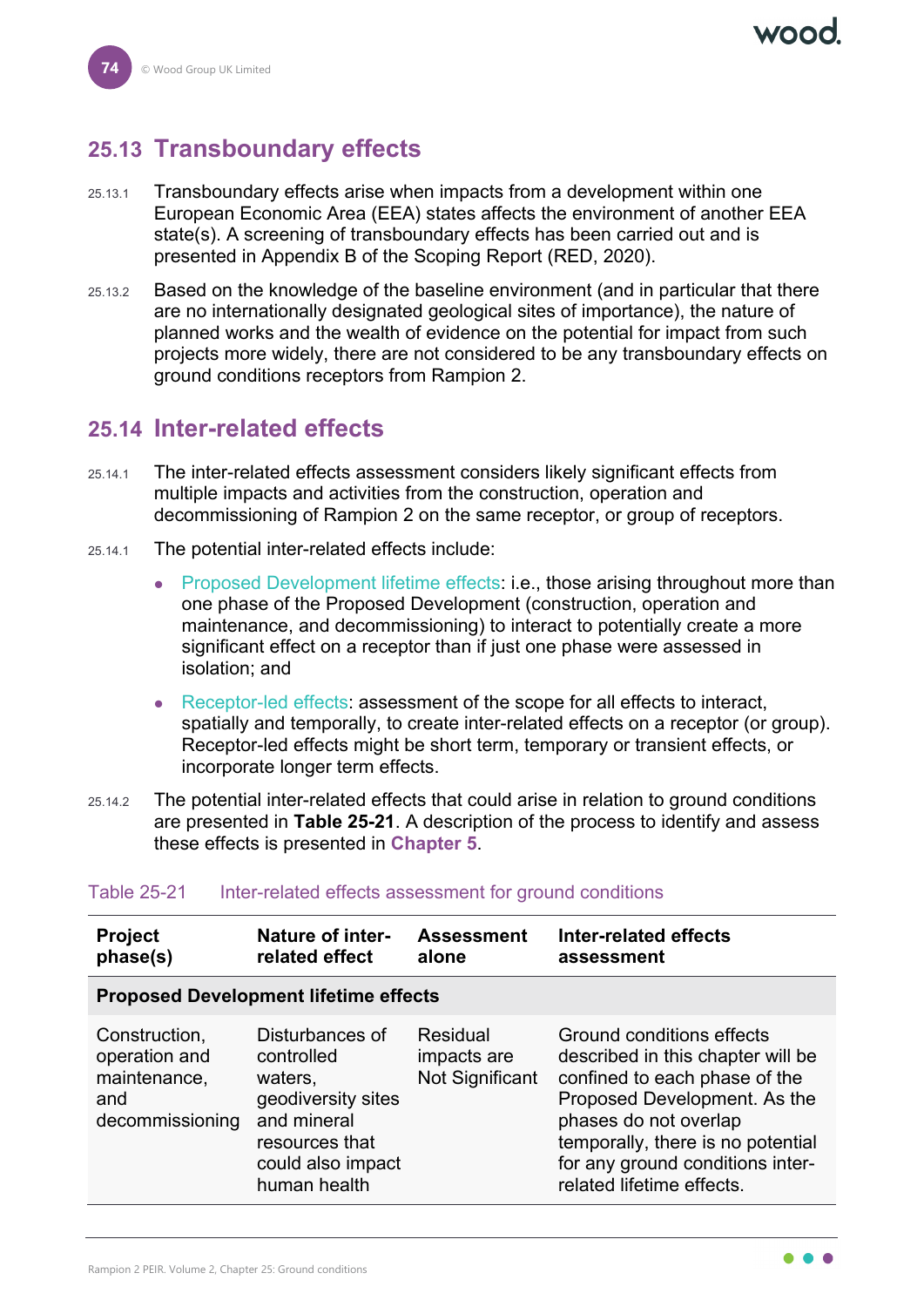## 25.13 Transboundary effects

25.13.1 Transboundary effects arise when impacts from a development within one European Economic Area (EEA) states affects the environment of another EEA state(s). A screening of transboundary effects has been carried out and is presented in Appendix B of the Scoping Report (RED, 2020).

25.13.2 Based on the knowledge of the baseline environment (and in particular that there are no internationally designated geological sites of importance), the nature of planned works and the wealth of evidence on the potential for impact from such projects more widely, there are not considered to be any transboundary effects on ground conditions receptors from Rampion 2.

## 25.14 Inter-related effects

25.14.1 The inter-related effects assessment considers likely significant effects from multiple impacts and activities from the construction, operation and decommissioning of Rampion 2 on the same receptor, or group of receptors.

25.14.1 The potential inter-related effects include:

- Proposed Development lifetime effects: i.e., those arising throughout more than one phase of the Proposed Development (construction, operation and maintenance, and decommissioning) to interact to potentially create a more significant effect on a receptor than if just one phase were assessed in isolation; and
- Receptor-led effects: assessment of the scope for all effects to interact, spatially and temporally, to create inter-related effects on a receptor (or group). Receptor-led effects might be short term, temporary or transient effects, or incorporate longer term effects.

25.14.2 The potential inter-related effects that could arise in relation to ground conditions are presented in **Table 25-21**. A description of the process to identify and assess these effects is presented in **Chapter 5**.

Table 25-21 Inter-related effects assessment for ground conditions

| Project phase(s) | Nature of inter-related effect | Assessment alone | Inter-related effects assessment |
| --- | --- | --- | --- |
| **Proposed Development lifetime effects** | | | |
| Construction, operation and maintenance, and decommissioning | Disturbances of controlled waters, geodiversity sites and mineral resources that could also impact human health | Residual impacts are Not Significant | Ground conditions effects described in this chapter will be confined to each phase of the Proposed Development. As the phases do not overlap temporally, there is no potential for any ground conditions inter-related lifetime effects. |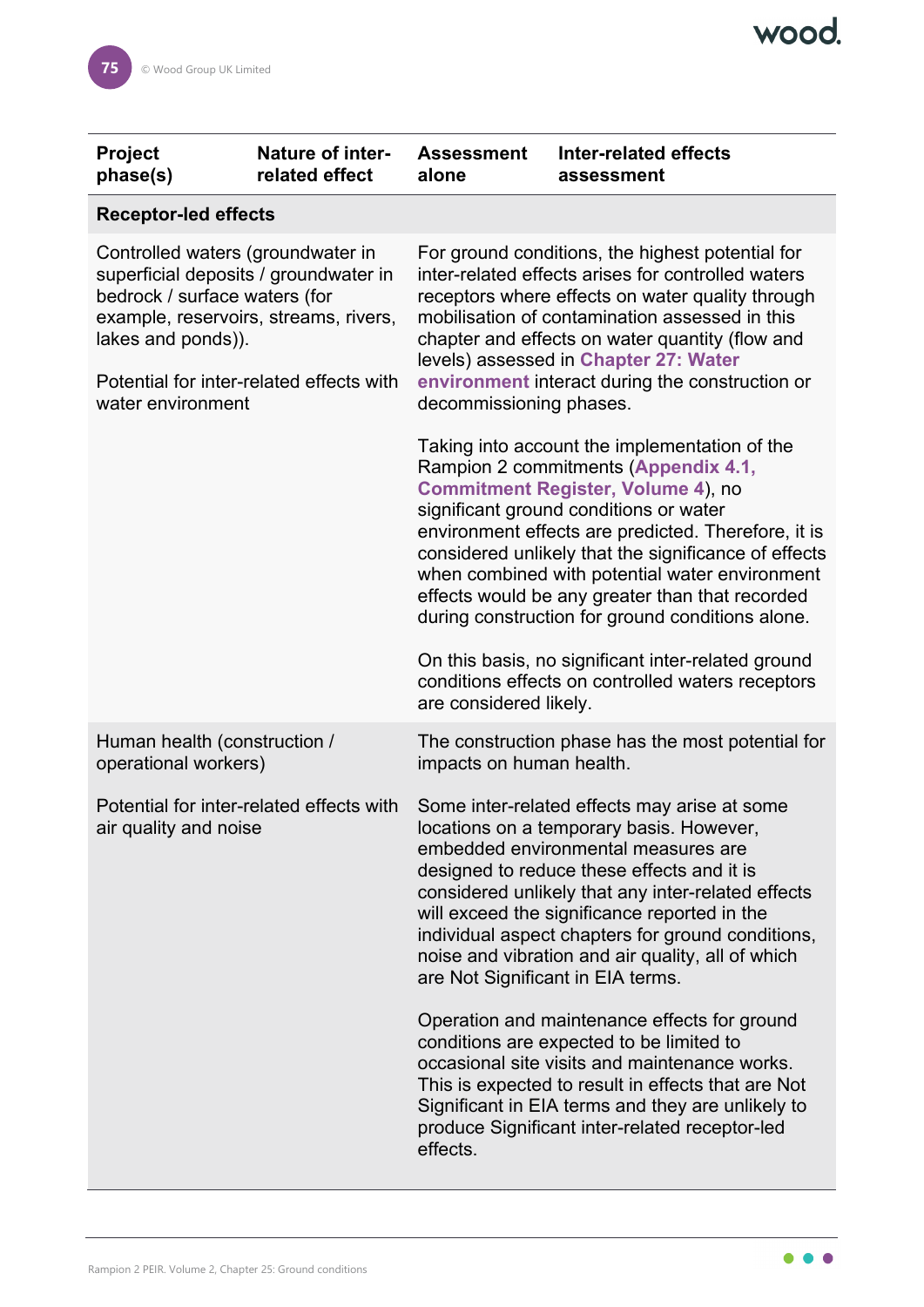| Project phase(s) | Nature of inter-related effect | Assessment alone | Inter-related effects assessment |
|---|---|---|---|
| **Receptor-led effects** | | | |
| Controlled waters (groundwater in superficial deposits / groundwater in bedrock / surface waters (for example, reservoirs, streams, rivers, lakes and ponds)).<br><br>Potential for inter-related effects with water environment | | For ground conditions, the highest potential for inter-related effects arises for controlled waters receptors where effects on water quality through mobilisation of contamination assessed in this chapter and effects on water quantity (flow and levels) assessed in **Chapter 27: Water environment** interact during the construction or decommissioning phases.<br><br>Taking into account the implementation of the Rampion 2 commitments (**Appendix 4.1, Commitment Register, Volume 4**), no significant ground conditions or water environment effects are predicted. Therefore, it is considered unlikely that the significance of effects when combined with potential water environment effects would be any greater than that recorded during construction for ground conditions alone.<br><br>On this basis, no significant inter-related ground conditions effects on controlled waters receptors are considered likely. | |
| Human health (construction / operational workers)<br><br>Potential for inter-related effects with air quality and noise | | The construction phase has the most potential for impacts on human health.<br><br>Some inter-related effects may arise at some locations on a temporary basis. However, embedded environmental measures are designed to reduce these effects and it is considered unlikely that any inter-related effects will exceed the significance reported in the individual aspect chapters for ground conditions, noise and vibration and air quality, all of which are Not Significant in EIA terms.<br><br>Operation and maintenance effects for ground conditions are expected to be limited to occasional site visits and maintenance works. This is expected to result in effects that are Not Significant in EIA terms and they are unlikely to produce Significant inter-related receptor-led effects. | |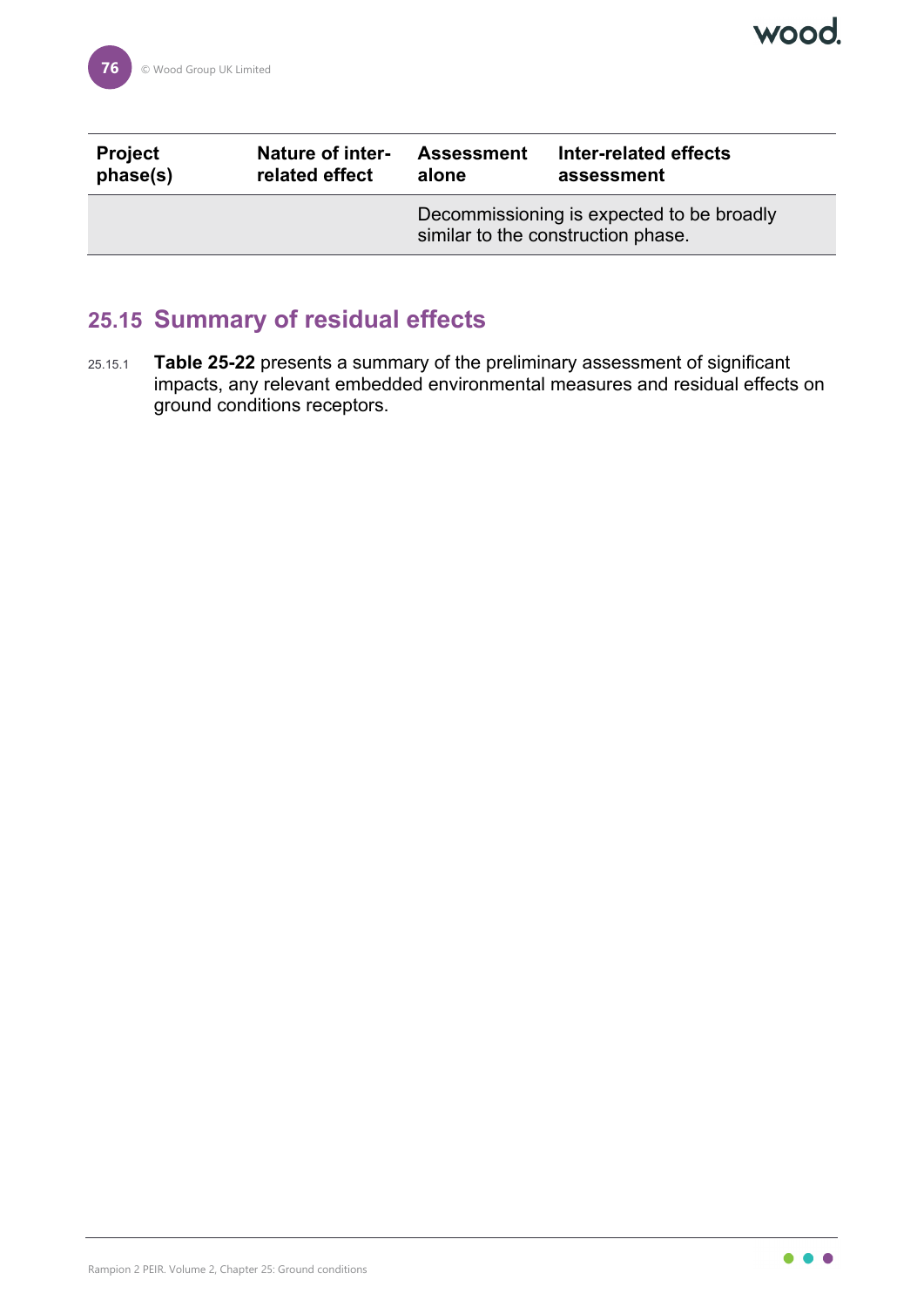| Project phase(s) | Nature of inter-related effect | Assessment alone | Inter-related effects assessment |
| --- | --- | --- | --- |
| | | Decommissioning is expected to be broadly similar to the construction phase. | |

## 25.15 Summary of residual effects

25.15.1 **Table 25-22** presents a summary of the preliminary assessment of significant impacts, any relevant embedded environmental measures and residual effects on ground conditions receptors.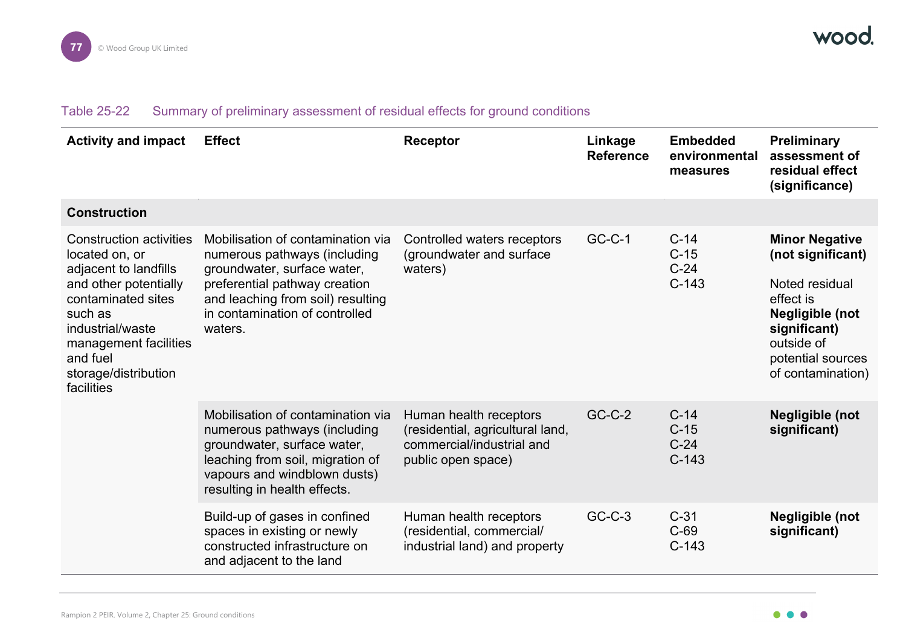Table 25-22 Summary of preliminary assessment of residual effects for ground conditions

| Activity and impact | Effect | Receptor | Linkage Reference | Embedded environmental measures | Preliminary assessment of residual effect (significance) |
|---|---|---|---|---|---|
| **Construction** | | | | | |
| Construction activities located on, or adjacent to landfills and other potentially contaminated sites such as industrial/waste management facilities and fuel storage/distribution facilities | Mobilisation of contamination via numerous pathways (including groundwater, surface water, preferential pathway creation and leaching from soil) resulting in contamination of controlled waters. | Controlled waters receptors (groundwater and surface waters) | GC-C-1 | C-14<br>C-15<br>C-24<br>C-143 | **Minor Negative (not significant)**<br><br>Noted residual effect is **Negligible (not significant)** outside of potential sources of contamination) |
| | Mobilisation of contamination via numerous pathways (including groundwater, surface water, leaching from soil, migration of vapours and windblown dusts) resulting in health effects. | Human health receptors (residential, agricultural land, commercial/industrial and public open space) | GC-C-2 | C-14<br>C-15<br>C-24<br>C-143 | **Negligible (not significant)** |
| | Build-up of gases in confined spaces in existing or newly constructed infrastructure on and adjacent to the land | Human health receptors (residential, commercial/ industrial land) and property | GC-C-3 | C-31<br>C-69<br>C-143 | **Negligible (not significant)** |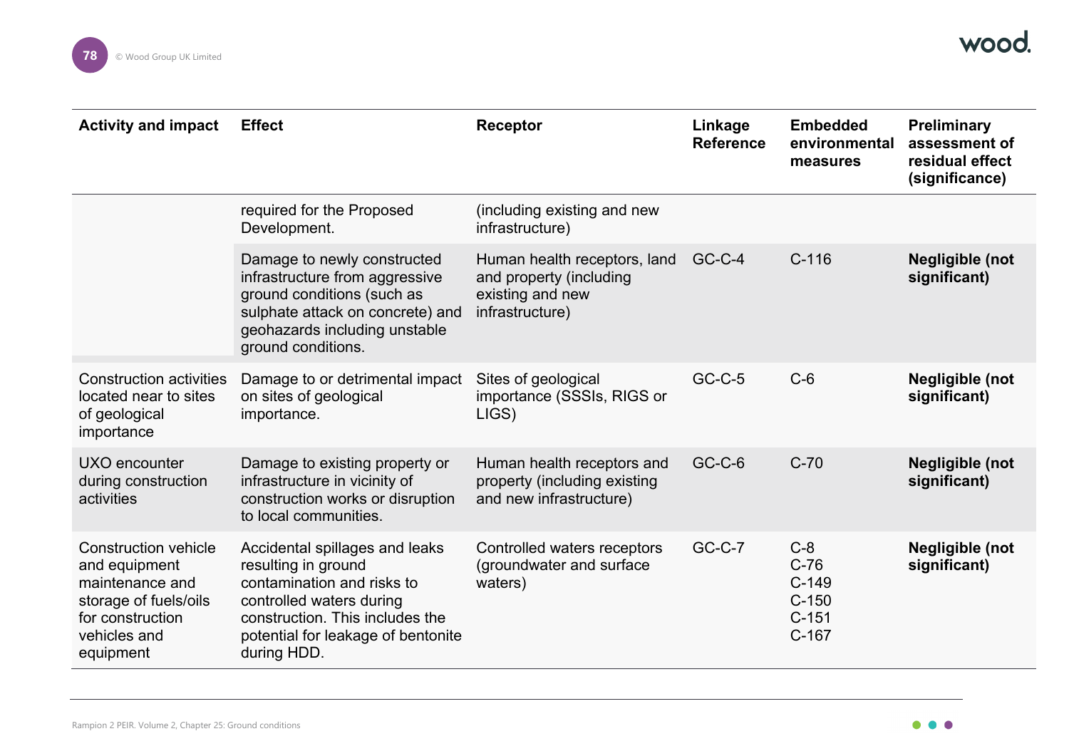| Activity and impact | Effect | Receptor | Linkage Reference | Embedded environmental measures | Preliminary assessment of residual effect (significance) |
|---|---|---|---|---|---|
| | required for the Proposed Development. | (including existing and new infrastructure) | | | |
| | Damage to newly constructed infrastructure from aggressive ground conditions (such as sulphate attack on concrete) and geohazards including unstable ground conditions. | Human health receptors, land and property (including existing and new infrastructure) | GC-C-4 | C-116 | **Negligible (not significant)** |
| Construction activities located near to sites of geological importance | Damage to or detrimental impact on sites of geological importance. | Sites of geological importance (SSSIs, RIGS or LIGS) | GC-C-5 | C-6 | **Negligible (not significant)** |
| UXO encounter during construction activities | Damage to existing property or infrastructure in vicinity of construction works or disruption to local communities. | Human health receptors and property (including existing and new infrastructure) | GC-C-6 | C-70 | **Negligible (not significant)** |
| Construction vehicle and equipment maintenance and storage of fuels/oils for construction vehicles and equipment | Accidental spillages and leaks resulting in ground contamination and risks to controlled waters during construction. This includes the potential for leakage of bentonite during HDD. | Controlled waters receptors (groundwater and surface waters) | GC-C-7 | C-8<br>C-76<br>C-149<br>C-150<br>C-151<br>C-167 | **Negligible (not significant)** |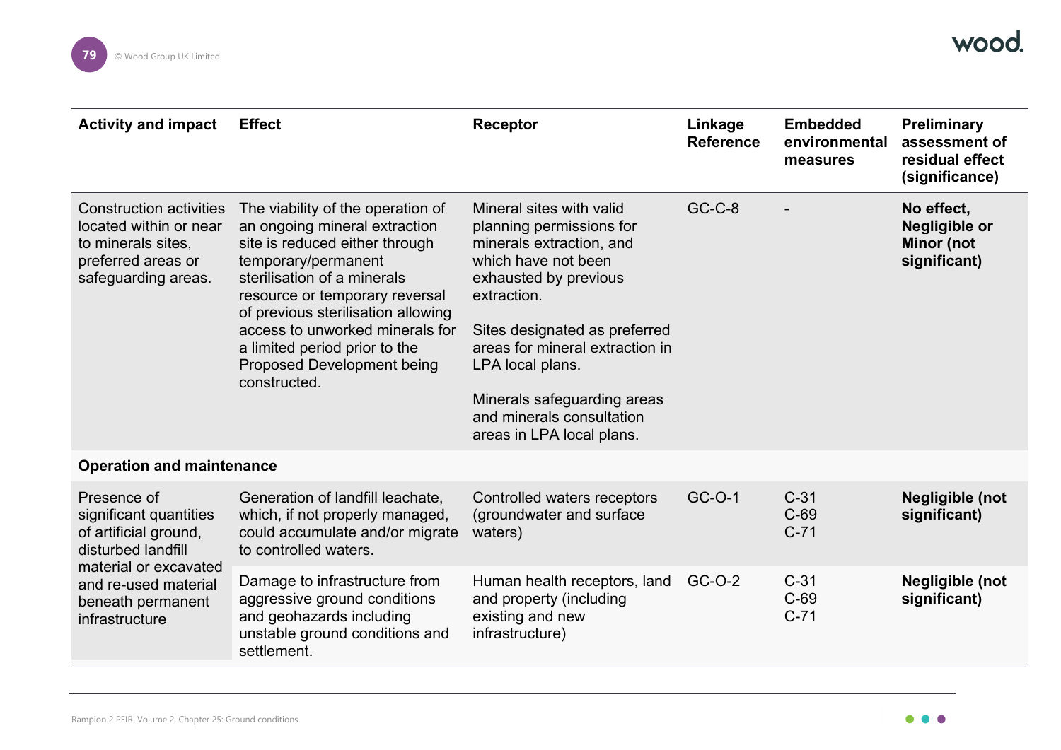| Activity and impact | Effect | Receptor | Linkage Reference | Embedded environmental measures | Preliminary assessment of residual effect (significance) |
|---|---|---|---|---|---|
| Construction activities located within or near to minerals sites, preferred areas or safeguarding areas. | The viability of the operation of an ongoing mineral extraction site is reduced either through temporary/permanent sterilisation of a minerals resource or temporary reversal of previous sterilisation allowing access to unworked minerals for a limited period prior to the Proposed Development being constructed. | Mineral sites with valid planning permissions for minerals extraction, and which have not been exhausted by previous extraction.<br><br>Sites designated as preferred areas for mineral extraction in LPA local plans.<br><br>Minerals safeguarding areas and minerals consultation areas in LPA local plans. | GC-C-8 | - | **No effect, Negligible or Minor (not significant)** |
| **Operation and maintenance** | | | | | |
| Presence of significant quantities of artificial ground, disturbed landfill material or excavated and re-used material beneath permanent infrastructure | Generation of landfill leachate, which, if not properly managed, could accumulate and/or migrate to controlled waters. | Controlled waters receptors (groundwater and surface waters) | GC-O-1 | C-31<br>C-69<br>C-71 | **Negligible (not significant)** |
| | Damage to infrastructure from aggressive ground conditions and geohazards including unstable ground conditions and settlement. | Human health receptors, land and property (including existing and new infrastructure) | GC-O-2 | C-31<br>C-69<br>C-71 | **Negligible (not significant)** |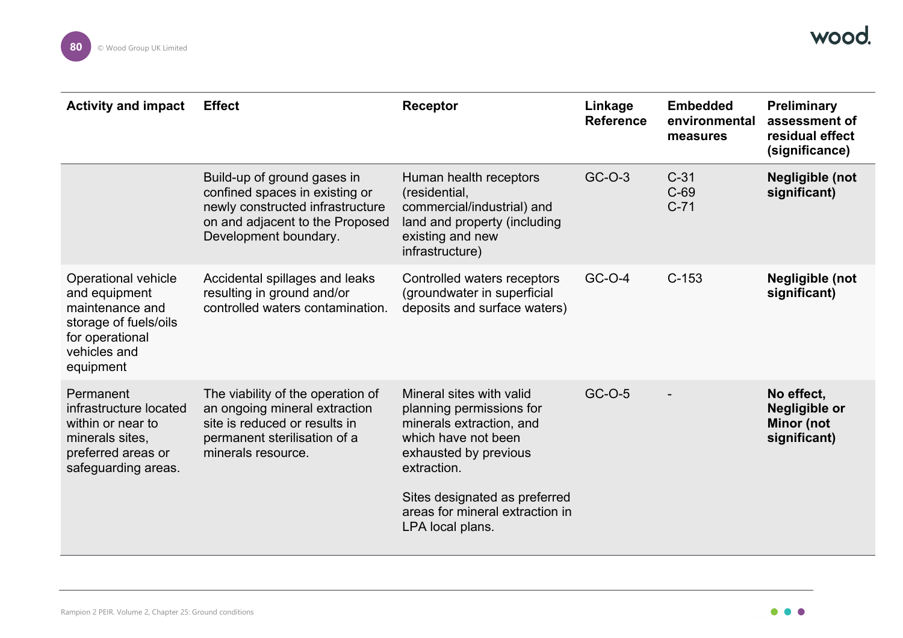| Activity and impact | Effect | Receptor | Linkage Reference | Embedded environmental measures | Preliminary assessment of residual effect (significance) |
|---|---|---|---|---|---|
| | Build-up of ground gases in confined spaces in existing or newly constructed infrastructure on and adjacent to the Proposed Development boundary. | Human health receptors (residential, commercial/industrial) and land and property (including existing and new infrastructure) | GC-O-3 | C-31<br>C-69<br>C-71 | **Negligible (not significant)** |
| Operational vehicle and equipment maintenance and storage of fuels/oils for operational vehicles and equipment | Accidental spillages and leaks resulting in ground and/or controlled waters contamination. | Controlled waters receptors (groundwater in superficial deposits and surface waters) | GC-O-4 | C-153 | **Negligible (not significant)** |
| Permanent infrastructure located within or near to minerals sites, preferred areas or safeguarding areas. | The viability of the operation of an ongoing mineral extraction site is reduced or results in permanent sterilisation of a minerals resource. | Mineral sites with valid planning permissions for minerals extraction, and which have not been exhausted by previous extraction.<br><br>Sites designated as preferred areas for mineral extraction in LPA local plans. | GC-O-5 | - | **No effect, Negligible or Minor (not significant)** |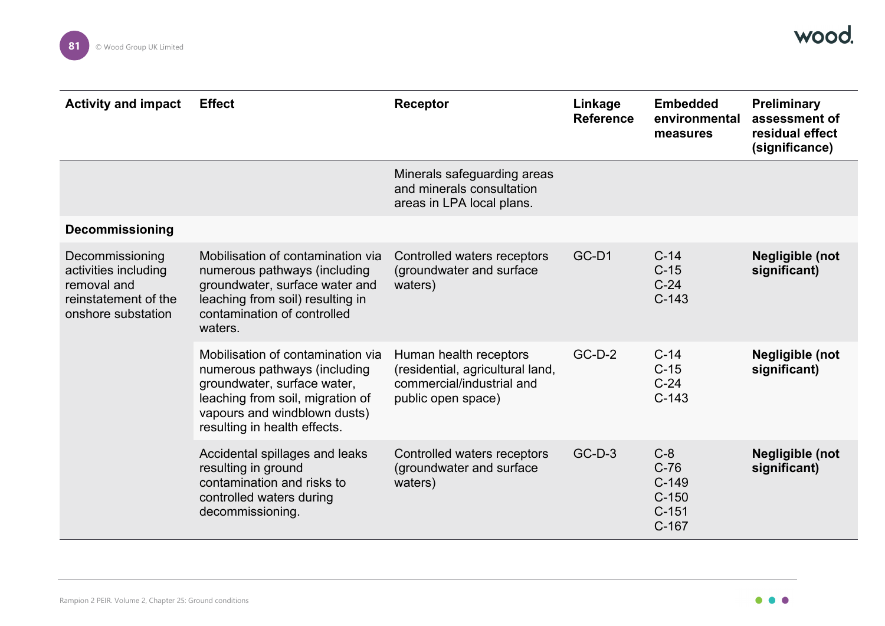| Activity and impact | Effect | Receptor | Linkage Reference | Embedded environmental measures | Preliminary assessment of residual effect (significance) |
|---|---|---|---|---|---|
| | | Minerals safeguarding areas and minerals consultation areas in LPA local plans. | | | |
| **Decommissioning** | | | | | |
| Decommissioning activities including removal and reinstatement of the onshore substation | Mobilisation of contamination via numerous pathways (including groundwater, surface water and leaching from soil) resulting in contamination of controlled waters. | Controlled waters receptors (groundwater and surface waters) | GC-D1 | C-14<br>C-15<br>C-24<br>C-143 | **Negligible (not significant)** |
| | Mobilisation of contamination via numerous pathways (including groundwater, surface water, leaching from soil, migration of vapours and windblown dusts) resulting in health effects. | Human health receptors (residential, agricultural land, commercial/industrial and public open space) | GC-D-2 | C-14<br>C-15<br>C-24<br>C-143 | **Negligible (not significant)** |
| | Accidental spillages and leaks resulting in ground contamination and risks to controlled waters during decommissioning. | Controlled waters receptors (groundwater and surface waters) | GC-D-3 | C-8<br>C-76<br>C-149<br>C-150<br>C-151<br>C-167 | **Negligible (not significant)** |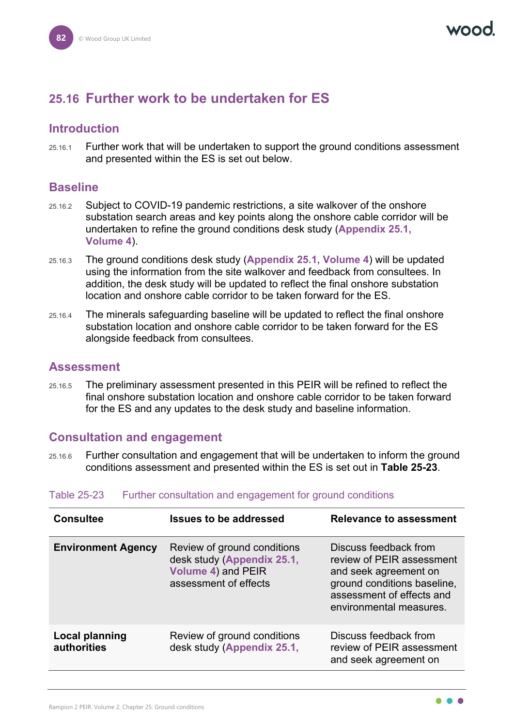## 25.16 Further work to be undertaken for ES

### Introduction

25.16.1 Further work that will be undertaken to support the ground conditions assessment and presented within the ES is set out below.

### Baseline

25.16.2 Subject to COVID-19 pandemic restrictions, a site walkover of the onshore substation search areas and key points along the onshore cable corridor will be undertaken to refine the ground conditions desk study (**Appendix 25.1, Volume 4**).

25.16.3 The ground conditions desk study (**Appendix 25.1, Volume 4**) will be updated using the information from the site walkover and feedback from consultees. In addition, the desk study will be updated to reflect the final onshore substation location and onshore cable corridor to be taken forward for the ES.

25.16.4 The minerals safeguarding baseline will be updated to reflect the final onshore substation location and onshore cable corridor to be taken forward for the ES alongside feedback from consultees.

### Assessment

25.16.5 The preliminary assessment presented in this PEIR will be refined to reflect the final onshore substation location and onshore cable corridor to be taken forward for the ES and any updates to the desk study and baseline information.

### Consultation and engagement

25.16.6 Further consultation and engagement that will be undertaken to inform the ground conditions assessment and presented within the ES is set out in **Table 25-23**.

Table 25-23 Further consultation and engagement for ground conditions

| Consultee | Issues to be addressed | Relevance to assessment |
|---|---|---|
| **Environment Agency** | Review of ground conditions desk study (**Appendix 25.1, Volume 4**) and PEIR assessment of effects | Discuss feedback from review of PEIR assessment and seek agreement on ground conditions baseline, assessment of effects and environmental measures. |
| **Local planning authorities** | Review of ground conditions desk study (**Appendix 25.1,** | Discuss feedback from review of PEIR assessment and seek agreement on |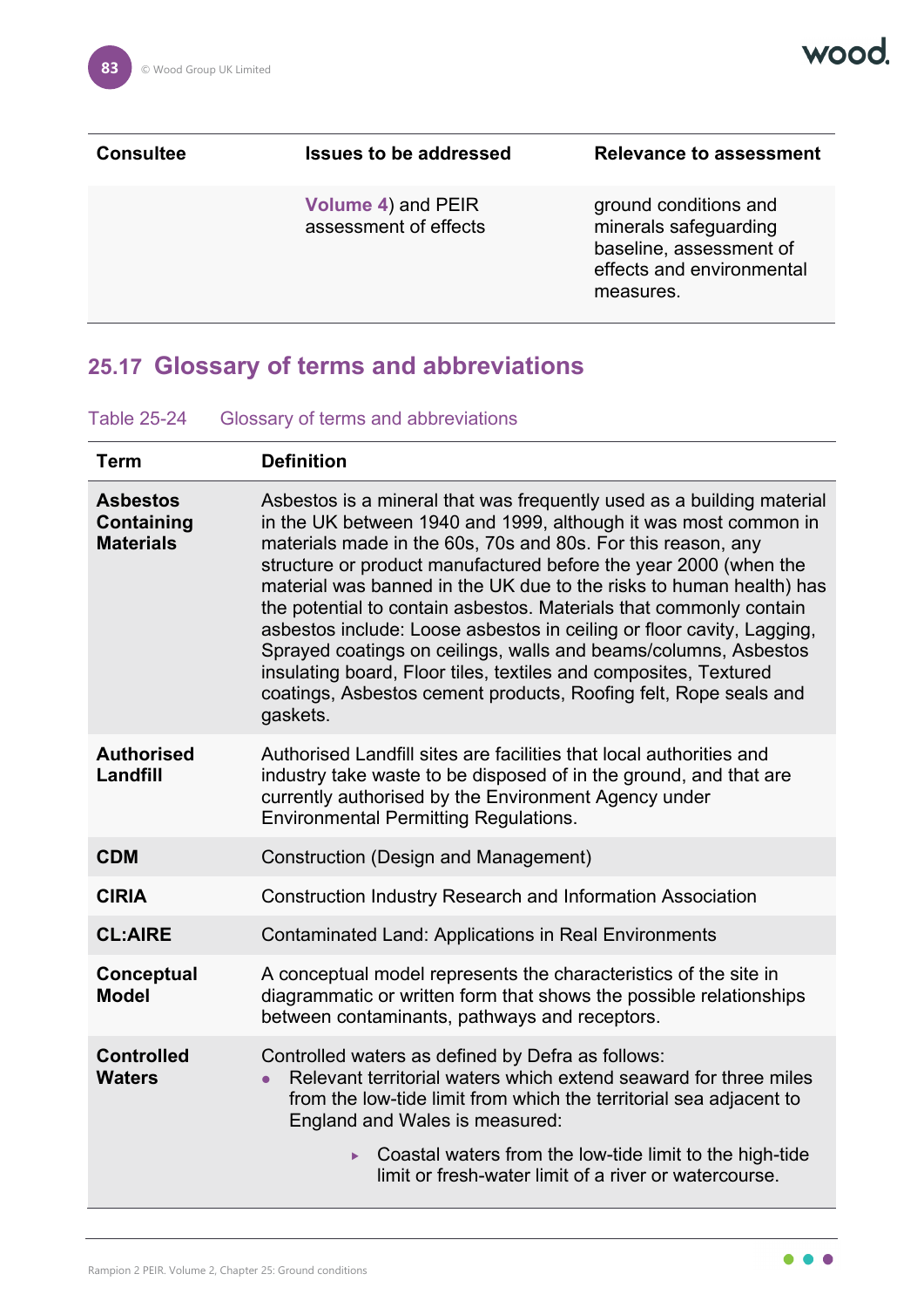| Consultee | Issues to be addressed | Relevance to assessment |
|---|---|---|
| | Volume 4) and PEIR assessment of effects | ground conditions and minerals safeguarding baseline, assessment of effects and environmental measures. |

## 25.17 Glossary of terms and abbreviations

Table 25-24 Glossary of terms and abbreviations

| Term | Definition |
|---|---|
| **Asbestos Containing Materials** | Asbestos is a mineral that was frequently used as a building material in the UK between 1940 and 1999, although it was most common in materials made in the 60s, 70s and 80s. For this reason, any structure or product manufactured before the year 2000 (when the material was banned in the UK due to the risks to human health) has the potential to contain asbestos. Materials that commonly contain asbestos include: Loose asbestos in ceiling or floor cavity, Lagging, Sprayed coatings on ceilings, walls and beams/columns, Asbestos insulating board, Floor tiles, textiles and composites, Textured coatings, Asbestos cement products, Roofing felt, Rope seals and gaskets. |
| **Authorised Landfill** | Authorised Landfill sites are facilities that local authorities and industry take waste to be disposed of in the ground, and that are currently authorised by the Environment Agency under Environmental Permitting Regulations. |
| **CDM** | Construction (Design and Management) |
| **CIRIA** | Construction Industry Research and Information Association |
| **CL:AIRE** | Contaminated Land: Applications in Real Environments |
| **Conceptual Model** | A conceptual model represents the characteristics of the site in diagrammatic or written form that shows the possible relationships between contaminants, pathways and receptors. |
| **Controlled Waters** | Controlled waters as defined by Defra as follows:<br>• Relevant territorial waters which extend seaward for three miles from the low-tide limit from which the territorial sea adjacent to England and Wales is measured:<br>▸ Coastal waters from the low-tide limit to the high-tide limit or fresh-water limit of a river or watercourse. |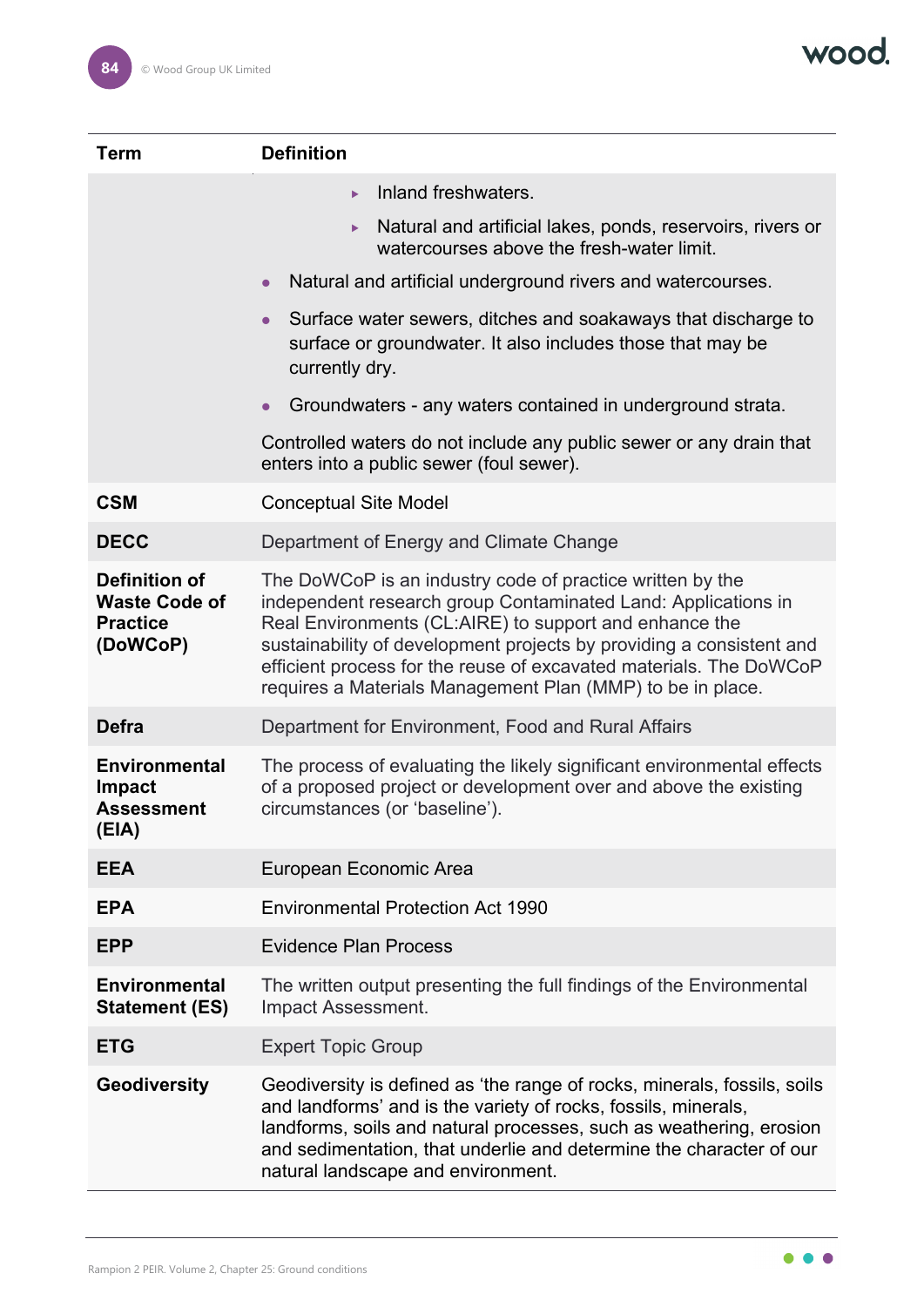| Term | Definition |
|---|---|
| | ▸ Inland freshwaters.<br>▸ Natural and artificial lakes, ponds, reservoirs, rivers or watercourses above the fresh-water limit.<br>• Natural and artificial underground rivers and watercourses.<br>• Surface water sewers, ditches and soakaways that discharge to surface or groundwater. It also includes those that may be currently dry.<br>• Groundwaters - any waters contained in underground strata.<br>Controlled waters do not include any public sewer or any drain that enters into a public sewer (foul sewer). |
| **CSM** | Conceptual Site Model |
| **DECC** | Department of Energy and Climate Change |
| **Definition of Waste Code of Practice (DoWCoP)** | The DoWCoP is an industry code of practice written by the independent research group Contaminated Land: Applications in Real Environments (CL:AIRE) to support and enhance the sustainability of development projects by providing a consistent and efficient process for the reuse of excavated materials. The DoWCoP requires a Materials Management Plan (MMP) to be in place. |
| **Defra** | Department for Environment, Food and Rural Affairs |
| **Environmental Impact Assessment (EIA)** | The process of evaluating the likely significant environmental effects of a proposed project or development over and above the existing circumstances (or 'baseline'). |
| **EEA** | European Economic Area |
| **EPA** | Environmental Protection Act 1990 |
| **EPP** | Evidence Plan Process |
| **Environmental Statement (ES)** | The written output presenting the full findings of the Environmental Impact Assessment. |
| **ETG** | Expert Topic Group |
| **Geodiversity** | Geodiversity is defined as 'the range of rocks, minerals, fossils, soils and landforms' and is the variety of rocks, fossils, minerals, landforms, soils and natural processes, such as weathering, erosion and sedimentation, that underlie and determine the character of our natural landscape and environment. |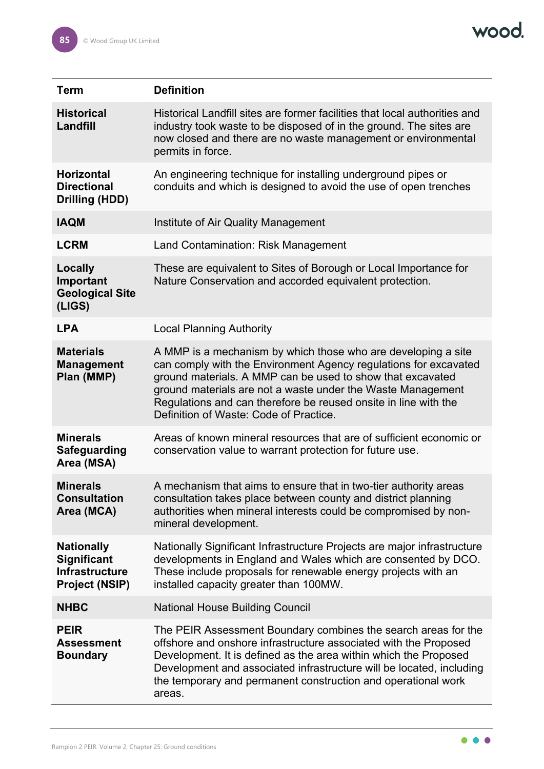| Term | Definition |
| --- | --- |
| **Historical Landfill** | Historical Landfill sites are former facilities that local authorities and industry took waste to be disposed of in the ground. The sites are now closed and there are no waste management or environmental permits in force. |
| **Horizontal Directional Drilling (HDD)** | An engineering technique for installing underground pipes or conduits and which is designed to avoid the use of open trenches |
| **IAQM** | Institute of Air Quality Management |
| **LCRM** | Land Contamination: Risk Management |
| **Locally Important Geological Site (LIGS)** | These are equivalent to Sites of Borough or Local Importance for Nature Conservation and accorded equivalent protection. |
| **LPA** | Local Planning Authority |
| **Materials Management Plan (MMP)** | A MMP is a mechanism by which those who are developing a site can comply with the Environment Agency regulations for excavated ground materials. A MMP can be used to show that excavated ground materials are not a waste under the Waste Management Regulations and can therefore be reused onsite in line with the Definition of Waste: Code of Practice. |
| **Minerals Safeguarding Area (MSA)** | Areas of known mineral resources that are of sufficient economic or conservation value to warrant protection for future use. |
| **Minerals Consultation Area (MCA)** | A mechanism that aims to ensure that in two-tier authority areas consultation takes place between county and district planning authorities when mineral interests could be compromised by non-mineral development. |
| **Nationally Significant Infrastructure Project (NSIP)** | Nationally Significant Infrastructure Projects are major infrastructure developments in England and Wales which are consented by DCO. These include proposals for renewable energy projects with an installed capacity greater than 100MW. |
| **NHBC** | National House Building Council |
| **PEIR Assessment Boundary** | The PEIR Assessment Boundary combines the search areas for the offshore and onshore infrastructure associated with the Proposed Development. It is defined as the area within which the Proposed Development and associated infrastructure will be located, including the temporary and permanent construction and operational work areas. |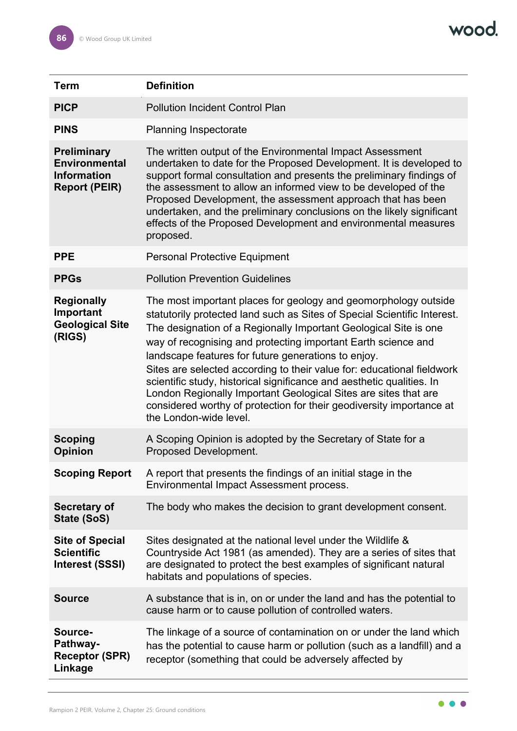| Term | Definition |
|---|---|
| **PICP** | Pollution Incident Control Plan |
| **PINS** | Planning Inspectorate |
| **Preliminary Environmental Information Report (PEIR)** | The written output of the Environmental Impact Assessment undertaken to date for the Proposed Development. It is developed to support formal consultation and presents the preliminary findings of the assessment to allow an informed view to be developed of the Proposed Development, the assessment approach that has been undertaken, and the preliminary conclusions on the likely significant effects of the Proposed Development and environmental measures proposed. |
| **PPE** | Personal Protective Equipment |
| **PPGs** | Pollution Prevention Guidelines |
| **Regionally Important Geological Site (RIGS)** | The most important places for geology and geomorphology outside statutorily protected land such as Sites of Special Scientific Interest. The designation of a Regionally Important Geological Site is one way of recognising and protecting important Earth science and landscape features for future generations to enjoy. Sites are selected according to their value for: educational fieldwork scientific study, historical significance and aesthetic qualities. In London Regionally Important Geological Sites are sites that are considered worthy of protection for their geodiversity importance at the London-wide level. |
| **Scoping Opinion** | A Scoping Opinion is adopted by the Secretary of State for a Proposed Development. |
| **Scoping Report** | A report that presents the findings of an initial stage in the Environmental Impact Assessment process. |
| **Secretary of State (SoS)** | The body who makes the decision to grant development consent. |
| **Site of Special Scientific Interest (SSSI)** | Sites designated at the national level under the Wildlife & Countryside Act 1981 (as amended). They are a series of sites that are designated to protect the best examples of significant natural habitats and populations of species. |
| **Source** | A substance that is in, on or under the land and has the potential to cause harm or to cause pollution of controlled waters. |
| **Source-Pathway-Receptor (SPR) Linkage** | The linkage of a source of contamination on or under the land which has the potential to cause harm or pollution (such as a landfill) and a receptor (something that could be adversely affected by |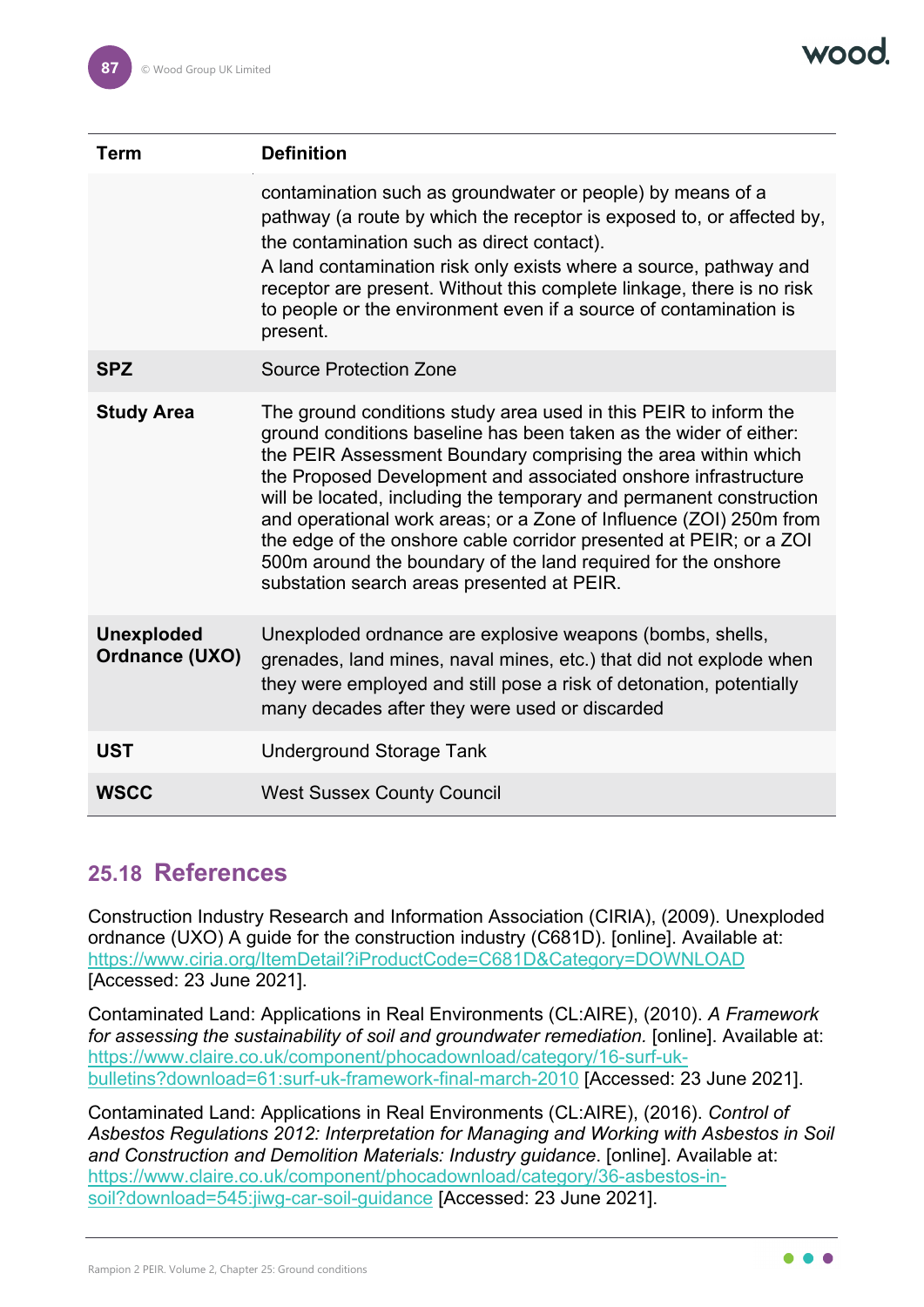| Term | Definition |
|---|---|
| | contamination such as groundwater or people) by means of a pathway (a route by which the receptor is exposed to, or affected by, the contamination such as direct contact). A land contamination risk only exists where a source, pathway and receptor are present. Without this complete linkage, there is no risk to people or the environment even if a source of contamination is present. |
| **SPZ** | Source Protection Zone |
| **Study Area** | The ground conditions study area used in this PEIR to inform the ground conditions baseline has been taken as the wider of either: the PEIR Assessment Boundary comprising the area within which the Proposed Development and associated onshore infrastructure will be located, including the temporary and permanent construction and operational work areas; or a Zone of Influence (ZOI) 250m from the edge of the onshore cable corridor presented at PEIR; or a ZOI 500m around the boundary of the land required for the onshore substation search areas presented at PEIR. |
| **Unexploded Ordnance (UXO)** | Unexploded ordnance are explosive weapons (bombs, shells, grenades, land mines, naval mines, etc.) that did not explode when they were employed and still pose a risk of detonation, potentially many decades after they were used or discarded |
| **UST** | Underground Storage Tank |
| **WSCC** | West Sussex County Council |

## 25.18 References

Construction Industry Research and Information Association (CIRIA), (2009). Unexploded ordnance (UXO) A guide for the construction industry (C681D). [online]. Available at: https://www.ciria.org/ItemDetail?iProductCode=C681D&Category=DOWNLOAD [Accessed: 23 June 2021].

Contaminated Land: Applications in Real Environments (CL:AIRE), (2010). *A Framework for assessing the sustainability of soil and groundwater remediation.* [online]. Available at: https://www.claire.co.uk/component/phocadownload/category/16-surf-uk-bulletins?download=61:surf-uk-framework-final-march-2010 [Accessed: 23 June 2021].

Contaminated Land: Applications in Real Environments (CL:AIRE), (2016). *Control of Asbestos Regulations 2012: Interpretation for Managing and Working with Asbestos in Soil and Construction and Demolition Materials: Industry guidance*. [online]. Available at: https://www.claire.co.uk/component/phocadownload/category/36-asbestos-in-soil?download=545:jiwg-car-soil-guidance [Accessed: 23 June 2021].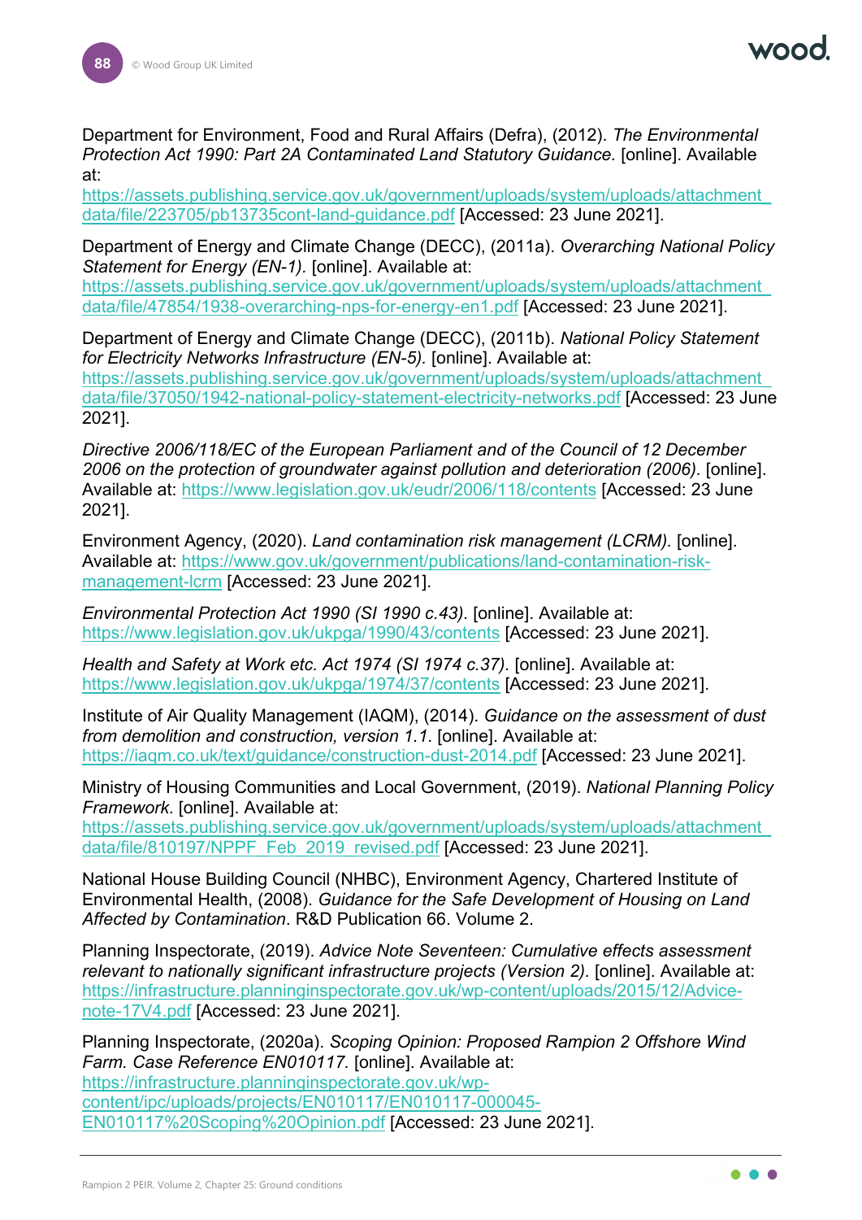Department for Environment, Food and Rural Affairs (Defra), (2012). *The Environmental Protection Act 1990: Part 2A Contaminated Land Statutory Guidance.* [online]. Available at: https://assets.publishing.service.gov.uk/government/uploads/system/uploads/attachment_data/file/223705/pb13735cont-land-guidance.pdf [Accessed: 23 June 2021].

Department of Energy and Climate Change (DECC), (2011a). *Overarching National Policy Statement for Energy (EN-1).* [online]. Available at: https://assets.publishing.service.gov.uk/government/uploads/system/uploads/attachment_data/file/47854/1938-overarching-nps-for-energy-en1.pdf [Accessed: 23 June 2021].

Department of Energy and Climate Change (DECC), (2011b). *National Policy Statement for Electricity Networks Infrastructure (EN-5).* [online]. Available at: https://assets.publishing.service.gov.uk/government/uploads/system/uploads/attachment_data/file/37050/1942-national-policy-statement-electricity-networks.pdf [Accessed: 23 June 2021].

*Directive 2006/118/EC of the European Parliament and of the Council of 12 December 2006 on the protection of groundwater against pollution and deterioration (2006).* [online]. Available at: https://www.legislation.gov.uk/eudr/2006/118/contents [Accessed: 23 June 2021].

Environment Agency, (2020). *Land contamination risk management (LCRM).* [online]. Available at: https://www.gov.uk/government/publications/land-contamination-risk-management-lcrm [Accessed: 23 June 2021].

*Environmental Protection Act 1990 (SI 1990 c.43).* [online]. Available at: https://www.legislation.gov.uk/ukpga/1990/43/contents [Accessed: 23 June 2021].

*Health and Safety at Work etc. Act 1974 (SI 1974 c.37).* [online]. Available at: https://www.legislation.gov.uk/ukpga/1974/37/contents [Accessed: 23 June 2021].

Institute of Air Quality Management (IAQM), (2014). *Guidance on the assessment of dust from demolition and construction, version 1.1.* [online]. Available at: https://iaqm.co.uk/text/guidance/construction-dust-2014.pdf [Accessed: 23 June 2021].

Ministry of Housing Communities and Local Government, (2019). *National Planning Policy Framework.* [online]. Available at: https://assets.publishing.service.gov.uk/government/uploads/system/uploads/attachment_data/file/810197/NPPF_Feb_2019_revised.pdf [Accessed: 23 June 2021].

National House Building Council (NHBC), Environment Agency, Chartered Institute of Environmental Health, (2008). *Guidance for the Safe Development of Housing on Land Affected by Contamination*. R&D Publication 66. Volume 2.

Planning Inspectorate, (2019). *Advice Note Seventeen: Cumulative effects assessment relevant to nationally significant infrastructure projects (Version 2).* [online]. Available at: https://infrastructure.planninginspectorate.gov.uk/wp-content/uploads/2015/12/Advice-note-17V4.pdf [Accessed: 23 June 2021].

Planning Inspectorate, (2020a). *Scoping Opinion: Proposed Rampion 2 Offshore Wind Farm. Case Reference EN010117.* [online]. Available at: https://infrastructure.planninginspectorate.gov.uk/wp-content/ipc/uploads/projects/EN010117/EN010117-000045-EN010117%20Scoping%20Opinion.pdf [Accessed: 23 June 2021].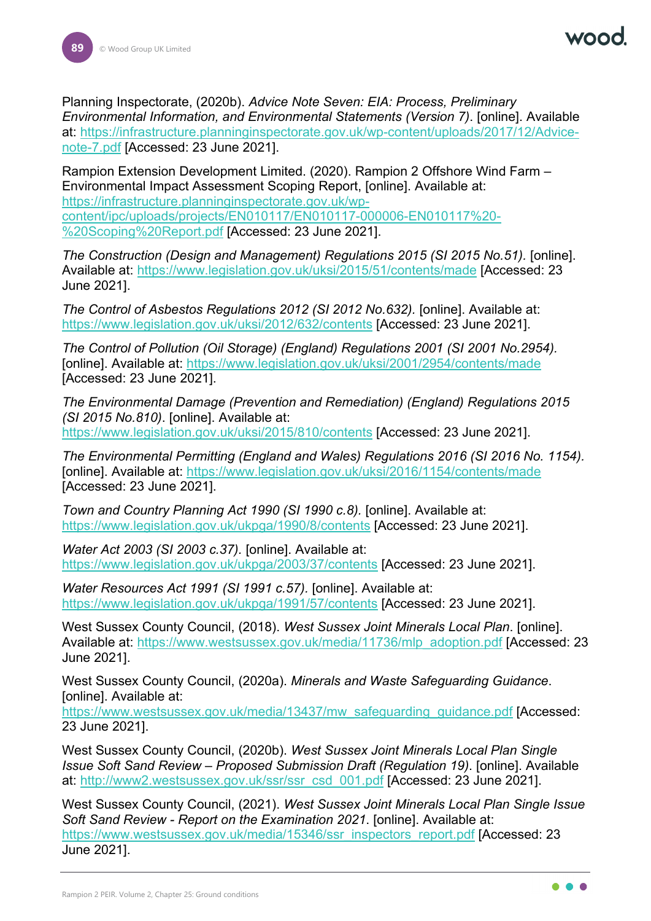Planning Inspectorate, (2020b). *Advice Note Seven: EIA: Process, Preliminary Environmental Information, and Environmental Statements (Version 7)*. [online]. Available at: https://infrastructure.planninginspectorate.gov.uk/wp-content/uploads/2017/12/Advice-note-7.pdf [Accessed: 23 June 2021].

Rampion Extension Development Limited. (2020). Rampion 2 Offshore Wind Farm – Environmental Impact Assessment Scoping Report, [online]. Available at: https://infrastructure.planninginspectorate.gov.uk/wp-content/ipc/uploads/projects/EN010117/EN010117-000006-EN010117%20-%20Scoping%20Report.pdf [Accessed: 23 June 2021].

*The Construction (Design and Management) Regulations 2015 (SI 2015 No.51).* [online]. Available at: https://www.legislation.gov.uk/uksi/2015/51/contents/made [Accessed: 23 June 2021].

*The Control of Asbestos Regulations 2012 (SI 2012 No.632)*. [online]. Available at: https://www.legislation.gov.uk/uksi/2012/632/contents [Accessed: 23 June 2021].

*The Control of Pollution (Oil Storage) (England) Regulations 2001 (SI 2001 No.2954).* [online]. Available at: https://www.legislation.gov.uk/uksi/2001/2954/contents/made [Accessed: 23 June 2021].

*The Environmental Damage (Prevention and Remediation) (England) Regulations 2015 (SI 2015 No.810)*. [online]. Available at: https://www.legislation.gov.uk/uksi/2015/810/contents [Accessed: 23 June 2021].

*The Environmental Permitting (England and Wales) Regulations 2016 (SI 2016 No. 1154).* [online]. Available at: https://www.legislation.gov.uk/uksi/2016/1154/contents/made [Accessed: 23 June 2021].

*Town and Country Planning Act 1990 (SI 1990 c.8).* [online]. Available at: https://www.legislation.gov.uk/ukpga/1990/8/contents [Accessed: 23 June 2021].

*Water Act 2003 (SI 2003 c.37).* [online]. Available at: https://www.legislation.gov.uk/ukpga/2003/37/contents [Accessed: 23 June 2021].

*Water Resources Act 1991 (SI 1991 c.57).* [online]. Available at: https://www.legislation.gov.uk/ukpga/1991/57/contents [Accessed: 23 June 2021].

West Sussex County Council, (2018). *West Sussex Joint Minerals Local Plan*. [online]. Available at: https://www.westsussex.gov.uk/media/11736/mlp_adoption.pdf [Accessed: 23 June 2021].

West Sussex County Council, (2020a). *Minerals and Waste Safeguarding Guidance*. [online]. Available at: https://www.westsussex.gov.uk/media/13437/mw_safeguarding_guidance.pdf [Accessed: 23 June 2021].

West Sussex County Council, (2020b). *West Sussex Joint Minerals Local Plan Single Issue Soft Sand Review – Proposed Submission Draft (Regulation 19)*. [online]. Available at: http://www2.westsussex.gov.uk/ssr/ssr_csd_001.pdf [Accessed: 23 June 2021].

West Sussex County Council, (2021). *West Sussex Joint Minerals Local Plan Single Issue Soft Sand Review - Report on the Examination 2021*. [online]. Available at: https://www.westsussex.gov.uk/media/15346/ssr_inspectors_report.pdf [Accessed: 23 June 2021].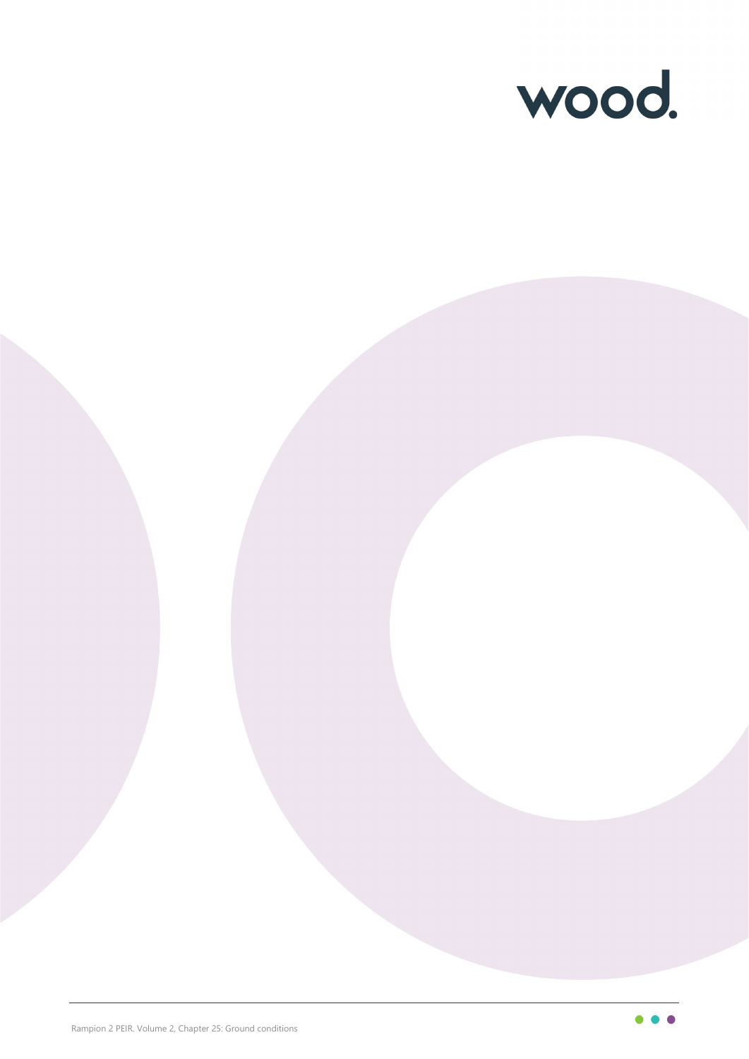wood.